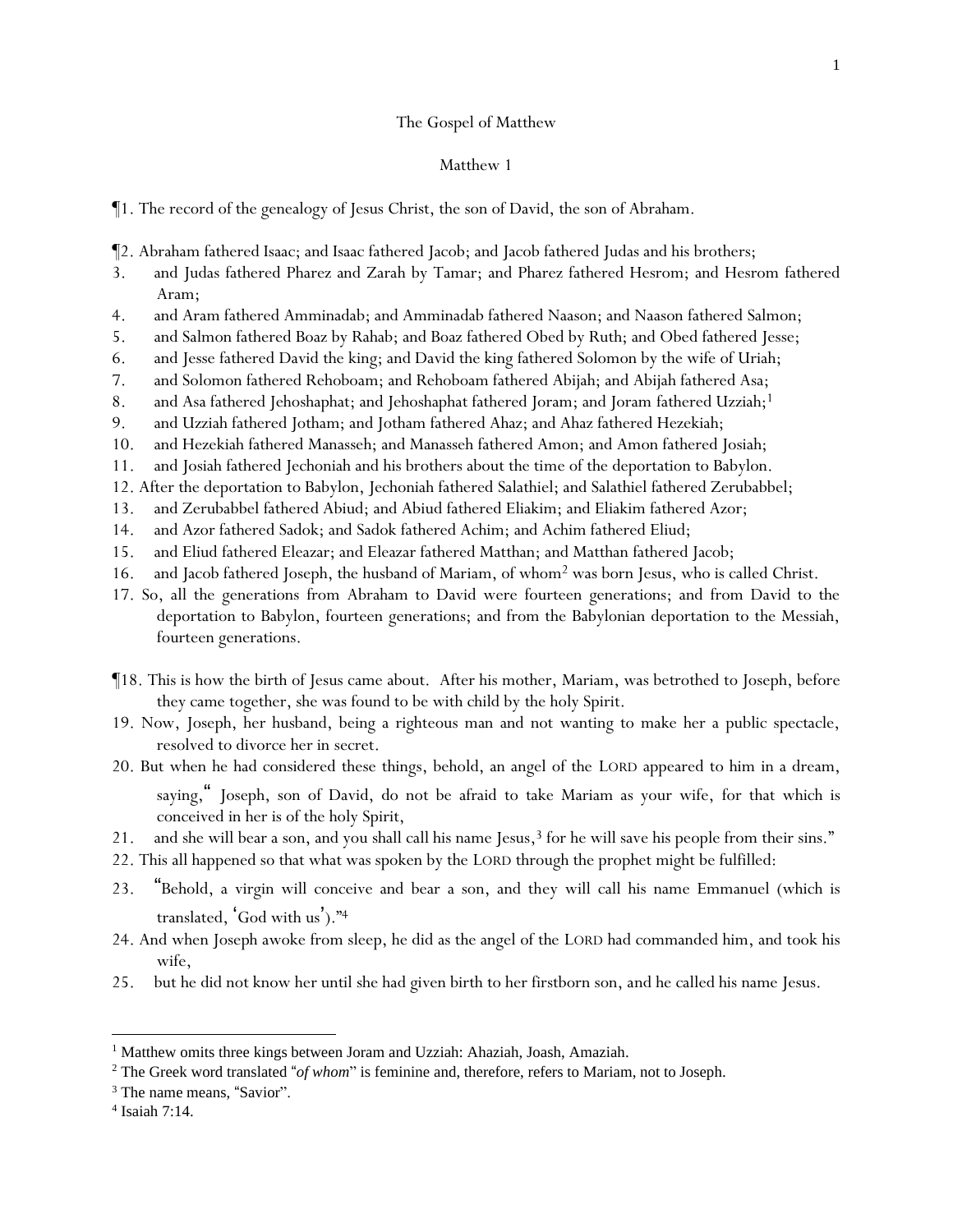# The Gospel of Matthew

## Matthew 1

¶1. The record of the genealogy of Jesus Christ, the son of David, the son of Abraham.

¶2. Abraham fathered Isaac; and Isaac fathered Jacob; and Jacob fathered Judas and his brothers;
3. and Judas fathered Pharez and Zarah by Tamar; and Pharez fathered Hesrom; and Hesrom fathered Aram;
4. and Aram fathered Amminadab; and Amminadab fathered Naason; and Naason fathered Salmon;
5. and Salmon fathered Boaz by Rahab; and Boaz fathered Obed by Ruth; and Obed fathered Jesse;
6. and Jesse fathered David the king; and David the king fathered Solomon by the wife of Uriah;
7. and Solomon fathered Rehoboam; and Rehoboam fathered Abijah; and Abijah fathered Asa;
8. and Asa fathered Jehoshaphat; and Jehoshaphat fathered Joram; and Joram fathered Uzziah;[1]
9. and Uzziah fathered Jotham; and Jotham fathered Ahaz; and Ahaz fathered Hezekiah;
10. and Hezekiah fathered Manasseh; and Manasseh fathered Amon; and Amon fathered Josiah;
11. and Josiah fathered Jechoniah and his brothers about the time of the deportation to Babylon.
12. After the deportation to Babylon, Jechoniah fathered Salathiel; and Salathiel fathered Zerubabbel;
13. and Zerubabbel fathered Abiud; and Abiud fathered Eliakim; and Eliakim fathered Azor;
14. and Azor fathered Sadok; and Sadok fathered Achim; and Achim fathered Eliud;
15. and Eliud fathered Eleazar; and Eleazar fathered Matthan; and Matthan fathered Jacob;
16. and Jacob fathered Joseph, the husband of Mariam, of whom[2] was born Jesus, who is called Christ.
17. So, all the generations from Abraham to David were fourteen generations; and from David to the deportation to Babylon, fourteen generations; and from the Babylonian deportation to the Messiah, fourteen generations.

¶18. This is how the birth of Jesus came about. After his mother, Mariam, was betrothed to Joseph, before they came together, she was found to be with child by the holy Spirit.
19. Now, Joseph, her husband, being a righteous man and not wanting to make her a public spectacle, resolved to divorce her in secret.
20. But when he had considered these things, behold, an angel of the LORD appeared to him in a dream, saying, "Joseph, son of David, do not be afraid to take Mariam as your wife, for that which is conceived in her is of the holy Spirit,
21. and she will bear a son, and you shall call his name Jesus,[3] for he will save his people from their sins."
22. This all happened so that what was spoken by the LORD through the prophet might be fulfilled:
23. "Behold, a virgin will conceive and bear a son, and they will call his name Emmanuel (which is translated, 'God with us')."[4]
24. And when Joseph awoke from sleep, he did as the angel of the LORD had commanded him, and took his wife,
25. but he did not know her until she had given birth to her firstborn son, and he called his name Jesus.

---

[1] Matthew omits three kings between Joram and Uzziah: Ahaziah, Joash, Amaziah.

[2] The Greek word translated "*of whom*" is feminine and, therefore, refers to Mariam, not to Joseph.

[3] The name means, "Savior".

[4] Isaiah 7:14.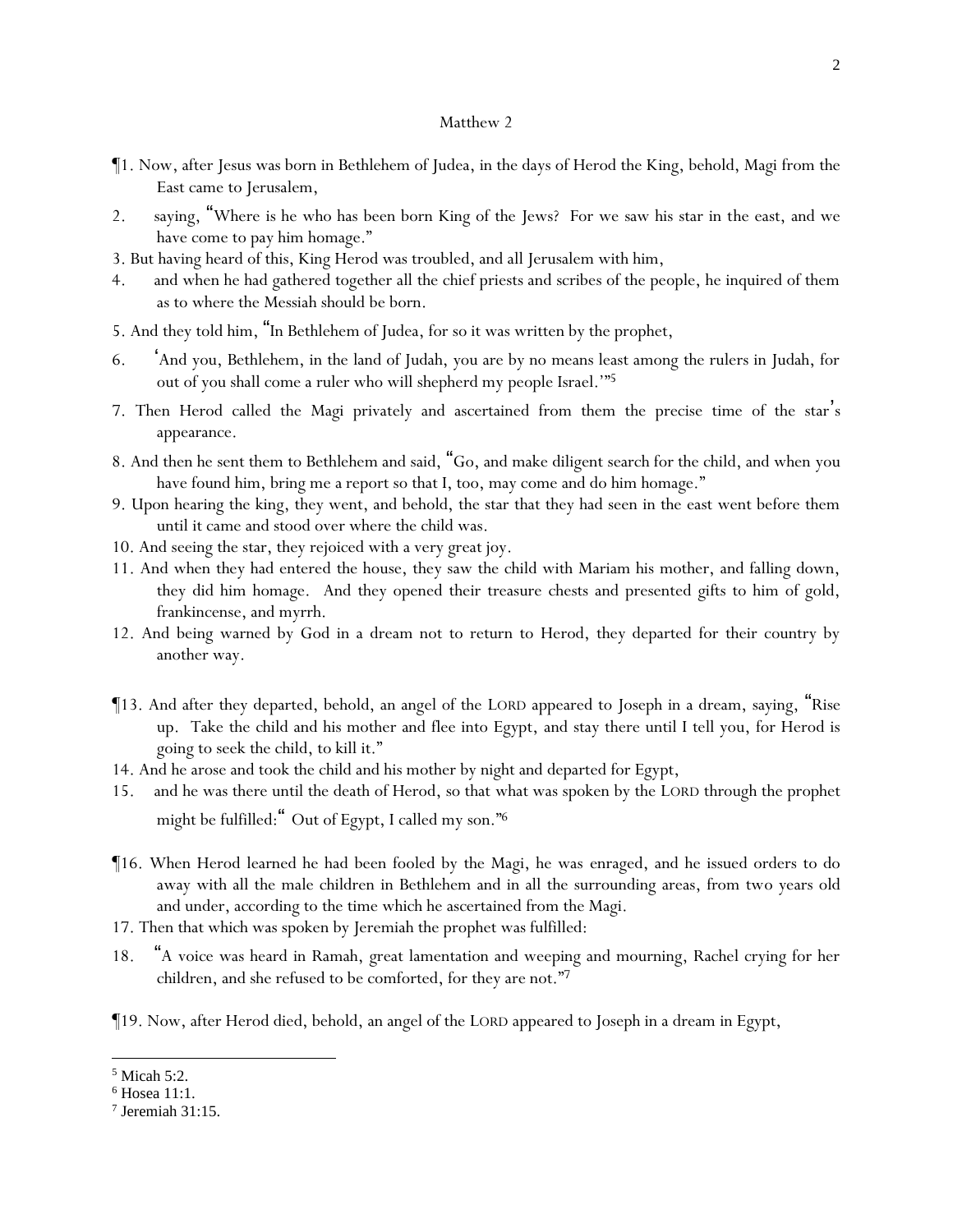# Matthew 2

¶1. Now, after Jesus was born in Bethlehem of Judea, in the days of Herod the King, behold, Magi from the East came to Jerusalem,

2. saying, "Where is he who has been born King of the Jews? For we saw his star in the east, and we have come to pay him homage."

3. But having heard of this, King Herod was troubled, and all Jerusalem with him,

4. and when he had gathered together all the chief priests and scribes of the people, he inquired of them as to where the Messiah should be born.

5. And they told him, "In Bethlehem of Judea, for so it was written by the prophet,

6. 'And you, Bethlehem, in the land of Judah, you are by no means least among the rulers in Judah, for out of you shall come a ruler who will shepherd my people Israel.'"[5]

7. Then Herod called the Magi privately and ascertained from them the precise time of the star's appearance.

8. And then he sent them to Bethlehem and said, "Go, and make diligent search for the child, and when you have found him, bring me a report so that I, too, may come and do him homage."

9. Upon hearing the king, they went, and behold, the star that they had seen in the east went before them until it came and stood over where the child was.

10. And seeing the star, they rejoiced with a very great joy.

11. And when they had entered the house, they saw the child with Mariam his mother, and falling down, they did him homage. And they opened their treasure chests and presented gifts to him of gold, frankincense, and myrrh.

12. And being warned by God in a dream not to return to Herod, they departed for their country by another way.

¶13. And after they departed, behold, an angel of the LORD appeared to Joseph in a dream, saying, "Rise up. Take the child and his mother and flee into Egypt, and stay there until I tell you, for Herod is going to seek the child, to kill it."

14. And he arose and took the child and his mother by night and departed for Egypt,

15. and he was there until the death of Herod, so that what was spoken by the LORD through the prophet might be fulfilled: "Out of Egypt, I called my son."[6]

¶16. When Herod learned he had been fooled by the Magi, he was enraged, and he issued orders to do away with all the male children in Bethlehem and in all the surrounding areas, from two years old and under, according to the time which he ascertained from the Magi.

17. Then that which was spoken by Jeremiah the prophet was fulfilled:

18. "A voice was heard in Ramah, great lamentation and weeping and mourning, Rachel crying for her children, and she refused to be comforted, for they are not."[7]

¶19. Now, after Herod died, behold, an angel of the LORD appeared to Joseph in a dream in Egypt,

---

[5] Micah 5:2.
[6] Hosea 11:1.
[7] Jeremiah 31:15.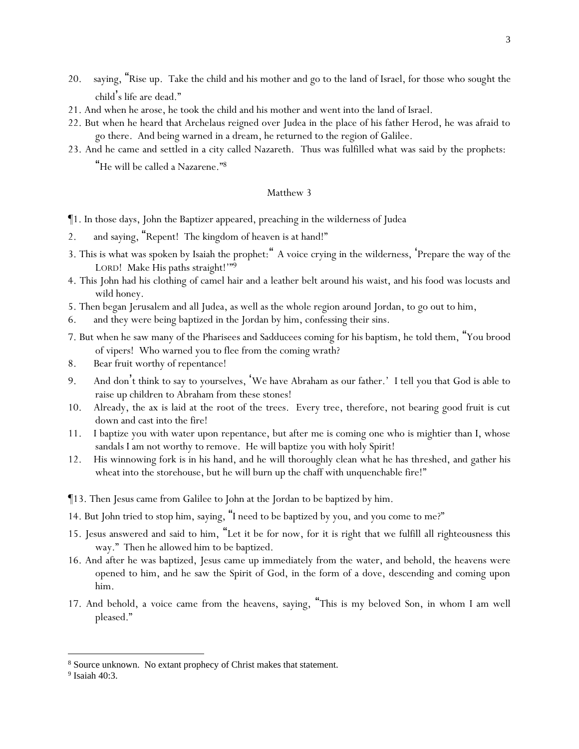20. saying, "Rise up. Take the child and his mother and go to the land of Israel, for those who sought the child's life are dead."

21. And when he arose, he took the child and his mother and went into the land of Israel.

22. But when he heard that Archelaus reigned over Judea in the place of his father Herod, he was afraid to go there. And being warned in a dream, he returned to the region of Galilee.

23. And he came and settled in a city called Nazareth. Thus was fulfilled what was said by the prophets: "He will be called a Nazarene."[8]

## Matthew 3

¶1. In those days, John the Baptizer appeared, preaching in the wilderness of Judea

2. and saying, "Repent! The kingdom of heaven is at hand!"

3. This is what was spoken by Isaiah the prophet: " A voice crying in the wilderness, 'Prepare the way of the LORD! Make His paths straight!'"[9]

4. This John had his clothing of camel hair and a leather belt around his waist, and his food was locusts and wild honey.

5. Then began Jerusalem and all Judea, as well as the whole region around Jordan, to go out to him,

6. and they were being baptized in the Jordan by him, confessing their sins.

7. But when he saw many of the Pharisees and Sadducees coming for his baptism, he told them, "You brood of vipers! Who warned you to flee from the coming wrath?

8. Bear fruit worthy of repentance!

9. And don't think to say to yourselves, 'We have Abraham as our father.' I tell you that God is able to raise up children to Abraham from these stones!

10. Already, the ax is laid at the root of the trees. Every tree, therefore, not bearing good fruit is cut down and cast into the fire!

11. I baptize you with water upon repentance, but after me is coming one who is mightier than I, whose sandals I am not worthy to remove. He will baptize you with holy Spirit!

12. His winnowing fork is in his hand, and he will thoroughly clean what he has threshed, and gather his wheat into the storehouse, but he will burn up the chaff with unquenchable fire!"

¶13. Then Jesus came from Galilee to John at the Jordan to be baptized by him.

14. But John tried to stop him, saying, "I need to be baptized by you, and you come to me?"

15. Jesus answered and said to him, "Let it be for now, for it is right that we fulfill all righteousness this way." Then he allowed him to be baptized.

16. And after he was baptized, Jesus came up immediately from the water, and behold, the heavens were opened to him, and he saw the Spirit of God, in the form of a dove, descending and coming upon him.

17. And behold, a voice came from the heavens, saying, "This is my beloved Son, in whom I am well pleased."

---

[8] Source unknown. No extant prophecy of Christ makes that statement.

[9] Isaiah 40:3.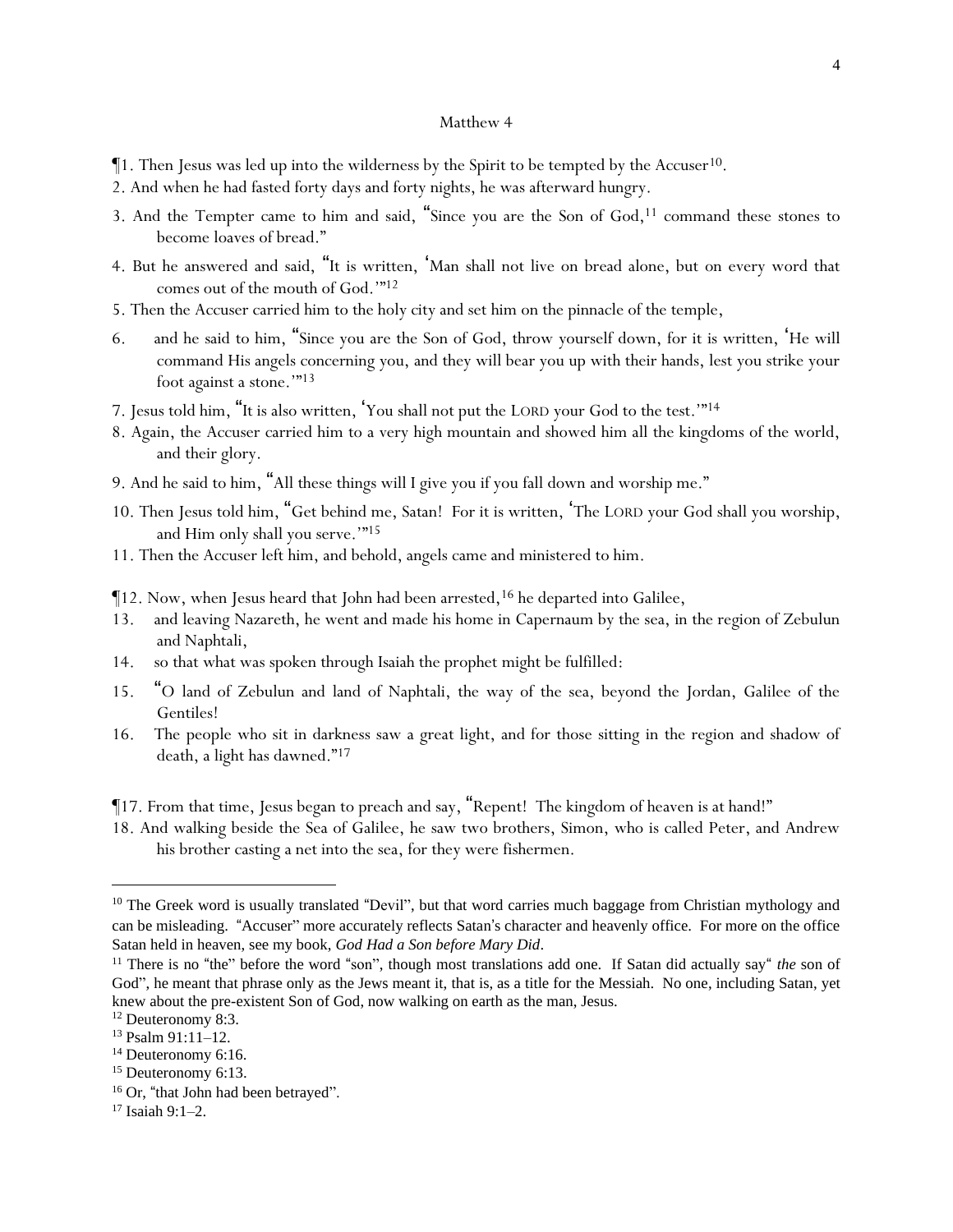# Matthew 4

¶1. Then Jesus was led up into the wilderness by the Spirit to be tempted by the Accuser[10].

2. And when he had fasted forty days and forty nights, he was afterward hungry.

3. And the Tempter came to him and said, "Since you are the Son of God,[11] command these stones to become loaves of bread."

4. But he answered and said, "It is written, 'Man shall not live on bread alone, but on every word that comes out of the mouth of God.'"[12]

5. Then the Accuser carried him to the holy city and set him on the pinnacle of the temple,

6. and he said to him, "Since you are the Son of God, throw yourself down, for it is written, 'He will command His angels concerning you, and they will bear you up with their hands, lest you strike your foot against a stone.'"[13]

7. Jesus told him, "It is also written, 'You shall not put the LORD your God to the test.'"[14]

8. Again, the Accuser carried him to a very high mountain and showed him all the kingdoms of the world, and their glory.

9. And he said to him, "All these things will I give you if you fall down and worship me."

10. Then Jesus told him, "Get behind me, Satan! For it is written, 'The LORD your God shall you worship, and Him only shall you serve.'"[15]

11. Then the Accuser left him, and behold, angels came and ministered to him.

¶12. Now, when Jesus heard that John had been arrested,[16] he departed into Galilee,

13. and leaving Nazareth, he went and made his home in Capernaum by the sea, in the region of Zebulun and Naphtali,

14. so that what was spoken through Isaiah the prophet might be fulfilled:

15. "O land of Zebulun and land of Naphtali, the way of the sea, beyond the Jordan, Galilee of the Gentiles!

16. The people who sit in darkness saw a great light, and for those sitting in the region and shadow of death, a light has dawned."[17]

¶17. From that time, Jesus began to preach and say, "Repent! The kingdom of heaven is at hand!"

18. And walking beside the Sea of Galilee, he saw two brothers, Simon, who is called Peter, and Andrew his brother casting a net into the sea, for they were fishermen.

---

[10] The Greek word is usually translated "Devil", but that word carries much baggage from Christian mythology and can be misleading. "Accuser" more accurately reflects Satan's character and heavenly office. For more on the office Satan held in heaven, see my book, *God Had a Son before Mary Did*.

[11] There is no "the" before the word "son", though most translations add one. If Satan did actually say "*the* son of God", he meant that phrase only as the Jews meant it, that is, as a title for the Messiah. No one, including Satan, yet knew about the pre-existent Son of God, now walking on earth as the man, Jesus.

[12] Deuteronomy 8:3.

[13] Psalm 91:11–12.

[14] Deuteronomy 6:16.

[15] Deuteronomy 6:13.

[16] Or, "that John had been betrayed".

[17] Isaiah 9:1–2.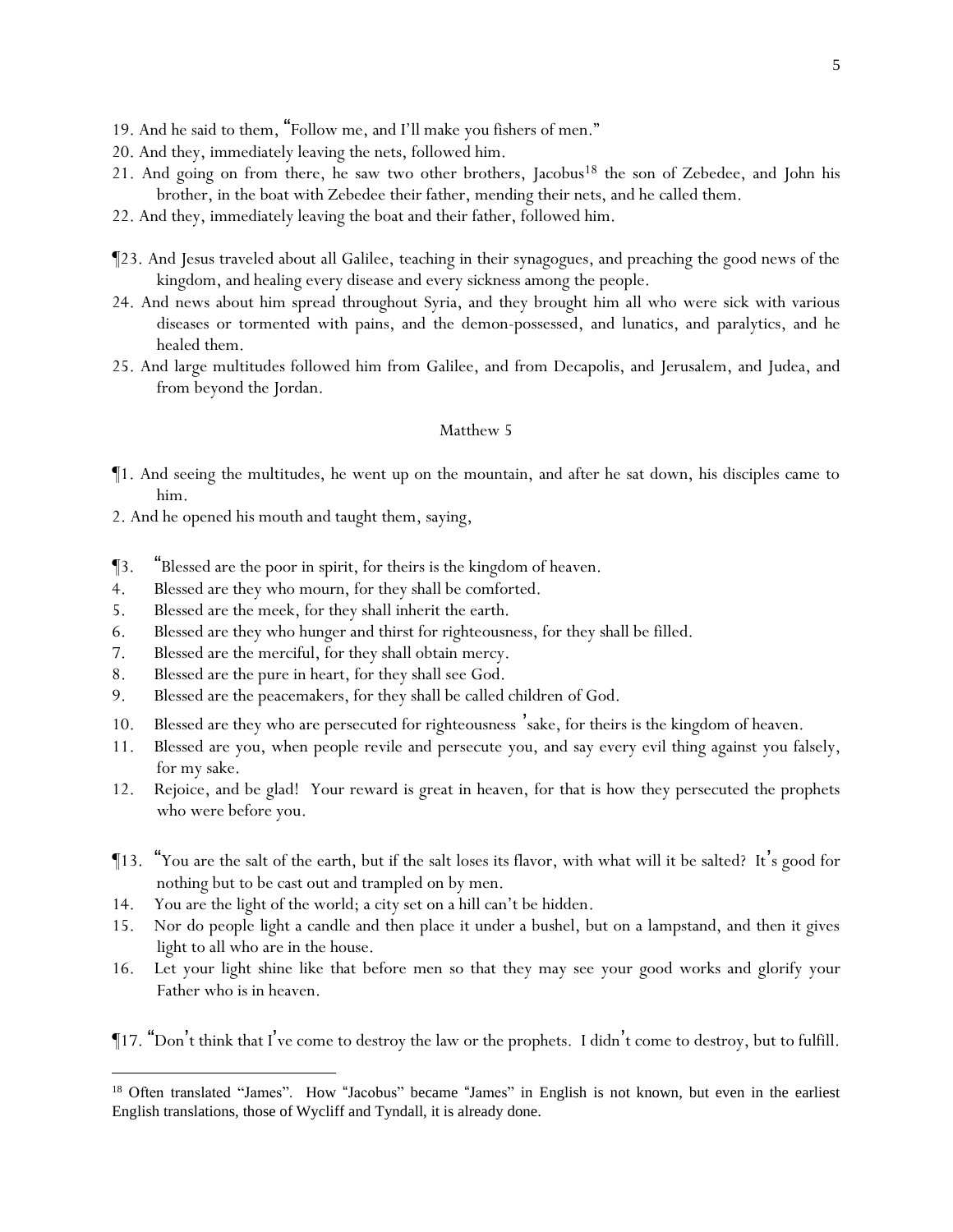19. And he said to them, "Follow me, and I'll make you fishers of men."

20. And they, immediately leaving the nets, followed him.

21. And going on from there, he saw two other brothers, Jacobus[18] the son of Zebedee, and John his brother, in the boat with Zebedee their father, mending their nets, and he called them.

22. And they, immediately leaving the boat and their father, followed him.

¶23. And Jesus traveled about all Galilee, teaching in their synagogues, and preaching the good news of the kingdom, and healing every disease and every sickness among the people.

24. And news about him spread throughout Syria, and they brought him all who were sick with various diseases or tormented with pains, and the demon-possessed, and lunatics, and paralytics, and he healed them.

25. And large multitudes followed him from Galilee, and from Decapolis, and Jerusalem, and Judea, and from beyond the Jordan.

## Matthew 5

¶1. And seeing the multitudes, he went up on the mountain, and after he sat down, his disciples came to him.

2. And he opened his mouth and taught them, saying,

¶3. "Blessed are the poor in spirit, for theirs is the kingdom of heaven.

4. Blessed are they who mourn, for they shall be comforted.

5. Blessed are the meek, for they shall inherit the earth.

6. Blessed are they who hunger and thirst for righteousness, for they shall be filled.

7. Blessed are the merciful, for they shall obtain mercy.

8. Blessed are the pure in heart, for they shall see God.

9. Blessed are the peacemakers, for they shall be called children of God.

10. Blessed are they who are persecuted for righteousness' sake, for theirs is the kingdom of heaven.

11. Blessed are you, when people revile and persecute you, and say every evil thing against you falsely, for my sake.

12. Rejoice, and be glad! Your reward is great in heaven, for that is how they persecuted the prophets who were before you.

¶13. "You are the salt of the earth, but if the salt loses its flavor, with what will it be salted? It's good for nothing but to be cast out and trampled on by men.

14. You are the light of the world; a city set on a hill can't be hidden.

15. Nor do people light a candle and then place it under a bushel, but on a lampstand, and then it gives light to all who are in the house.

16. Let your light shine like that before men so that they may see your good works and glorify your Father who is in heaven.

¶17. "Don't think that I've come to destroy the law or the prophets. I didn't come to destroy, but to fulfill.

---

[18] Often translated "James". How "Jacobus" became "James" in English is not known, but even in the earliest English translations, those of Wycliff and Tyndall, it is already done.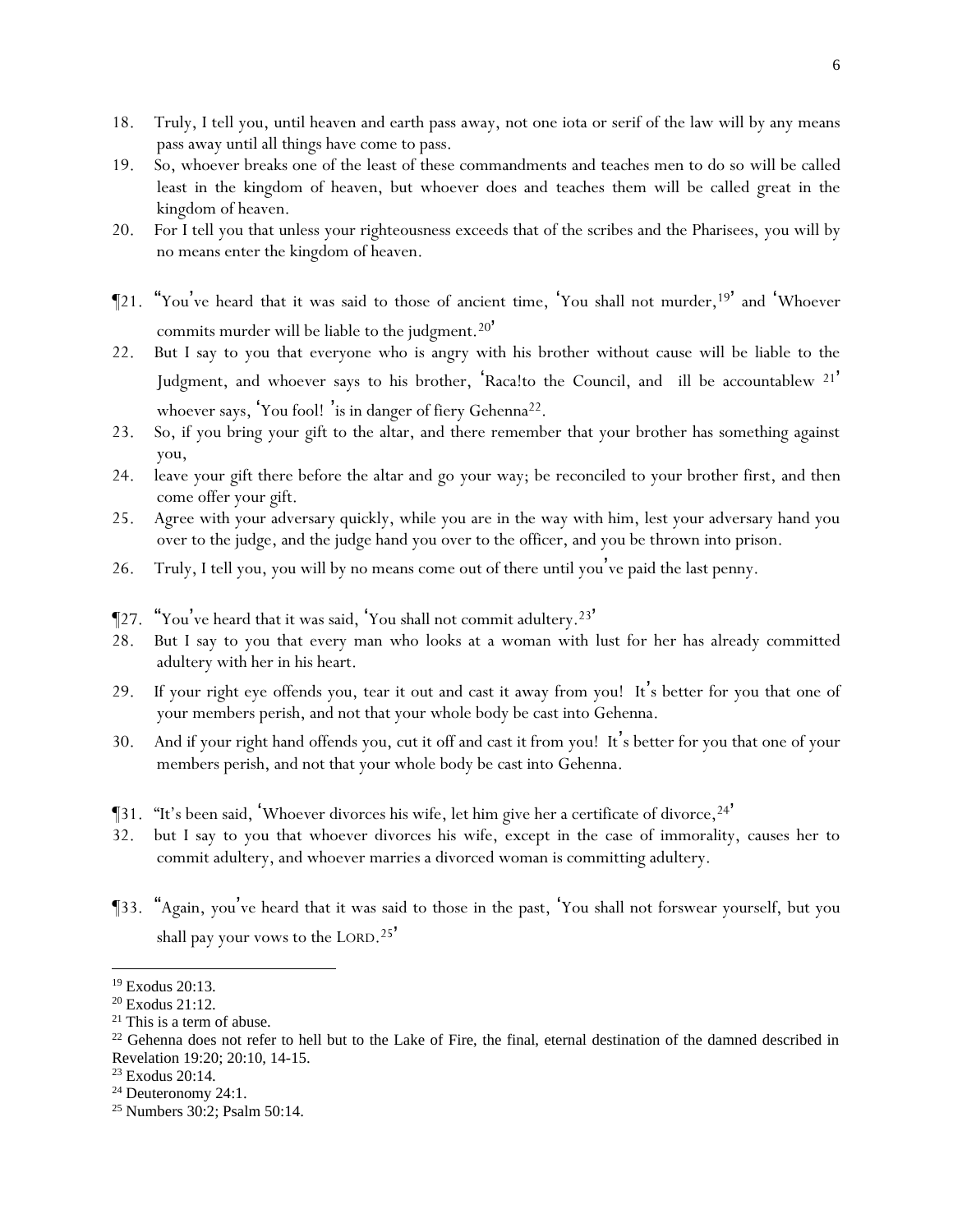18. Truly, I tell you, until heaven and earth pass away, not one iota or serif of the law will by any means pass away until all things have come to pass.
19. So, whoever breaks one of the least of these commandments and teaches men to do so will be called least in the kingdom of heaven, but whoever does and teaches them will be called great in the kingdom of heaven.
20. For I tell you that unless your righteousness exceeds that of the scribes and the Pharisees, you will by no means enter the kingdom of heaven.

¶21. "You've heard that it was said to those of ancient time, 'You shall not murder,[19]' and 'Whoever commits murder will be liable to the judgment.[20]'
22. But I say to you that everyone who is angry with his brother without cause will be liable to the Judgment, and whoever says to his brother, 'Raca!to the Council, and ill be accountablew [21]' whoever says, 'You fool! 'is in danger of fiery Gehenna[22].
23. So, if you bring your gift to the altar, and there remember that your brother has something against you,
24. leave your gift there before the altar and go your way; be reconciled to your brother first, and then come offer your gift.
25. Agree with your adversary quickly, while you are in the way with him, lest your adversary hand you over to the judge, and the judge hand you over to the officer, and you be thrown into prison.
26. Truly, I tell you, you will by no means come out of there until you've paid the last penny.

¶27. "You've heard that it was said, 'You shall not commit adultery.[23]'
28. But I say to you that every man who looks at a woman with lust for her has already committed adultery with her in his heart.
29. If your right eye offends you, tear it out and cast it away from you! It's better for you that one of your members perish, and not that your whole body be cast into Gehenna.
30. And if your right hand offends you, cut it off and cast it from you! It's better for you that one of your members perish, and not that your whole body be cast into Gehenna.

¶31. "It's been said, 'Whoever divorces his wife, let him give her a certificate of divorce,[24]'
32. but I say to you that whoever divorces his wife, except in the case of immorality, causes her to commit adultery, and whoever marries a divorced woman is committing adultery.

¶33. "Again, you've heard that it was said to those in the past, 'You shall not forswear yourself, but you shall pay your vows to the LORD.[25]'

---

[19] Exodus 20:13.
[20] Exodus 21:12.
[21] This is a term of abuse.
[22] Gehenna does not refer to hell but to the Lake of Fire, the final, eternal destination of the damned described in Revelation 19:20; 20:10, 14-15.
[23] Exodus 20:14.
[24] Deuteronomy 24:1.
[25] Numbers 30:2; Psalm 50:14.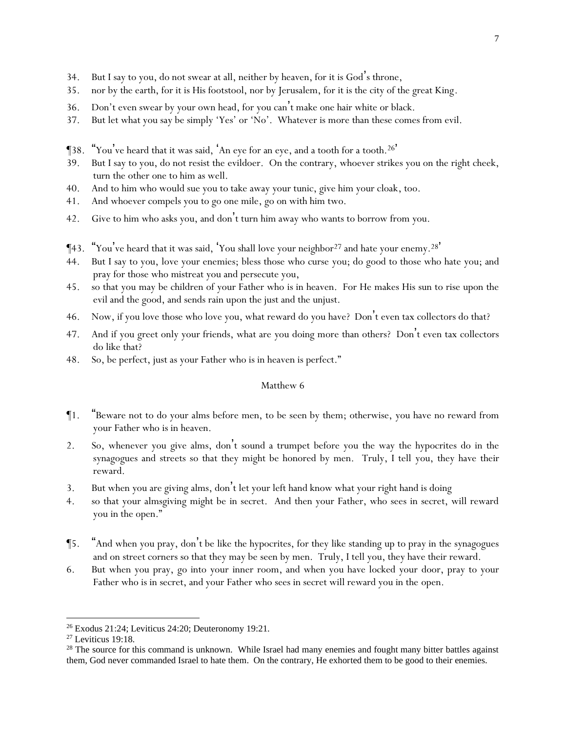34. But I say to you, do not swear at all, neither by heaven, for it is God's throne,
35. nor by the earth, for it is His footstool, nor by Jerusalem, for it is the city of the great King.
36. Don't even swear by your own head, for you can't make one hair white or black.
37. But let what you say be simply 'Yes' or 'No'. Whatever is more than these comes from evil.

¶38. "You've heard that it was said, 'An eye for an eye, and a tooth for a tooth.[26]'
39. But I say to you, do not resist the evildoer. On the contrary, whoever strikes you on the right cheek, turn the other one to him as well.
40. And to him who would sue you to take away your tunic, give him your cloak, too.
41. And whoever compels you to go one mile, go on with him two.
42. Give to him who asks you, and don't turn him away who wants to borrow from you.

¶43. "You've heard that it was said, 'You shall love your neighbor[27] and hate your enemy.[28]'
44. But I say to you, love your enemies; bless those who curse you; do good to those who hate you; and pray for those who mistreat you and persecute you,
45. so that you may be children of your Father who is in heaven. For He makes His sun to rise upon the evil and the good, and sends rain upon the just and the unjust.
46. Now, if you love those who love you, what reward do you have? Don't even tax collectors do that?
47. And if you greet only your friends, what are you doing more than others? Don't even tax collectors do like that?
48. So, be perfect, just as your Father who is in heaven is perfect."

## Matthew 6

¶1. "Beware not to do your alms before men, to be seen by them; otherwise, you have no reward from your Father who is in heaven.
2. So, whenever you give alms, don't sound a trumpet before you the way the hypocrites do in the synagogues and streets so that they might be honored by men. Truly, I tell you, they have their reward.
3. But when you are giving alms, don't let your left hand know what your right hand is doing
4. so that your almsgiving might be in secret. And then your Father, who sees in secret, will reward you in the open."

¶5. "And when you pray, don't be like the hypocrites, for they like standing up to pray in the synagogues and on street corners so that they may be seen by men. Truly, I tell you, they have their reward.
6. But when you pray, go into your inner room, and when you have locked your door, pray to your Father who is in secret, and your Father who sees in secret will reward you in the open.

---

[26] Exodus 21:24; Leviticus 24:20; Deuteronomy 19:21.

[27] Leviticus 19:18.

[28] The source for this command is unknown. While Israel had many enemies and fought many bitter battles against them, God never commanded Israel to hate them. On the contrary, He exhorted them to be good to their enemies.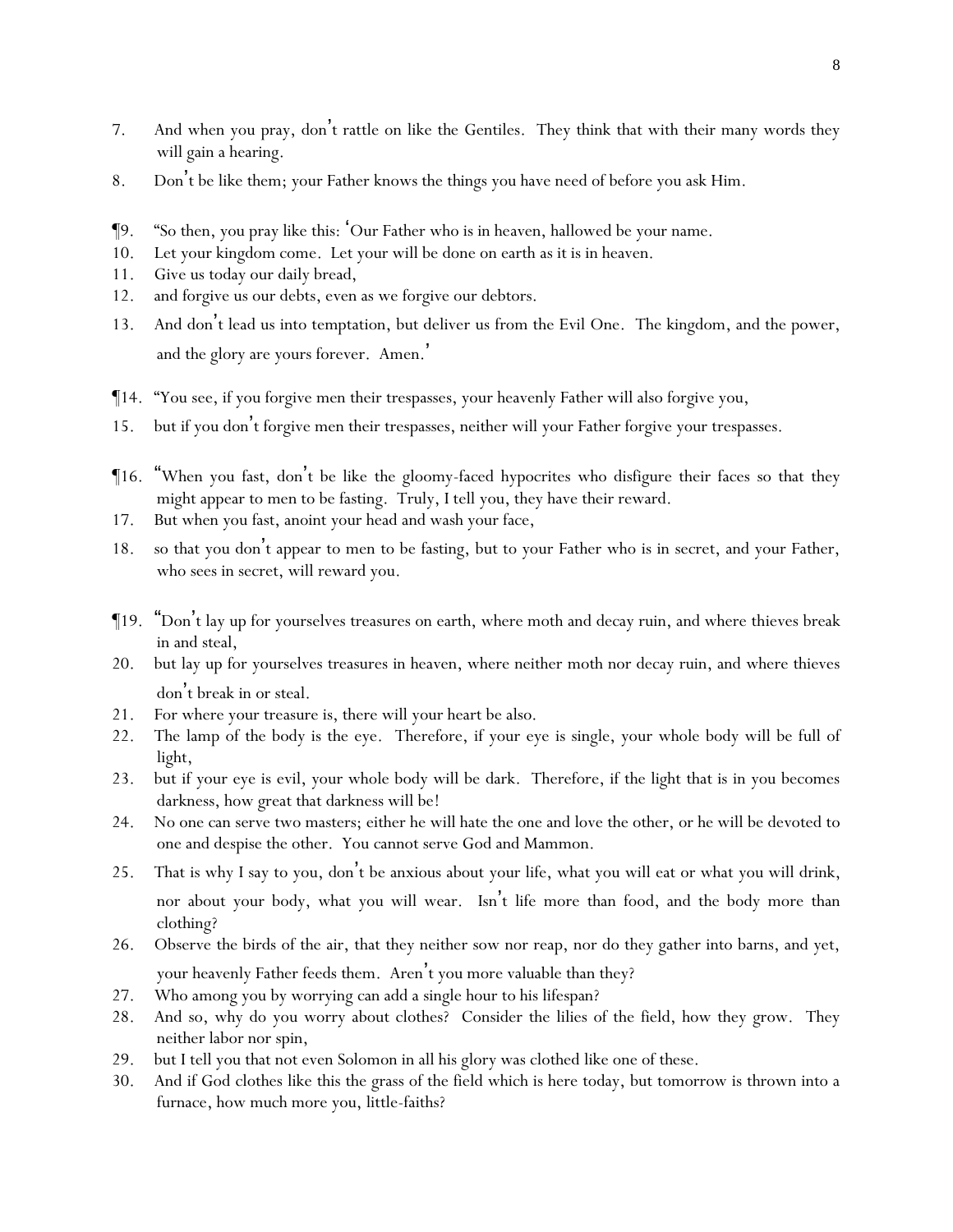7. And when you pray, don't rattle on like the Gentiles. They think that with their many words they will gain a hearing.
8. Don't be like them; your Father knows the things you have need of before you ask Him.

¶9. "So then, you pray like this: 'Our Father who is in heaven, hallowed be your name.
10. Let your kingdom come. Let your will be done on earth as it is in heaven.
11. Give us today our daily bread,
12. and forgive us our debts, even as we forgive our debtors.
13. And don't lead us into temptation, but deliver us from the Evil One. The kingdom, and the power, and the glory are yours forever. Amen.'

¶14. "You see, if you forgive men their trespasses, your heavenly Father will also forgive you,
15. but if you don't forgive men their trespasses, neither will your Father forgive your trespasses.

¶16. "When you fast, don't be like the gloomy-faced hypocrites who disfigure their faces so that they might appear to men to be fasting. Truly, I tell you, they have their reward.
17. But when you fast, anoint your head and wash your face,
18. so that you don't appear to men to be fasting, but to your Father who is in secret, and your Father, who sees in secret, will reward you.

¶19. "Don't lay up for yourselves treasures on earth, where moth and decay ruin, and where thieves break in and steal,
20. but lay up for yourselves treasures in heaven, where neither moth nor decay ruin, and where thieves don't break in or steal.
21. For where your treasure is, there will your heart be also.
22. The lamp of the body is the eye. Therefore, if your eye is single, your whole body will be full of light,
23. but if your eye is evil, your whole body will be dark. Therefore, if the light that is in you becomes darkness, how great that darkness will be!
24. No one can serve two masters; either he will hate the one and love the other, or he will be devoted to one and despise the other. You cannot serve God and Mammon.
25. That is why I say to you, don't be anxious about your life, what you will eat or what you will drink, nor about your body, what you will wear. Isn't life more than food, and the body more than clothing?
26. Observe the birds of the air, that they neither sow nor reap, nor do they gather into barns, and yet, your heavenly Father feeds them. Aren't you more valuable than they?
27. Who among you by worrying can add a single hour to his lifespan?
28. And so, why do you worry about clothes? Consider the lilies of the field, how they grow. They neither labor nor spin,
29. but I tell you that not even Solomon in all his glory was clothed like one of these.
30. And if God clothes like this the grass of the field which is here today, but tomorrow is thrown into a furnace, how much more you, little-faiths?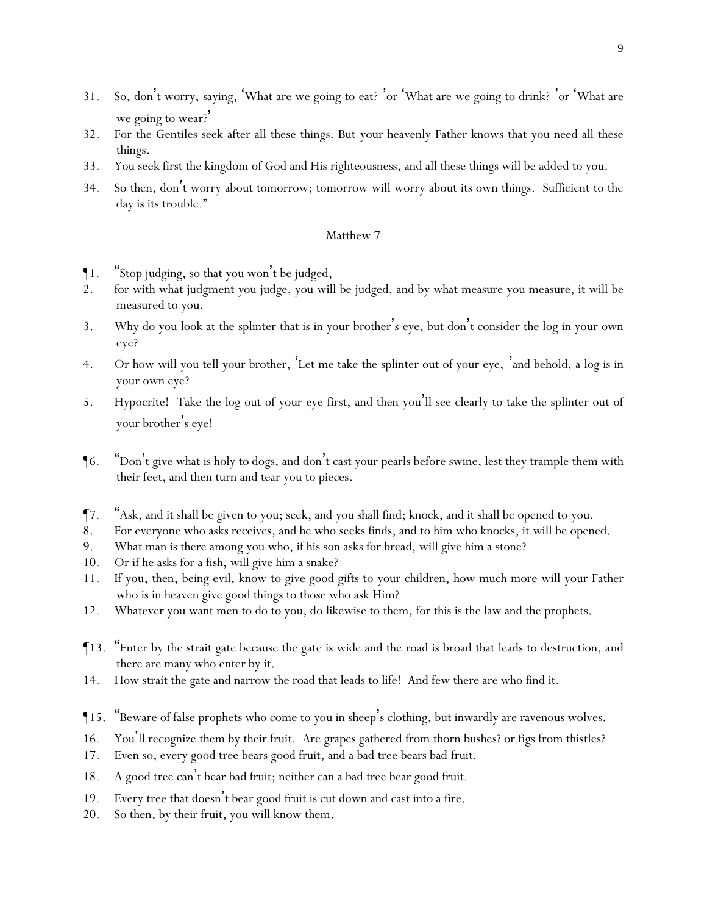31. So, don't worry, saying, 'What are we going to eat? 'or 'What are we going to drink? 'or 'What are we going to wear?'
32. For the Gentiles seek after all these things. But your heavenly Father knows that you need all these things.
33. You seek first the kingdom of God and His righteousness, and all these things will be added to you.
34. So then, don't worry about tomorrow; tomorrow will worry about its own things. Sufficient to the day is its trouble."

## Matthew 7

¶1. "Stop judging, so that you won't be judged,
2. for with what judgment you judge, you will be judged, and by what measure you measure, it will be measured to you.
3. Why do you look at the splinter that is in your brother's eye, but don't consider the log in your own eye?
4. Or how will you tell your brother, 'Let me take the splinter out of your eye, 'and behold, a log is in your own eye?
5. Hypocrite! Take the log out of your eye first, and then you'll see clearly to take the splinter out of your brother's eye!

¶6. "Don't give what is holy to dogs, and don't cast your pearls before swine, lest they trample them with their feet, and then turn and tear you to pieces.

¶7. "Ask, and it shall be given to you; seek, and you shall find; knock, and it shall be opened to you.
8. For everyone who asks receives, and he who seeks finds, and to him who knocks, it will be opened.
9. What man is there among you who, if his son asks for bread, will give him a stone?
10. Or if he asks for a fish, will give him a snake?
11. If you, then, being evil, know to give good gifts to your children, how much more will your Father who is in heaven give good things to those who ask Him?
12. Whatever you want men to do to you, do likewise to them, for this is the law and the prophets.

¶13. "Enter by the strait gate because the gate is wide and the road is broad that leads to destruction, and there are many who enter by it.
14. How strait the gate and narrow the road that leads to life! And few there are who find it.

¶15. "Beware of false prophets who come to you in sheep's clothing, but inwardly are ravenous wolves.
16. You'll recognize them by their fruit. Are grapes gathered from thorn bushes? or figs from thistles?
17. Even so, every good tree bears good fruit, and a bad tree bears bad fruit.
18. A good tree can't bear bad fruit; neither can a bad tree bear good fruit.
19. Every tree that doesn't bear good fruit is cut down and cast into a fire.
20. So then, by their fruit, you will know them.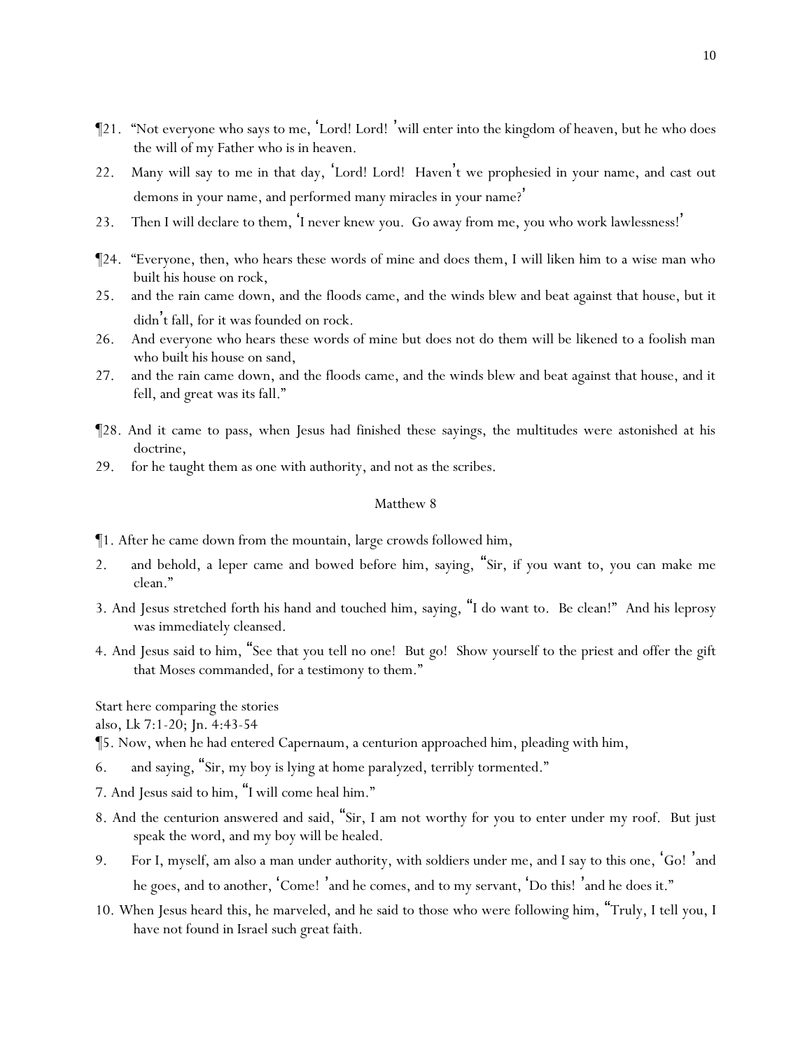¶21. "Not everyone who says to me, 'Lord! Lord! 'will enter into the kingdom of heaven, but he who does the will of my Father who is in heaven.

22. Many will say to me in that day, 'Lord! Lord! Haven't we prophesied in your name, and cast out demons in your name, and performed many miracles in your name?'

23. Then I will declare to them, 'I never knew you. Go away from me, you who work lawlessness!'

¶24. "Everyone, then, who hears these words of mine and does them, I will liken him to a wise man who built his house on rock,

25. and the rain came down, and the floods came, and the winds blew and beat against that house, but it didn't fall, for it was founded on rock.

26. And everyone who hears these words of mine but does not do them will be likened to a foolish man who built his house on sand,

27. and the rain came down, and the floods came, and the winds blew and beat against that house, and it fell, and great was its fall."

¶28. And it came to pass, when Jesus had finished these sayings, the multitudes were astonished at his doctrine,

29. for he taught them as one with authority, and not as the scribes.

## Matthew 8

¶1. After he came down from the mountain, large crowds followed him,

2. and behold, a leper came and bowed before him, saying, "Sir, if you want to, you can make me clean."

3. And Jesus stretched forth his hand and touched him, saying, "I do want to. Be clean!" And his leprosy was immediately cleansed.

4. And Jesus said to him, "See that you tell no one! But go! Show yourself to the priest and offer the gift that Moses commanded, for a testimony to them."

Start here comparing the stories
also, Lk 7:1-20; Jn. 4:43-54

¶5. Now, when he had entered Capernaum, a centurion approached him, pleading with him,

6. and saying, "Sir, my boy is lying at home paralyzed, terribly tormented."

7. And Jesus said to him, "I will come heal him."

8. And the centurion answered and said, "Sir, I am not worthy for you to enter under my roof. But just speak the word, and my boy will be healed.

9. For I, myself, am also a man under authority, with soldiers under me, and I say to this one, 'Go! 'and he goes, and to another, 'Come! 'and he comes, and to my servant, 'Do this! 'and he does it."

10. When Jesus heard this, he marveled, and he said to those who were following him, "Truly, I tell you, I have not found in Israel such great faith.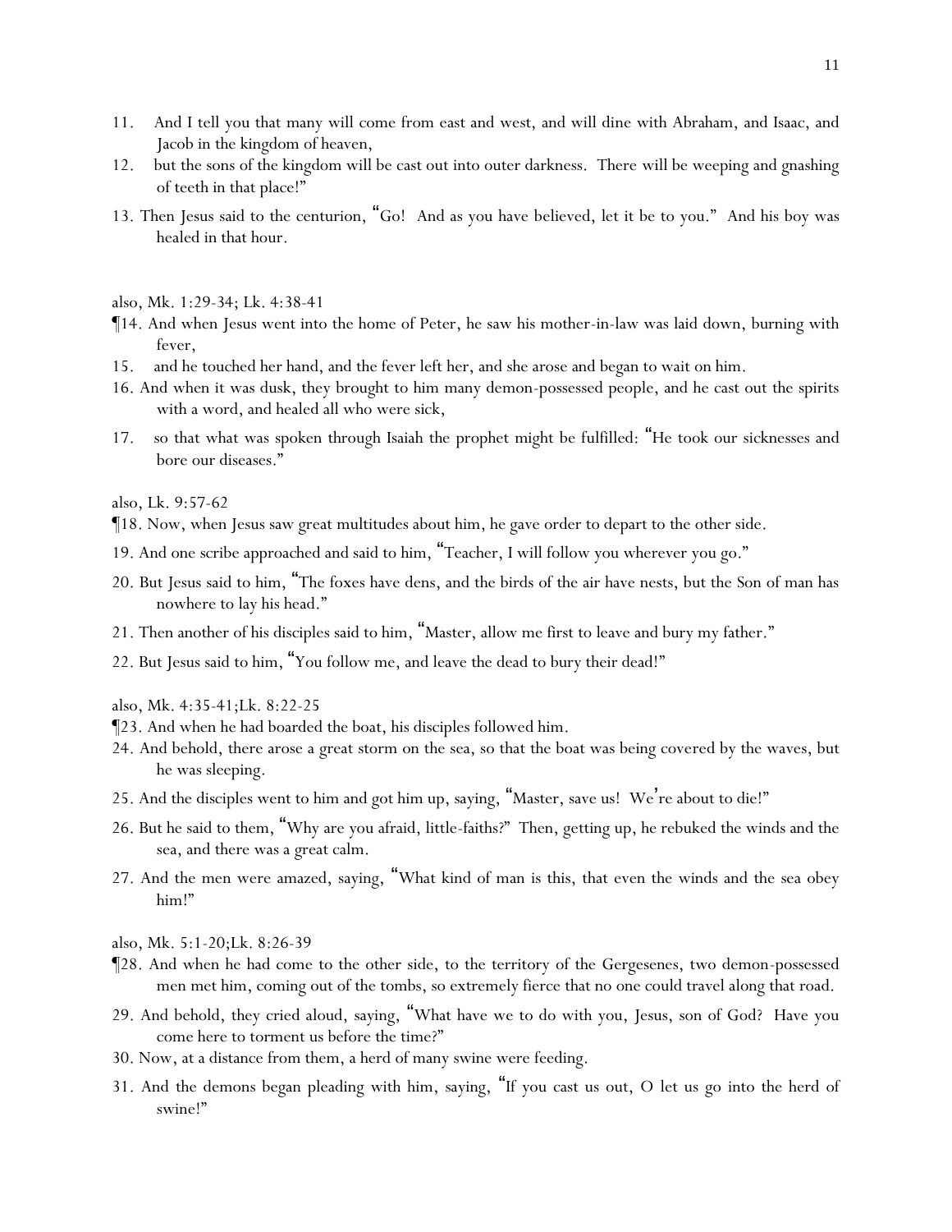11. And I tell you that many will come from east and west, and will dine with Abraham, and Isaac, and Jacob in the kingdom of heaven,

12. but the sons of the kingdom will be cast out into outer darkness. There will be weeping and gnashing of teeth in that place!"

13. Then Jesus said to the centurion, "Go! And as you have believed, let it be to you." And his boy was healed in that hour.

also, Mk. 1:29-34; Lk. 4:38-41

¶14. And when Jesus went into the home of Peter, he saw his mother-in-law was laid down, burning with fever,

15. and he touched her hand, and the fever left her, and she arose and began to wait on him.

16. And when it was dusk, they brought to him many demon-possessed people, and he cast out the spirits with a word, and healed all who were sick,

17. so that what was spoken through Isaiah the prophet might be fulfilled: "He took our sicknesses and bore our diseases."

also, Lk. 9:57-62

¶18. Now, when Jesus saw great multitudes about him, he gave order to depart to the other side.

19. And one scribe approached and said to him, "Teacher, I will follow you wherever you go."

20. But Jesus said to him, "The foxes have dens, and the birds of the air have nests, but the Son of man has nowhere to lay his head."

21. Then another of his disciples said to him, "Master, allow me first to leave and bury my father."

22. But Jesus said to him, "You follow me, and leave the dead to bury their dead!"

also, Mk. 4:35-41;Lk. 8:22-25

¶23. And when he had boarded the boat, his disciples followed him.

24. And behold, there arose a great storm on the sea, so that the boat was being covered by the waves, but he was sleeping.

25. And the disciples went to him and got him up, saying, "Master, save us! We're about to die!"

26. But he said to them, "Why are you afraid, little-faiths?" Then, getting up, he rebuked the winds and the sea, and there was a great calm.

27. And the men were amazed, saying, "What kind of man is this, that even the winds and the sea obey him!"

also, Mk. 5:1-20;Lk. 8:26-39

¶28. And when he had come to the other side, to the territory of the Gergesenes, two demon-possessed men met him, coming out of the tombs, so extremely fierce that no one could travel along that road.

29. And behold, they cried aloud, saying, "What have we to do with you, Jesus, son of God? Have you come here to torment us before the time?"

30. Now, at a distance from them, a herd of many swine were feeding.

31. And the demons began pleading with him, saying, "If you cast us out, O let us go into the herd of swine!"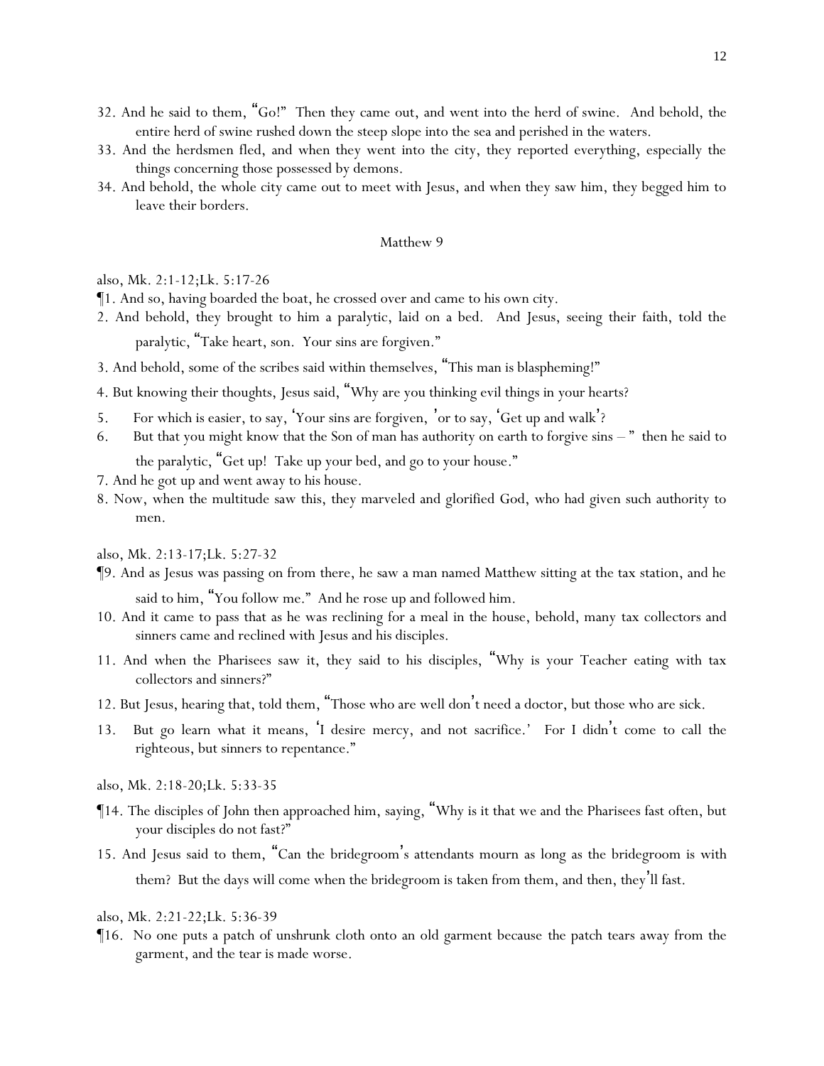32. And he said to them, "Go!" Then they came out, and went into the herd of swine. And behold, the entire herd of swine rushed down the steep slope into the sea and perished in the waters.

33. And the herdsmen fled, and when they went into the city, they reported everything, especially the things concerning those possessed by demons.

34. And behold, the whole city came out to meet with Jesus, and when they saw him, they begged him to leave their borders.

## Matthew 9

also, Mk. 2:1-12;Lk. 5:17-26

¶1. And so, having boarded the boat, he crossed over and came to his own city.

2. And behold, they brought to him a paralytic, laid on a bed. And Jesus, seeing their faith, told the paralytic, "Take heart, son. Your sins are forgiven."

3. And behold, some of the scribes said within themselves, "This man is blaspheming!"

4. But knowing their thoughts, Jesus said, "Why are you thinking evil things in your hearts?

5. For which is easier, to say, 'Your sins are forgiven,' or to say, 'Get up and walk'?

6. But that you might know that the Son of man has authority on earth to forgive sins – " then he said to the paralytic, "Get up! Take up your bed, and go to your house."

7. And he got up and went away to his house.

8. Now, when the multitude saw this, they marveled and glorified God, who had given such authority to men.

also, Mk. 2:13-17;Lk. 5:27-32

¶9. And as Jesus was passing on from there, he saw a man named Matthew sitting at the tax station, and he said to him, "You follow me." And he rose up and followed him.

10. And it came to pass that as he was reclining for a meal in the house, behold, many tax collectors and sinners came and reclined with Jesus and his disciples.

11. And when the Pharisees saw it, they said to his disciples, "Why is your Teacher eating with tax collectors and sinners?"

12. But Jesus, hearing that, told them, "Those who are well don't need a doctor, but those who are sick.

13. But go learn what it means, 'I desire mercy, and not sacrifice.' For I didn't come to call the righteous, but sinners to repentance."

also, Mk. 2:18-20;Lk. 5:33-35

¶14. The disciples of John then approached him, saying, "Why is it that we and the Pharisees fast often, but your disciples do not fast?"

15. And Jesus said to them, "Can the bridegroom's attendants mourn as long as the bridegroom is with them? But the days will come when the bridegroom is taken from them, and then, they'll fast.

also, Mk. 2:21-22;Lk. 5:36-39

¶16. No one puts a patch of unshrunk cloth onto an old garment because the patch tears away from the garment, and the tear is made worse.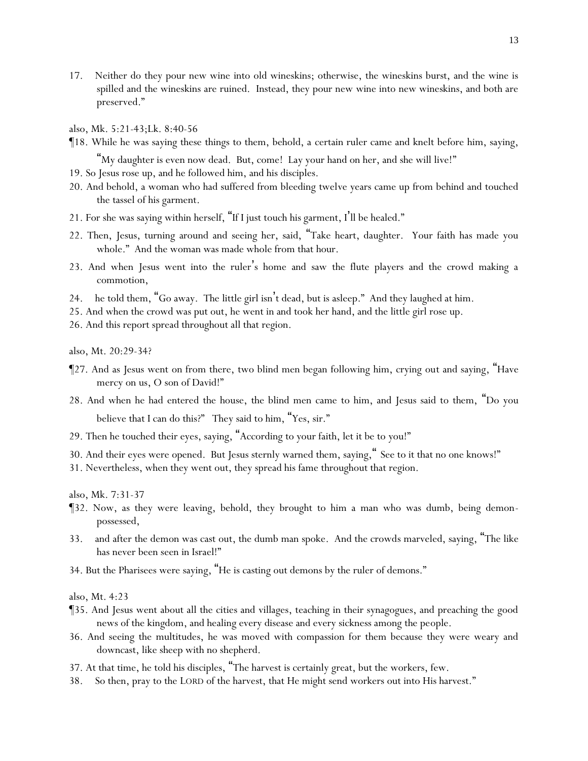17. Neither do they pour new wine into old wineskins; otherwise, the wineskins burst, and the wine is spilled and the wineskins are ruined. Instead, they pour new wine into new wineskins, and both are preserved."

also, Mk. 5:21-43;Lk. 8:40-56

¶18. While he was saying these things to them, behold, a certain ruler came and knelt before him, saying, "My daughter is even now dead. But, come! Lay your hand on her, and she will live!"

19. So Jesus rose up, and he followed him, and his disciples.

20. And behold, a woman who had suffered from bleeding twelve years came up from behind and touched the tassel of his garment.

21. For she was saying within herself, "If I just touch his garment, I'll be healed."

22. Then, Jesus, turning around and seeing her, said, "Take heart, daughter. Your faith has made you whole." And the woman was made whole from that hour.

23. And when Jesus went into the ruler's home and saw the flute players and the crowd making a commotion,

24. he told them, "Go away. The little girl isn't dead, but is asleep." And they laughed at him.

25. And when the crowd was put out, he went in and took her hand, and the little girl rose up.

26. And this report spread throughout all that region.

also, Mt. 20:29-34?

¶27. And as Jesus went on from there, two blind men began following him, crying out and saying, "Have mercy on us, O son of David!"

28. And when he had entered the house, the blind men came to him, and Jesus said to them, "Do you believe that I can do this?" They said to him, "Yes, sir."

29. Then he touched their eyes, saying, "According to your faith, let it be to you!"

30. And their eyes were opened. But Jesus sternly warned them, saying," See to it that no one knows!"

31. Nevertheless, when they went out, they spread his fame throughout that region.

also, Mk. 7:31-37

¶32. Now, as they were leaving, behold, they brought to him a man who was dumb, being demon-possessed,

33. and after the demon was cast out, the dumb man spoke. And the crowds marveled, saying, "The like has never been seen in Israel!"

34. But the Pharisees were saying, "He is casting out demons by the ruler of demons."

also, Mt. 4:23

¶35. And Jesus went about all the cities and villages, teaching in their synagogues, and preaching the good news of the kingdom, and healing every disease and every sickness among the people.

36. And seeing the multitudes, he was moved with compassion for them because they were weary and downcast, like sheep with no shepherd.

37. At that time, he told his disciples, "The harvest is certainly great, but the workers, few.

38. So then, pray to the LORD of the harvest, that He might send workers out into His harvest."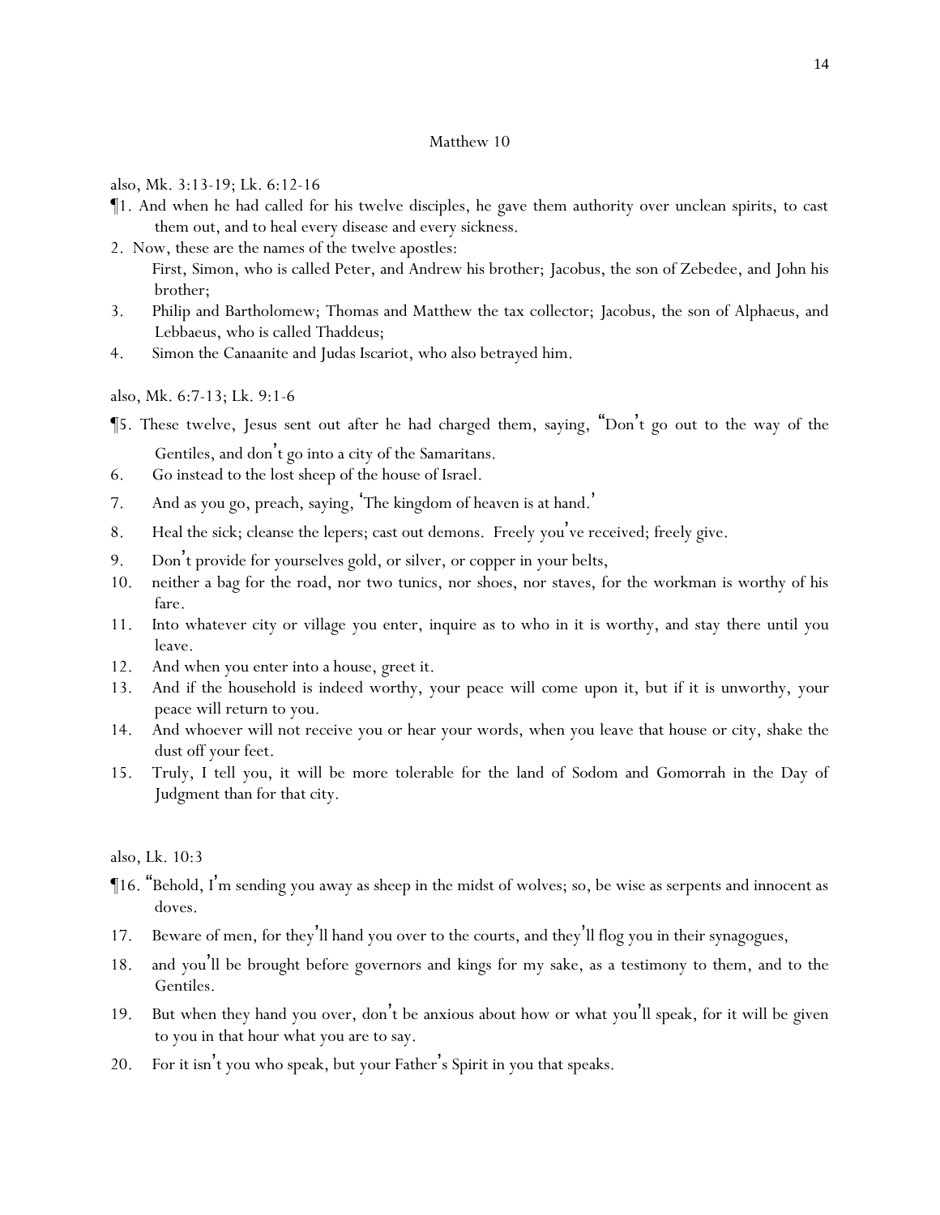# Matthew 10

also, Mk. 3:13-19; Lk. 6:12-16

¶1. And when he had called for his twelve disciples, he gave them authority over unclean spirits, to cast them out, and to heal every disease and every sickness.

2. Now, these are the names of the twelve apostles:
First, Simon, who is called Peter, and Andrew his brother; Jacobus, the son of Zebedee, and John his brother;

3. Philip and Bartholomew; Thomas and Matthew the tax collector; Jacobus, the son of Alphaeus, and Lebbaeus, who is called Thaddeus;

4. Simon the Canaanite and Judas Iscariot, who also betrayed him.

also, Mk. 6:7-13; Lk. 9:1-6

¶5. These twelve, Jesus sent out after he had charged them, saying, "Don't go out to the way of the Gentiles, and don't go into a city of the Samaritans.

6. Go instead to the lost sheep of the house of Israel.

7. And as you go, preach, saying, 'The kingdom of heaven is at hand.'

8. Heal the sick; cleanse the lepers; cast out demons. Freely you've received; freely give.

9. Don't provide for yourselves gold, or silver, or copper in your belts,

10. neither a bag for the road, nor two tunics, nor shoes, nor staves, for the workman is worthy of his fare.

11. Into whatever city or village you enter, inquire as to who in it is worthy, and stay there until you leave.

12. And when you enter into a house, greet it.

13. And if the household is indeed worthy, your peace will come upon it, but if it is unworthy, your peace will return to you.

14. And whoever will not receive you or hear your words, when you leave that house or city, shake the dust off your feet.

15. Truly, I tell you, it will be more tolerable for the land of Sodom and Gomorrah in the Day of Judgment than for that city.

also, Lk. 10:3

¶16. "Behold, I'm sending you away as sheep in the midst of wolves; so, be wise as serpents and innocent as doves.

17. Beware of men, for they'll hand you over to the courts, and they'll flog you in their synagogues,

18. and you'll be brought before governors and kings for my sake, as a testimony to them, and to the Gentiles.

19. But when they hand you over, don't be anxious about how or what you'll speak, for it will be given to you in that hour what you are to say.

20. For it isn't you who speak, but your Father's Spirit in you that speaks.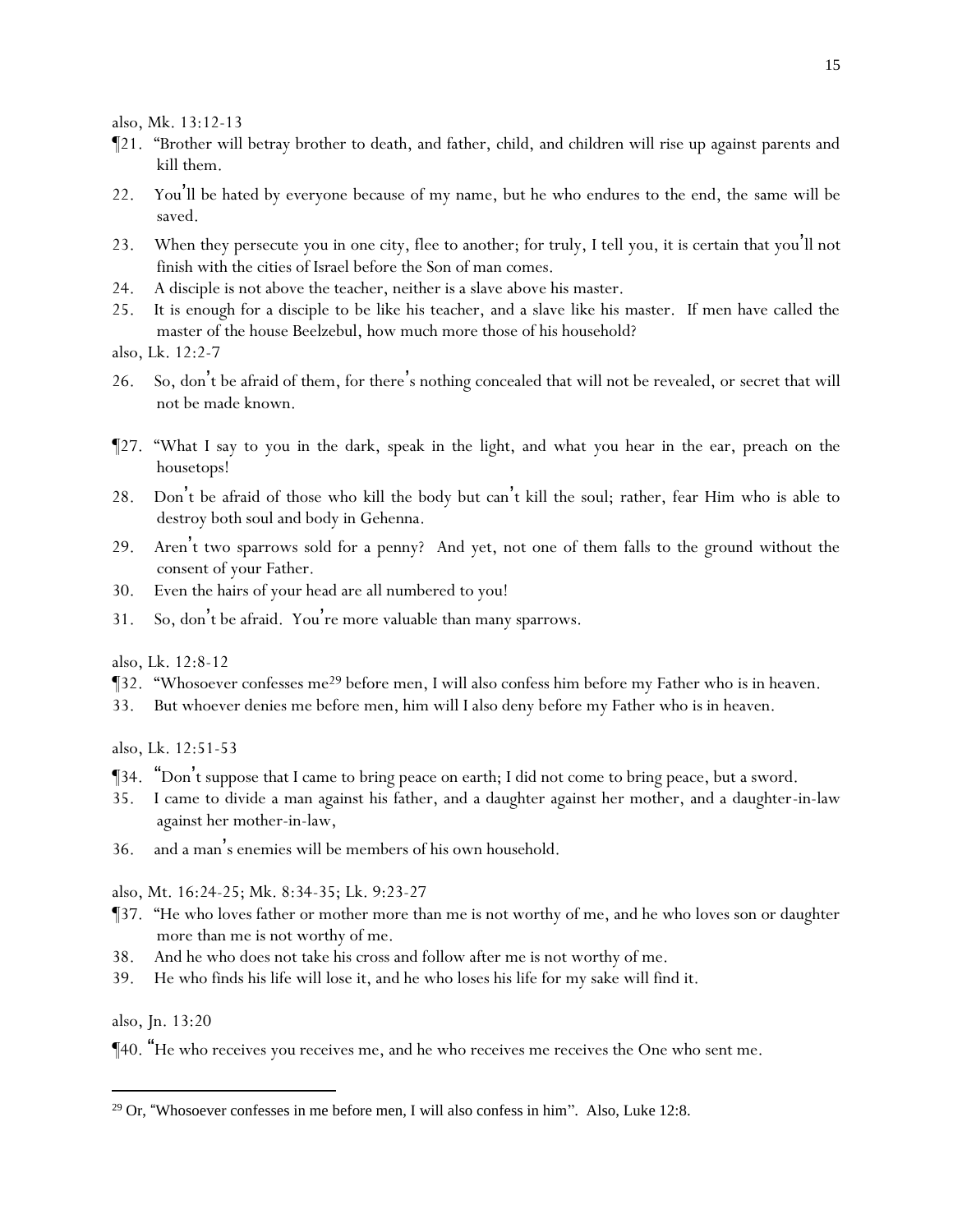also, Mk. 13:12-13

¶21. "Brother will betray brother to death, and father, child, and children will rise up against parents and kill them.

22. You'll be hated by everyone because of my name, but he who endures to the end, the same will be saved.

23. When they persecute you in one city, flee to another; for truly, I tell you, it is certain that you'll not finish with the cities of Israel before the Son of man comes.

24. A disciple is not above the teacher, neither is a slave above his master.

25. It is enough for a disciple to be like his teacher, and a slave like his master. If men have called the master of the house Beelzebul, how much more those of his household?

also, Lk. 12:2-7

26. So, don't be afraid of them, for there's nothing concealed that will not be revealed, or secret that will not be made known.

¶27. "What I say to you in the dark, speak in the light, and what you hear in the ear, preach on the housetops!

28. Don't be afraid of those who kill the body but can't kill the soul; rather, fear Him who is able to destroy both soul and body in Gehenna.

29. Aren't two sparrows sold for a penny? And yet, not one of them falls to the ground without the consent of your Father.

30. Even the hairs of your head are all numbered to you!

31. So, don't be afraid. You're more valuable than many sparrows.

also, Lk. 12:8-12

¶32. "Whosoever confesses me[29] before men, I will also confess him before my Father who is in heaven.

33. But whoever denies me before men, him will I also deny before my Father who is in heaven.

also, Lk. 12:51-53

¶34. "Don't suppose that I came to bring peace on earth; I did not come to bring peace, but a sword.

35. I came to divide a man against his father, and a daughter against her mother, and a daughter-in-law against her mother-in-law,

36. and a man's enemies will be members of his own household.

also, Mt. 16:24-25; Mk. 8:34-35; Lk. 9:23-27

¶37. "He who loves father or mother more than me is not worthy of me, and he who loves son or daughter more than me is not worthy of me.

38. And he who does not take his cross and follow after me is not worthy of me.

39. He who finds his life will lose it, and he who loses his life for my sake will find it.

also, Jn. 13:20

¶40. "He who receives you receives me, and he who receives me receives the One who sent me.

---

[29] Or, "Whosoever confesses in me before men, I will also confess in him". Also, Luke 12:8.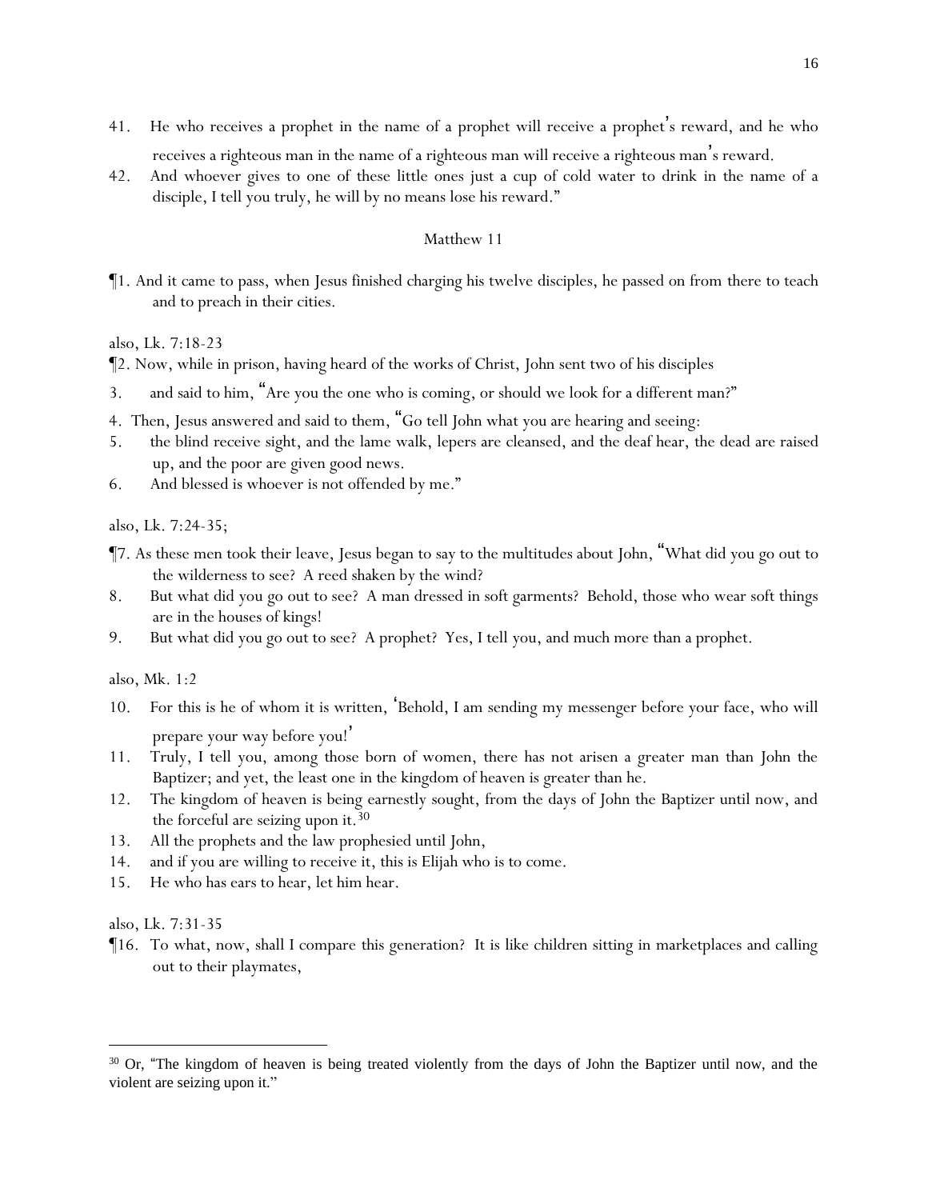41. He who receives a prophet in the name of a prophet will receive a prophet's reward, and he who receives a righteous man in the name of a righteous man will receive a righteous man's reward.
42. And whoever gives to one of these little ones just a cup of cold water to drink in the name of a disciple, I tell you truly, he will by no means lose his reward."

## Matthew 11

¶1. And it came to pass, when Jesus finished charging his twelve disciples, he passed on from there to teach and to preach in their cities.

also, Lk. 7:18-23

¶2. Now, while in prison, having heard of the works of Christ, John sent two of his disciples
3. and said to him, "Are you the one who is coming, or should we look for a different man?"
4. Then, Jesus answered and said to them, "Go tell John what you are hearing and seeing:
5. the blind receive sight, and the lame walk, lepers are cleansed, and the deaf hear, the dead are raised up, and the poor are given good news.
6. And blessed is whoever is not offended by me."

also, Lk. 7:24-35;

¶7. As these men took their leave, Jesus began to say to the multitudes about John, "What did you go out to the wilderness to see? A reed shaken by the wind?
8. But what did you go out to see? A man dressed in soft garments? Behold, those who wear soft things are in the houses of kings!
9. But what did you go out to see? A prophet? Yes, I tell you, and much more than a prophet.

also, Mk. 1:2

10. For this is he of whom it is written, 'Behold, I am sending my messenger before your face, who will prepare your way before you!'
11. Truly, I tell you, among those born of women, there has not arisen a greater man than John the Baptizer; and yet, the least one in the kingdom of heaven is greater than he.
12. The kingdom of heaven is being earnestly sought, from the days of John the Baptizer until now, and the forceful are seizing upon it.[30]
13. All the prophets and the law prophesied until John,
14. and if you are willing to receive it, this is Elijah who is to come.
15. He who has ears to hear, let him hear.

also, Lk. 7:31-35

¶16. To what, now, shall I compare this generation? It is like children sitting in marketplaces and calling out to their playmates,

---

[30] Or, "The kingdom of heaven is being treated violently from the days of John the Baptizer until now, and the violent are seizing upon it."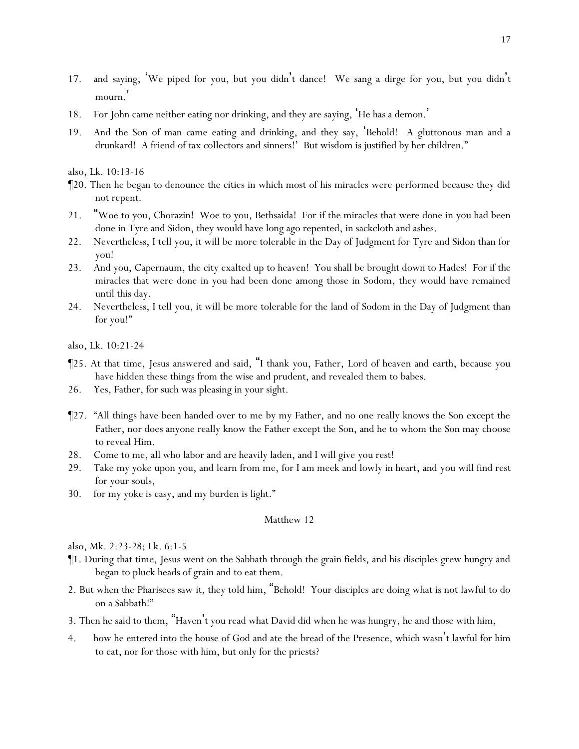17. and saying, 'We piped for you, but you didn't dance! We sang a dirge for you, but you didn't mourn.'

18. For John came neither eating nor drinking, and they are saying, 'He has a demon.'

19. And the Son of man came eating and drinking, and they say, 'Behold! A gluttonous man and a drunkard! A friend of tax collectors and sinners!' But wisdom is justified by her children."

also, Lk. 10:13-16

¶20. Then he began to denounce the cities in which most of his miracles were performed because they did not repent.

21. "Woe to you, Chorazin! Woe to you, Bethsaida! For if the miracles that were done in you had been done in Tyre and Sidon, they would have long ago repented, in sackcloth and ashes.

22. Nevertheless, I tell you, it will be more tolerable in the Day of Judgment for Tyre and Sidon than for you!

23. And you, Capernaum, the city exalted up to heaven! You shall be brought down to Hades! For if the miracles that were done in you had been done among those in Sodom, they would have remained until this day.

24. Nevertheless, I tell you, it will be more tolerable for the land of Sodom in the Day of Judgment than for you!"

also, Lk. 10:21-24

¶25. At that time, Jesus answered and said, "I thank you, Father, Lord of heaven and earth, because you have hidden these things from the wise and prudent, and revealed them to babes.

26. Yes, Father, for such was pleasing in your sight.

¶27. "All things have been handed over to me by my Father, and no one really knows the Son except the Father, nor does anyone really know the Father except the Son, and he to whom the Son may choose to reveal Him.

28. Come to me, all who labor and are heavily laden, and I will give you rest!

29. Take my yoke upon you, and learn from me, for I am meek and lowly in heart, and you will find rest for your souls,

30. for my yoke is easy, and my burden is light."

## Matthew 12

also, Mk. 2:23-28; Lk. 6:1-5

¶1. During that time, Jesus went on the Sabbath through the grain fields, and his disciples grew hungry and began to pluck heads of grain and to eat them.

2. But when the Pharisees saw it, they told him, "Behold! Your disciples are doing what is not lawful to do on a Sabbath!"

3. Then he said to them, "Haven't you read what David did when he was hungry, he and those with him,

4. how he entered into the house of God and ate the bread of the Presence, which wasn't lawful for him to eat, nor for those with him, but only for the priests?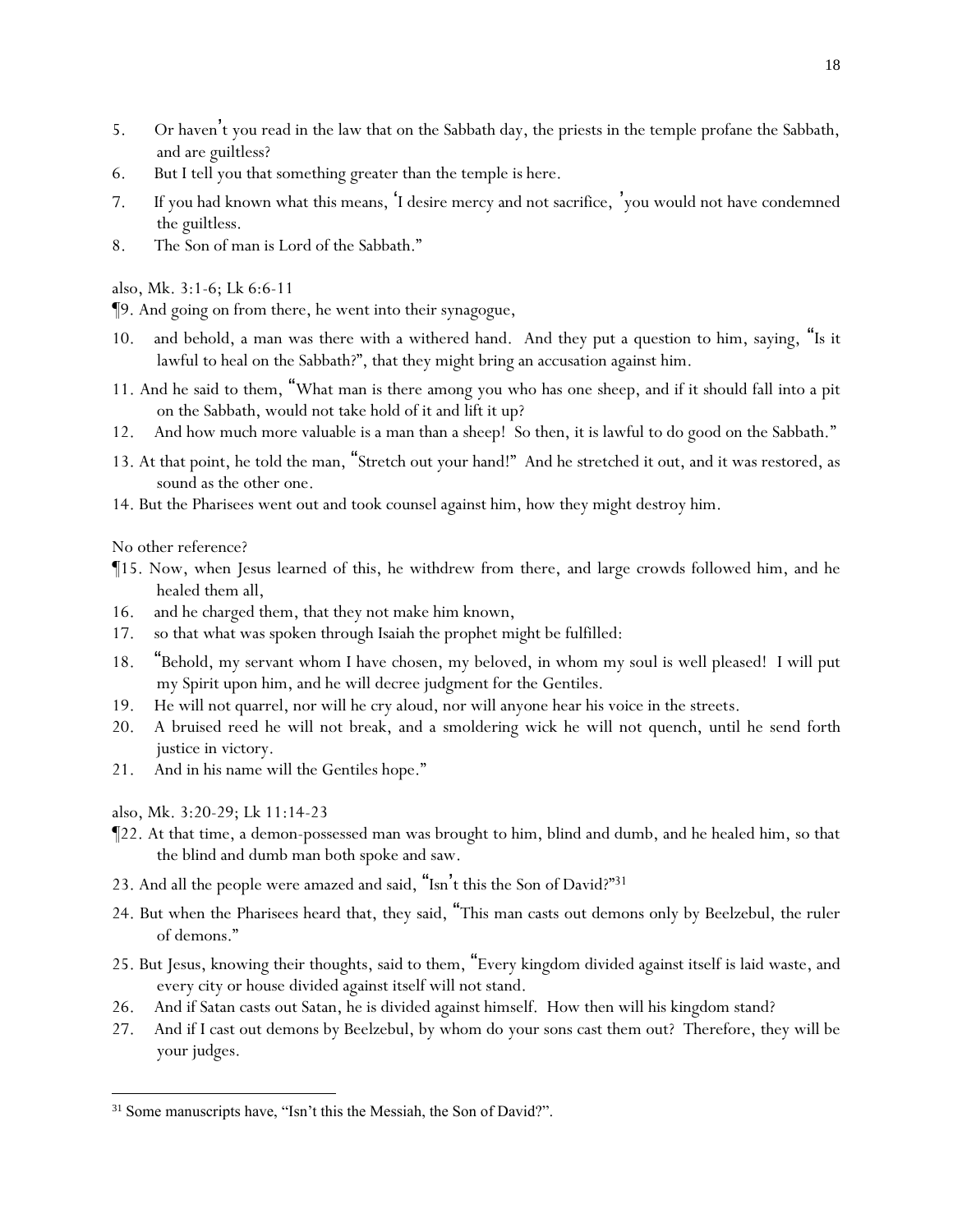5. Or haven't you read in the law that on the Sabbath day, the priests in the temple profane the Sabbath, and are guiltless?
6. But I tell you that something greater than the temple is here.
7. If you had known what this means, 'I desire mercy and not sacrifice, 'you would not have condemned the guiltless.
8. The Son of man is Lord of the Sabbath."

also, Mk. 3:1-6; Lk 6:6-11

¶9. And going on from there, he went into their synagogue,

10. and behold, a man was there with a withered hand. And they put a question to him, saying, "Is it lawful to heal on the Sabbath?", that they might bring an accusation against him.
11. And he said to them, "What man is there among you who has one sheep, and if it should fall into a pit on the Sabbath, would not take hold of it and lift it up?
12. And how much more valuable is a man than a sheep! So then, it is lawful to do good on the Sabbath."
13. At that point, he told the man, "Stretch out your hand!" And he stretched it out, and it was restored, as sound as the other one.
14. But the Pharisees went out and took counsel against him, how they might destroy him.

No other reference?

¶15. Now, when Jesus learned of this, he withdrew from there, and large crowds followed him, and he healed them all,

16. and he charged them, that they not make him known,
17. so that what was spoken through Isaiah the prophet might be fulfilled:
18. "Behold, my servant whom I have chosen, my beloved, in whom my soul is well pleased! I will put my Spirit upon him, and he will decree judgment for the Gentiles.
19. He will not quarrel, nor will he cry aloud, nor will anyone hear his voice in the streets.
20. A bruised reed he will not break, and a smoldering wick he will not quench, until he send forth justice in victory.
21. And in his name will the Gentiles hope."

also, Mk. 3:20-29; Lk 11:14-23

¶22. At that time, a demon-possessed man was brought to him, blind and dumb, and he healed him, so that the blind and dumb man both spoke and saw.

23. And all the people were amazed and said, "Isn't this the Son of David?"[31]
24. But when the Pharisees heard that, they said, "This man casts out demons only by Beelzebul, the ruler of demons."
25. But Jesus, knowing their thoughts, said to them, "Every kingdom divided against itself is laid waste, and every city or house divided against itself will not stand.
26. And if Satan casts out Satan, he is divided against himself. How then will his kingdom stand?
27. And if I cast out demons by Beelzebul, by whom do your sons cast them out? Therefore, they will be your judges.

---

[31] Some manuscripts have, "Isn't this the Messiah, the Son of David?".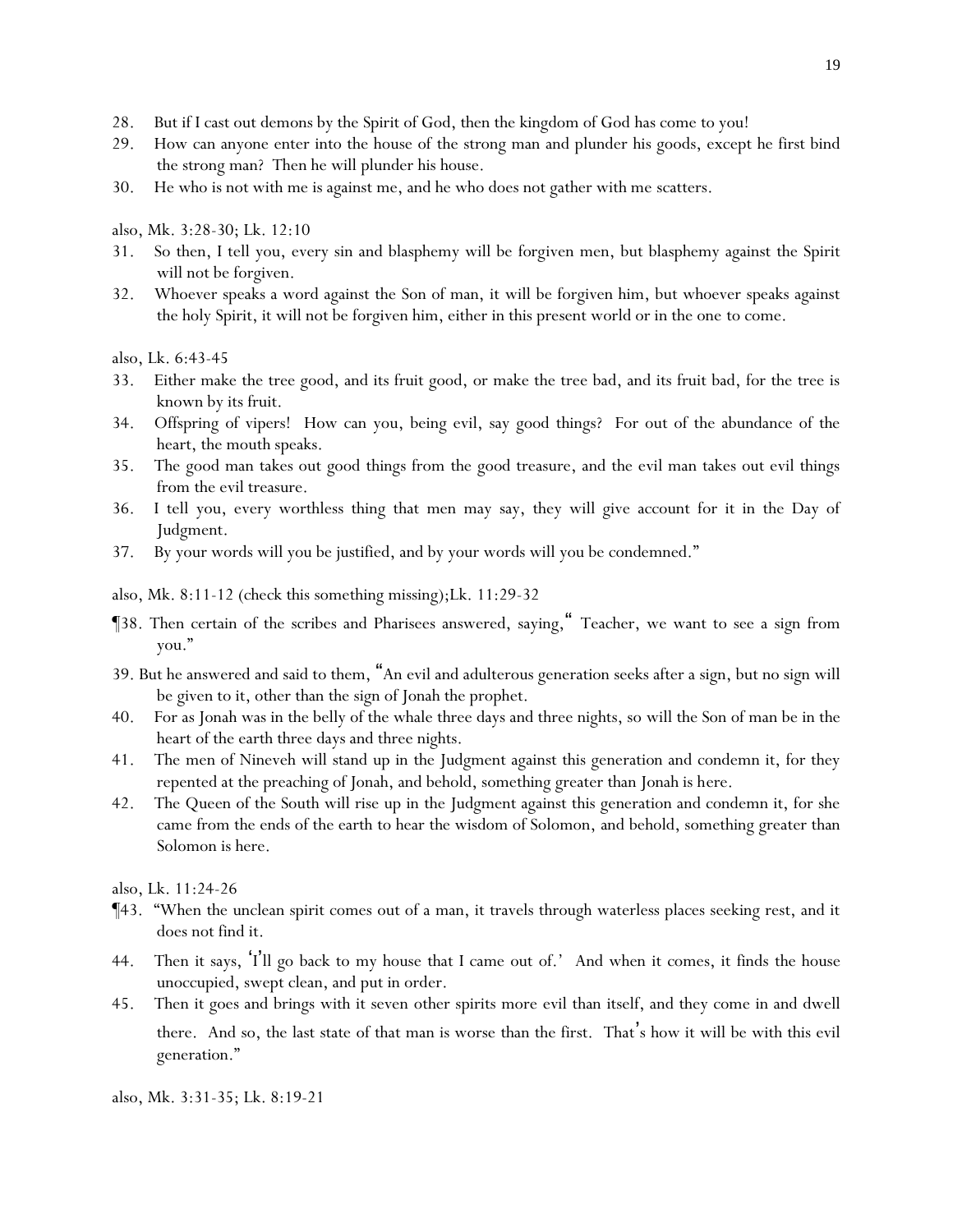28. But if I cast out demons by the Spirit of God, then the kingdom of God has come to you!
29. How can anyone enter into the house of the strong man and plunder his goods, except he first bind the strong man? Then he will plunder his house.
30. He who is not with me is against me, and he who does not gather with me scatters.

also, Mk. 3:28-30; Lk. 12:10

31. So then, I tell you, every sin and blasphemy will be forgiven men, but blasphemy against the Spirit will not be forgiven.
32. Whoever speaks a word against the Son of man, it will be forgiven him, but whoever speaks against the holy Spirit, it will not be forgiven him, either in this present world or in the one to come.

also, Lk. 6:43-45

33. Either make the tree good, and its fruit good, or make the tree bad, and its fruit bad, for the tree is known by its fruit.
34. Offspring of vipers! How can you, being evil, say good things? For out of the abundance of the heart, the mouth speaks.
35. The good man takes out good things from the good treasure, and the evil man takes out evil things from the evil treasure.
36. I tell you, every worthless thing that men may say, they will give account for it in the Day of Judgment.
37. By your words will you be justified, and by your words will you be condemned."

also, Mk. 8:11-12 (check this something missing);Lk. 11:29-32

¶38. Then certain of the scribes and Pharisees answered, saying," Teacher, we want to see a sign from you."

39. But he answered and said to them, "An evil and adulterous generation seeks after a sign, but no sign will be given to it, other than the sign of Jonah the prophet.
40. For as Jonah was in the belly of the whale three days and three nights, so will the Son of man be in the heart of the earth three days and three nights.
41. The men of Nineveh will stand up in the Judgment against this generation and condemn it, for they repented at the preaching of Jonah, and behold, something greater than Jonah is here.
42. The Queen of the South will rise up in the Judgment against this generation and condemn it, for she came from the ends of the earth to hear the wisdom of Solomon, and behold, something greater than Solomon is here.

also, Lk. 11:24-26

¶43. "When the unclean spirit comes out of a man, it travels through waterless places seeking rest, and it does not find it.

44. Then it says, 'I'll go back to my house that I came out of.' And when it comes, it finds the house unoccupied, swept clean, and put in order.
45. Then it goes and brings with it seven other spirits more evil than itself, and they come in and dwell there. And so, the last state of that man is worse than the first. That's how it will be with this evil generation."

also, Mk. 3:31-35; Lk. 8:19-21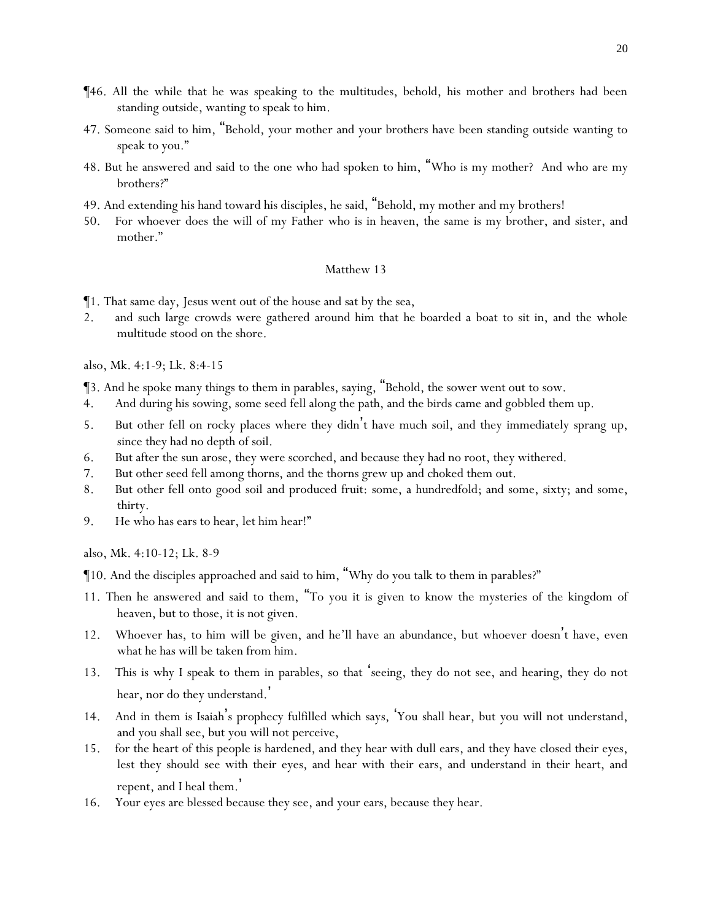¶46. All the while that he was speaking to the multitudes, behold, his mother and brothers had been standing outside, wanting to speak to him.

47. Someone said to him, "Behold, your mother and your brothers have been standing outside wanting to speak to you."

48. But he answered and said to the one who had spoken to him, "Who is my mother? And who are my brothers?"

49. And extending his hand toward his disciples, he said, "Behold, my mother and my brothers!

50. For whoever does the will of my Father who is in heaven, the same is my brother, and sister, and mother."

## Matthew 13

¶1. That same day, Jesus went out of the house and sat by the sea,

2. and such large crowds were gathered around him that he boarded a boat to sit in, and the whole multitude stood on the shore.

also, Mk. 4:1-9; Lk. 8:4-15

¶3. And he spoke many things to them in parables, saying, "Behold, the sower went out to sow.

4. And during his sowing, some seed fell along the path, and the birds came and gobbled them up.

5. But other fell on rocky places where they didn't have much soil, and they immediately sprang up, since they had no depth of soil.

6. But after the sun arose, they were scorched, and because they had no root, they withered.

7. But other seed fell among thorns, and the thorns grew up and choked them out.

8. But other fell onto good soil and produced fruit: some, a hundredfold; and some, sixty; and some, thirty.

9. He who has ears to hear, let him hear!"

also, Mk. 4:10-12; Lk. 8-9

¶10. And the disciples approached and said to him, "Why do you talk to them in parables?"

11. Then he answered and said to them, "To you it is given to know the mysteries of the kingdom of heaven, but to those, it is not given.

12. Whoever has, to him will be given, and he'll have an abundance, but whoever doesn't have, even what he has will be taken from him.

13. This is why I speak to them in parables, so that 'seeing, they do not see, and hearing, they do not hear, nor do they understand.'

14. And in them is Isaiah's prophecy fulfilled which says, 'You shall hear, but you will not understand, and you shall see, but you will not perceive,

15. for the heart of this people is hardened, and they hear with dull ears, and they have closed their eyes, lest they should see with their eyes, and hear with their ears, and understand in their heart, and repent, and I heal them.'

16. Your eyes are blessed because they see, and your ears, because they hear.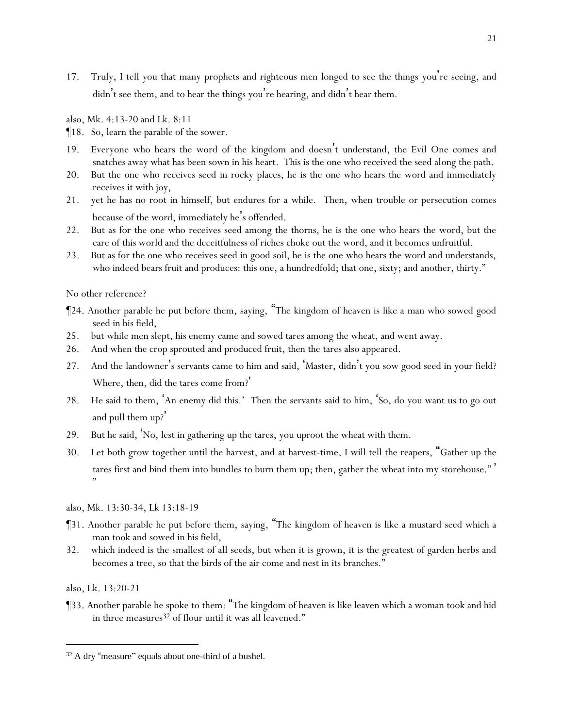17. Truly, I tell you that many prophets and righteous men longed to see the things you're seeing, and didn't see them, and to hear the things you're hearing, and didn't hear them.

also, Mk. 4:13-20 and Lk. 8:11

¶18. So, learn the parable of the sower.

19. Everyone who hears the word of the kingdom and doesn't understand, the Evil One comes and snatches away what has been sown in his heart. This is the one who received the seed along the path.

20. But the one who receives seed in rocky places, he is the one who hears the word and immediately receives it with joy,

21. yet he has no root in himself, but endures for a while. Then, when trouble or persecution comes because of the word, immediately he's offended.

22. But as for the one who receives seed among the thorns, he is the one who hears the word, but the care of this world and the deceitfulness of riches choke out the word, and it becomes unfruitful.

23. But as for the one who receives seed in good soil, he is the one who hears the word and understands, who indeed bears fruit and produces: this one, a hundredfold; that one, sixty; and another, thirty."

No other reference?

¶24. Another parable he put before them, saying, "The kingdom of heaven is like a man who sowed good seed in his field,

25. but while men slept, his enemy came and sowed tares among the wheat, and went away.

26. And when the crop sprouted and produced fruit, then the tares also appeared.

27. And the landowner's servants came to him and said, 'Master, didn't you sow good seed in your field? Where, then, did the tares come from?'

28. He said to them, 'An enemy did this.' Then the servants said to him, 'So, do you want us to go out and pull them up?'

29. But he said, 'No, lest in gathering up the tares, you uproot the wheat with them.

30. Let both grow together until the harvest, and at harvest-time, I will tell the reapers, "Gather up the tares first and bind them into bundles to burn them up; then, gather the wheat into my storehouse." ' "

also, Mk. 13:30-34, Lk 13:18-19

¶31. Another parable he put before them, saying, "The kingdom of heaven is like a mustard seed which a man took and sowed in his field,

32. which indeed is the smallest of all seeds, but when it is grown, it is the greatest of garden herbs and becomes a tree, so that the birds of the air come and nest in its branches."

also, Lk. 13:20-21

¶33. Another parable he spoke to them: "The kingdom of heaven is like leaven which a woman took and hid in three measures[32] of flour until it was all leavened."

---

[32] A dry "measure" equals about one-third of a bushel.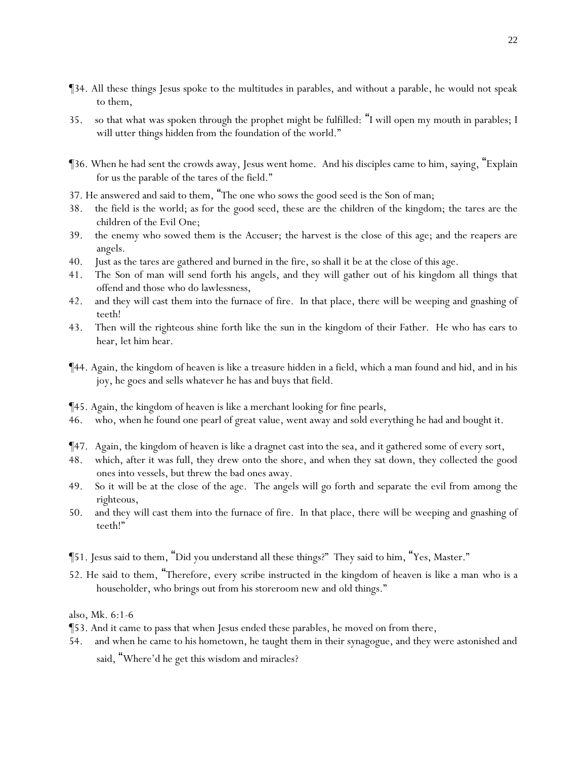¶34. All these things Jesus spoke to the multitudes in parables, and without a parable, he would not speak to them,

35. so that what was spoken through the prophet might be fulfilled: "I will open my mouth in parables; I will utter things hidden from the foundation of the world."

¶36. When he had sent the crowds away, Jesus went home. And his disciples came to him, saying, "Explain for us the parable of the tares of the field."

37. He answered and said to them, "The one who sows the good seed is the Son of man;

38. the field is the world; as for the good seed, these are the children of the kingdom; the tares are the children of the Evil One;

39. the enemy who sowed them is the Accuser; the harvest is the close of this age; and the reapers are angels.

40. Just as the tares are gathered and burned in the fire, so shall it be at the close of this age.

41. The Son of man will send forth his angels, and they will gather out of his kingdom all things that offend and those who do lawlessness,

42. and they will cast them into the furnace of fire. In that place, there will be weeping and gnashing of teeth!

43. Then will the righteous shine forth like the sun in the kingdom of their Father. He who has ears to hear, let him hear.

¶44. Again, the kingdom of heaven is like a treasure hidden in a field, which a man found and hid, and in his joy, he goes and sells whatever he has and buys that field.

¶45. Again, the kingdom of heaven is like a merchant looking for fine pearls,

46. who, when he found one pearl of great value, went away and sold everything he had and bought it.

¶47. Again, the kingdom of heaven is like a dragnet cast into the sea, and it gathered some of every sort,

48. which, after it was full, they drew onto the shore, and when they sat down, they collected the good ones into vessels, but threw the bad ones away.

49. So it will be at the close of the age. The angels will go forth and separate the evil from among the righteous,

50. and they will cast them into the furnace of fire. In that place, there will be weeping and gnashing of teeth!"

¶51. Jesus said to them, "Did you understand all these things?" They said to him, "Yes, Master."

52. He said to them, "Therefore, every scribe instructed in the kingdom of heaven is like a man who is a householder, who brings out from his storeroom new and old things."

also, Mk. 6:1-6

¶53. And it came to pass that when Jesus ended these parables, he moved on from there,

54. and when he came to his hometown, he taught them in their synagogue, and they were astonished and said, "Where'd he get this wisdom and miracles?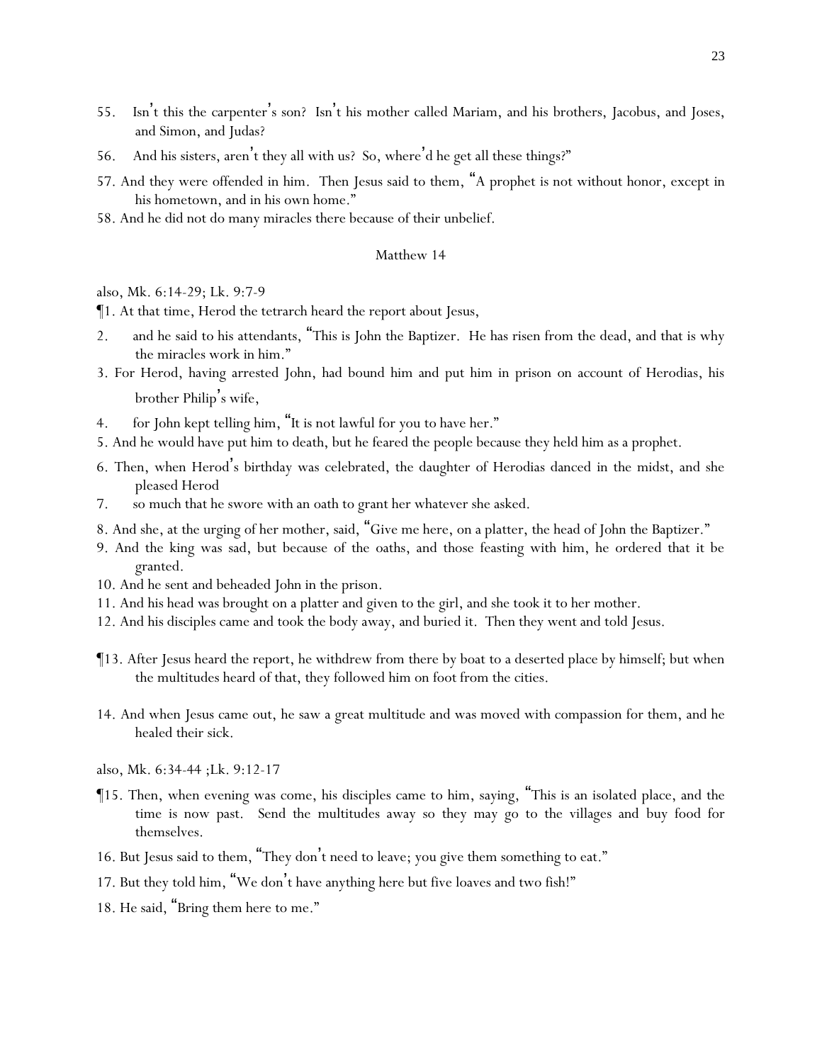55. Isn't this the carpenter's son? Isn't his mother called Mariam, and his brothers, Jacobus, and Joses, and Simon, and Judas?

56. And his sisters, aren't they all with us? So, where'd he get all these things?"

57. And they were offended in him. Then Jesus said to them, "A prophet is not without honor, except in his hometown, and in his own home."

58. And he did not do many miracles there because of their unbelief.

## Matthew 14

also, Mk. 6:14-29; Lk. 9:7-9

¶1. At that time, Herod the tetrarch heard the report about Jesus,

2. and he said to his attendants, "This is John the Baptizer. He has risen from the dead, and that is why the miracles work in him."

3. For Herod, having arrested John, had bound him and put him in prison on account of Herodias, his brother Philip's wife,

4. for John kept telling him, "It is not lawful for you to have her."

5. And he would have put him to death, but he feared the people because they held him as a prophet.

6. Then, when Herod's birthday was celebrated, the daughter of Herodias danced in the midst, and she pleased Herod

7. so much that he swore with an oath to grant her whatever she asked.

8. And she, at the urging of her mother, said, "Give me here, on a platter, the head of John the Baptizer."

9. And the king was sad, but because of the oaths, and those feasting with him, he ordered that it be granted.

10. And he sent and beheaded John in the prison.

11. And his head was brought on a platter and given to the girl, and she took it to her mother.

12. And his disciples came and took the body away, and buried it. Then they went and told Jesus.

¶13. After Jesus heard the report, he withdrew from there by boat to a deserted place by himself; but when the multitudes heard of that, they followed him on foot from the cities.

14. And when Jesus came out, he saw a great multitude and was moved with compassion for them, and he healed their sick.

also, Mk. 6:34-44 ;Lk. 9:12-17

¶15. Then, when evening was come, his disciples came to him, saying, "This is an isolated place, and the time is now past. Send the multitudes away so they may go to the villages and buy food for themselves.

16. But Jesus said to them, "They don't need to leave; you give them something to eat."

17. But they told him, "We don't have anything here but five loaves and two fish!"

18. He said, "Bring them here to me."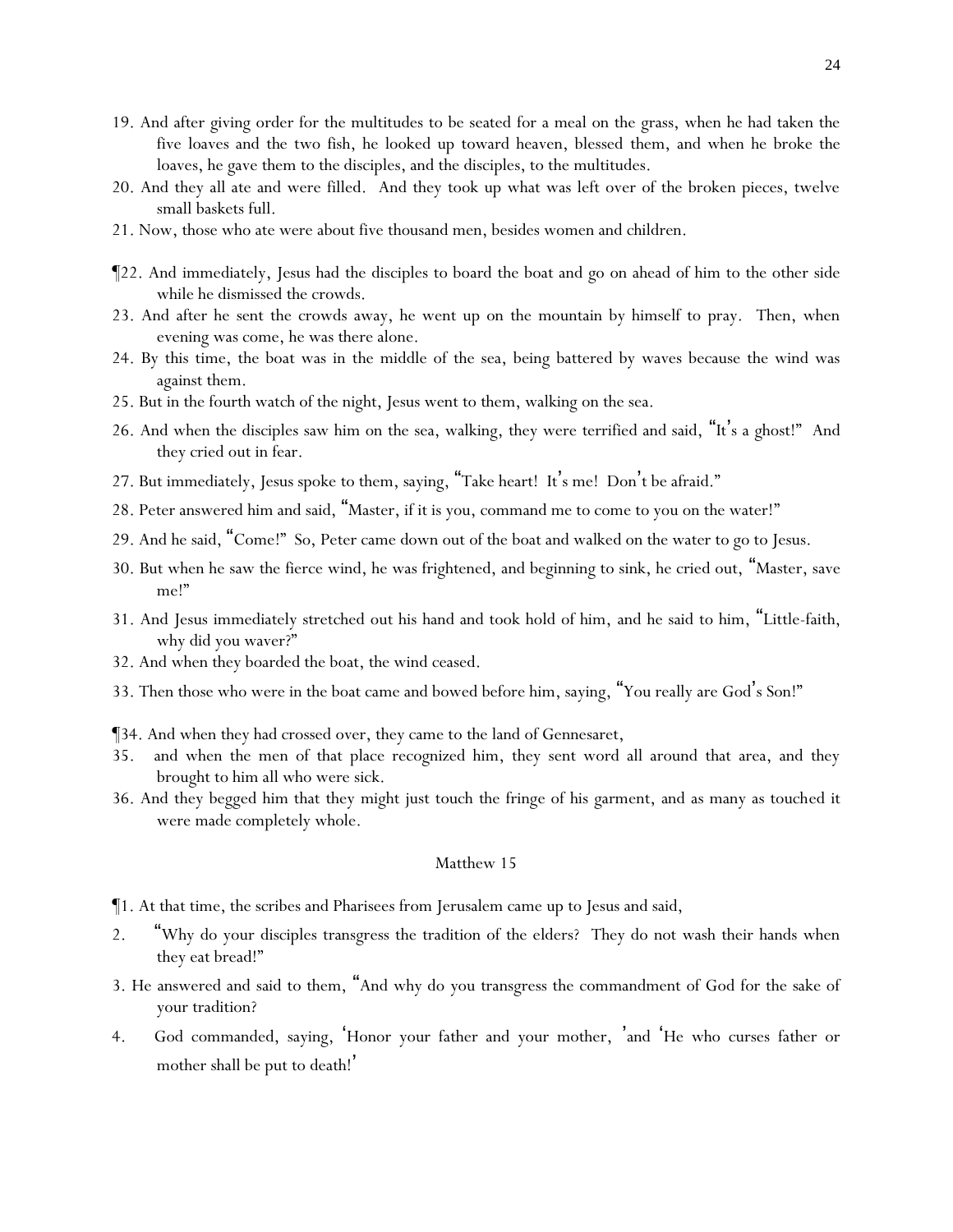19. And after giving order for the multitudes to be seated for a meal on the grass, when he had taken the five loaves and the two fish, he looked up toward heaven, blessed them, and when he broke the loaves, he gave them to the disciples, and the disciples, to the multitudes.

20. And they all ate and were filled. And they took up what was left over of the broken pieces, twelve small baskets full.

21. Now, those who ate were about five thousand men, besides women and children.

¶22. And immediately, Jesus had the disciples to board the boat and go on ahead of him to the other side while he dismissed the crowds.

23. And after he sent the crowds away, he went up on the mountain by himself to pray. Then, when evening was come, he was there alone.

24. By this time, the boat was in the middle of the sea, being battered by waves because the wind was against them.

25. But in the fourth watch of the night, Jesus went to them, walking on the sea.

26. And when the disciples saw him on the sea, walking, they were terrified and said, "It's a ghost!" And they cried out in fear.

27. But immediately, Jesus spoke to them, saying, "Take heart! It's me! Don't be afraid."

28. Peter answered him and said, "Master, if it is you, command me to come to you on the water!"

29. And he said, "Come!" So, Peter came down out of the boat and walked on the water to go to Jesus.

30. But when he saw the fierce wind, he was frightened, and beginning to sink, he cried out, "Master, save me!"

31. And Jesus immediately stretched out his hand and took hold of him, and he said to him, "Little-faith, why did you waver?"

32. And when they boarded the boat, the wind ceased.

33. Then those who were in the boat came and bowed before him, saying, "You really are God's Son!"

¶34. And when they had crossed over, they came to the land of Gennesaret,

35. and when the men of that place recognized him, they sent word all around that area, and they brought to him all who were sick.

36. And they begged him that they might just touch the fringe of his garment, and as many as touched it were made completely whole.

## Matthew 15

¶1. At that time, the scribes and Pharisees from Jerusalem came up to Jesus and said,

2. "Why do your disciples transgress the tradition of the elders? They do not wash their hands when they eat bread!"

3. He answered and said to them, "And why do you transgress the commandment of God for the sake of your tradition?

4. God commanded, saying, 'Honor your father and your mother, 'and 'He who curses father or mother shall be put to death!'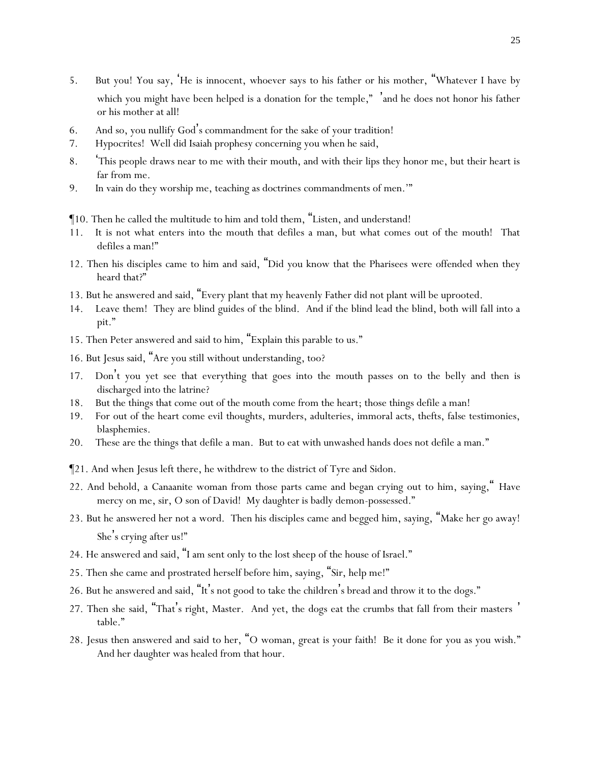5. But you! You say, 'He is innocent, whoever says to his father or his mother, "Whatever I have by which you might have been helped is a donation for the temple," 'and he does not honor his father or his mother at all!
6. And so, you nullify God's commandment for the sake of your tradition!
7. Hypocrites! Well did Isaiah prophesy concerning you when he said,
8. 'This people draws near to me with their mouth, and with their lips they honor me, but their heart is far from me.
9. In vain do they worship me, teaching as doctrines commandments of men.'"

¶10. Then he called the multitude to him and told them, "Listen, and understand!
11. It is not what enters into the mouth that defiles a man, but what comes out of the mouth! That defiles a man!"
12. Then his disciples came to him and said, "Did you know that the Pharisees were offended when they heard that?"
13. But he answered and said, "Every plant that my heavenly Father did not plant will be uprooted.
14. Leave them! They are blind guides of the blind. And if the blind lead the blind, both will fall into a pit."
15. Then Peter answered and said to him, "Explain this parable to us."
16. But Jesus said, "Are you still without understanding, too?
17. Don't you yet see that everything that goes into the mouth passes on to the belly and then is discharged into the latrine?
18. But the things that come out of the mouth come from the heart; those things defile a man!
19. For out of the heart come evil thoughts, murders, adulteries, immoral acts, thefts, false testimonies, blasphemies.
20. These are the things that defile a man. But to eat with unwashed hands does not defile a man."

¶21. And when Jesus left there, he withdrew to the district of Tyre and Sidon.
22. And behold, a Canaanite woman from those parts came and began crying out to him, saying," Have mercy on me, sir, O son of David! My daughter is badly demon-possessed."
23. But he answered her not a word. Then his disciples came and begged him, saying, "Make her go away! She's crying after us!"
24. He answered and said, "I am sent only to the lost sheep of the house of Israel."
25. Then she came and prostrated herself before him, saying, "Sir, help me!"
26. But he answered and said, "It's not good to take the children's bread and throw it to the dogs."
27. Then she said, "That's right, Master. And yet, the dogs eat the crumbs that fall from their masters' table."
28. Jesus then answered and said to her, "O woman, great is your faith! Be it done for you as you wish." And her daughter was healed from that hour.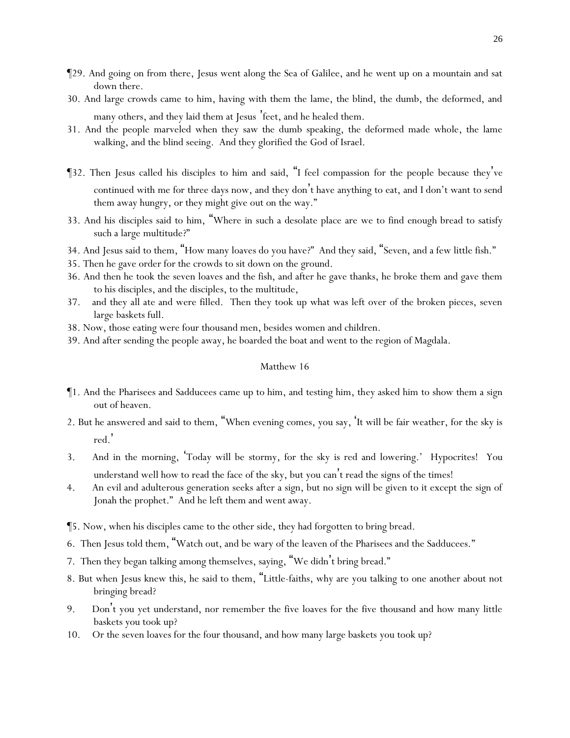¶29. And going on from there, Jesus went along the Sea of Galilee, and he went up on a mountain and sat down there.

30. And large crowds came to him, having with them the lame, the blind, the dumb, the deformed, and many others, and they laid them at Jesus' feet, and he healed them.

31. And the people marveled when they saw the dumb speaking, the deformed made whole, the lame walking, and the blind seeing. And they glorified the God of Israel.

¶32. Then Jesus called his disciples to him and said, "I feel compassion for the people because they've continued with me for three days now, and they don't have anything to eat, and I don't want to send them away hungry, or they might give out on the way."

33. And his disciples said to him, "Where in such a desolate place are we to find enough bread to satisfy such a large multitude?"

34. And Jesus said to them, "How many loaves do you have?" And they said, "Seven, and a few little fish."

35. Then he gave order for the crowds to sit down on the ground.

36. And then he took the seven loaves and the fish, and after he gave thanks, he broke them and gave them to his disciples, and the disciples, to the multitude,

37. and they all ate and were filled. Then they took up what was left over of the broken pieces, seven large baskets full.

38. Now, those eating were four thousand men, besides women and children.

39. And after sending the people away, he boarded the boat and went to the region of Magdala.

## Matthew 16

¶1. And the Pharisees and Sadducees came up to him, and testing him, they asked him to show them a sign out of heaven.

2. But he answered and said to them, "When evening comes, you say, 'It will be fair weather, for the sky is red.'

3. And in the morning, 'Today will be stormy, for the sky is red and lowering.' Hypocrites! You understand well how to read the face of the sky, but you can't read the signs of the times!

4. An evil and adulterous generation seeks after a sign, but no sign will be given to it except the sign of Jonah the prophet." And he left them and went away.

¶5. Now, when his disciples came to the other side, they had forgotten to bring bread.

6. Then Jesus told them, "Watch out, and be wary of the leaven of the Pharisees and the Sadducees."

7. Then they began talking among themselves, saying, "We didn't bring bread."

8. But when Jesus knew this, he said to them, "Little-faiths, why are you talking to one another about not bringing bread?

9. Don't you yet understand, nor remember the five loaves for the five thousand and how many little baskets you took up?

10. Or the seven loaves for the four thousand, and how many large baskets you took up?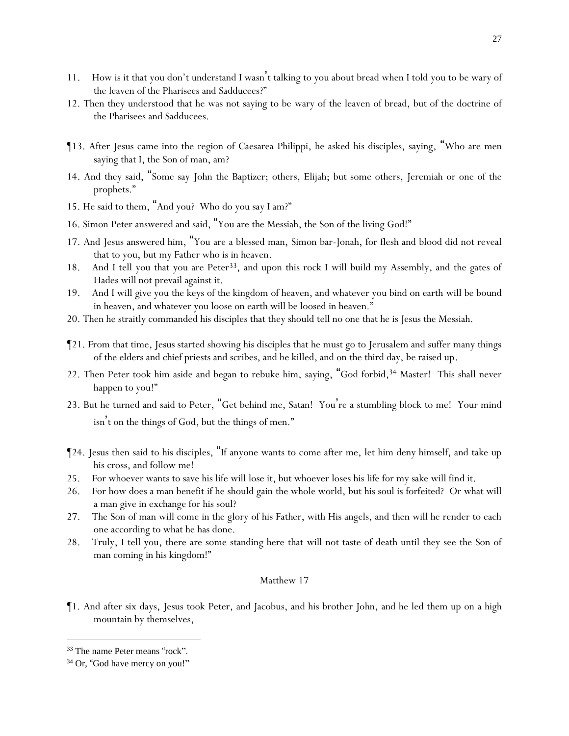11. How is it that you don't understand I wasn't talking to you about bread when I told you to be wary of the leaven of the Pharisees and Sadducees?"

12. Then they understood that he was not saying to be wary of the leaven of bread, but of the doctrine of the Pharisees and Sadducees.

¶13. After Jesus came into the region of Caesarea Philippi, he asked his disciples, saying, "Who are men saying that I, the Son of man, am?

14. And they said, "Some say John the Baptizer; others, Elijah; but some others, Jeremiah or one of the prophets."

15. He said to them, "And you? Who do you say I am?"

16. Simon Peter answered and said, "You are the Messiah, the Son of the living God!"

17. And Jesus answered him, "You are a blessed man, Simon bar-Jonah, for flesh and blood did not reveal that to you, but my Father who is in heaven.

18. And I tell you that you are Peter[33], and upon this rock I will build my Assembly, and the gates of Hades will not prevail against it.

19. And I will give you the keys of the kingdom of heaven, and whatever you bind on earth will be bound in heaven, and whatever you loose on earth will be loosed in heaven."

20. Then he straitly commanded his disciples that they should tell no one that he is Jesus the Messiah.

¶21. From that time, Jesus started showing his disciples that he must go to Jerusalem and suffer many things of the elders and chief priests and scribes, and be killed, and on the third day, be raised up.

22. Then Peter took him aside and began to rebuke him, saying, "God forbid,[34] Master! This shall never happen to you!"

23. But he turned and said to Peter, "Get behind me, Satan! You're a stumbling block to me! Your mind isn't on the things of God, but the things of men."

¶24. Jesus then said to his disciples, "If anyone wants to come after me, let him deny himself, and take up his cross, and follow me!

25. For whoever wants to save his life will lose it, but whoever loses his life for my sake will find it.

26. For how does a man benefit if he should gain the whole world, but his soul is forfeited? Or what will a man give in exchange for his soul?

27. The Son of man will come in the glory of his Father, with His angels, and then will he render to each one according to what he has done.

28. Truly, I tell you, there are some standing here that will not taste of death until they see the Son of man coming in his kingdom!"

## Matthew 17

¶1. And after six days, Jesus took Peter, and Jacobus, and his brother John, and he led them up on a high mountain by themselves,

---

[33] The name Peter means "rock".

[34] Or, "God have mercy on you!"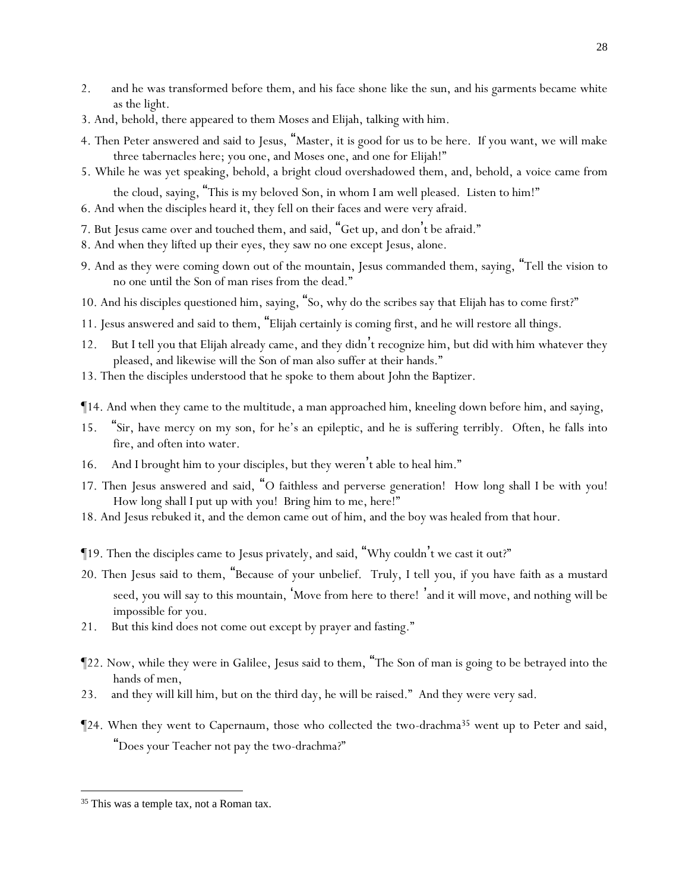2. and he was transformed before them, and his face shone like the sun, and his garments became white as the light.

3. And, behold, there appeared to them Moses and Elijah, talking with him.

4. Then Peter answered and said to Jesus, "Master, it is good for us to be here. If you want, we will make three tabernacles here; you one, and Moses one, and one for Elijah!"

5. While he was yet speaking, behold, a bright cloud overshadowed them, and, behold, a voice came from the cloud, saying, "This is my beloved Son, in whom I am well pleased. Listen to him!"

6. And when the disciples heard it, they fell on their faces and were very afraid.

7. But Jesus came over and touched them, and said, "Get up, and don't be afraid."

8. And when they lifted up their eyes, they saw no one except Jesus, alone.

9. And as they were coming down out of the mountain, Jesus commanded them, saying, "Tell the vision to no one until the Son of man rises from the dead."

10. And his disciples questioned him, saying, "So, why do the scribes say that Elijah has to come first?"

11. Jesus answered and said to them, "Elijah certainly is coming first, and he will restore all things.

12. But I tell you that Elijah already came, and they didn't recognize him, but did with him whatever they pleased, and likewise will the Son of man also suffer at their hands."

13. Then the disciples understood that he spoke to them about John the Baptizer.

¶14. And when they came to the multitude, a man approached him, kneeling down before him, and saying,

15. "Sir, have mercy on my son, for he's an epileptic, and he is suffering terribly. Often, he falls into fire, and often into water.

16. And I brought him to your disciples, but they weren't able to heal him."

17. Then Jesus answered and said, "O faithless and perverse generation! How long shall I be with you! How long shall I put up with you! Bring him to me, here!"

18. And Jesus rebuked it, and the demon came out of him, and the boy was healed from that hour.

¶19. Then the disciples came to Jesus privately, and said, "Why couldn't we cast it out?"

20. Then Jesus said to them, "Because of your unbelief. Truly, I tell you, if you have faith as a mustard seed, you will say to this mountain, 'Move from here to there! 'and it will move, and nothing will be impossible for you.

21. But this kind does not come out except by prayer and fasting."

¶22. Now, while they were in Galilee, Jesus said to them, "The Son of man is going to be betrayed into the hands of men,

23. and they will kill him, but on the third day, he will be raised." And they were very sad.

¶24. When they went to Capernaum, those who collected the two-drachma[35] went up to Peter and said, "Does your Teacher not pay the two-drachma?"

---

[35] This was a temple tax, not a Roman tax.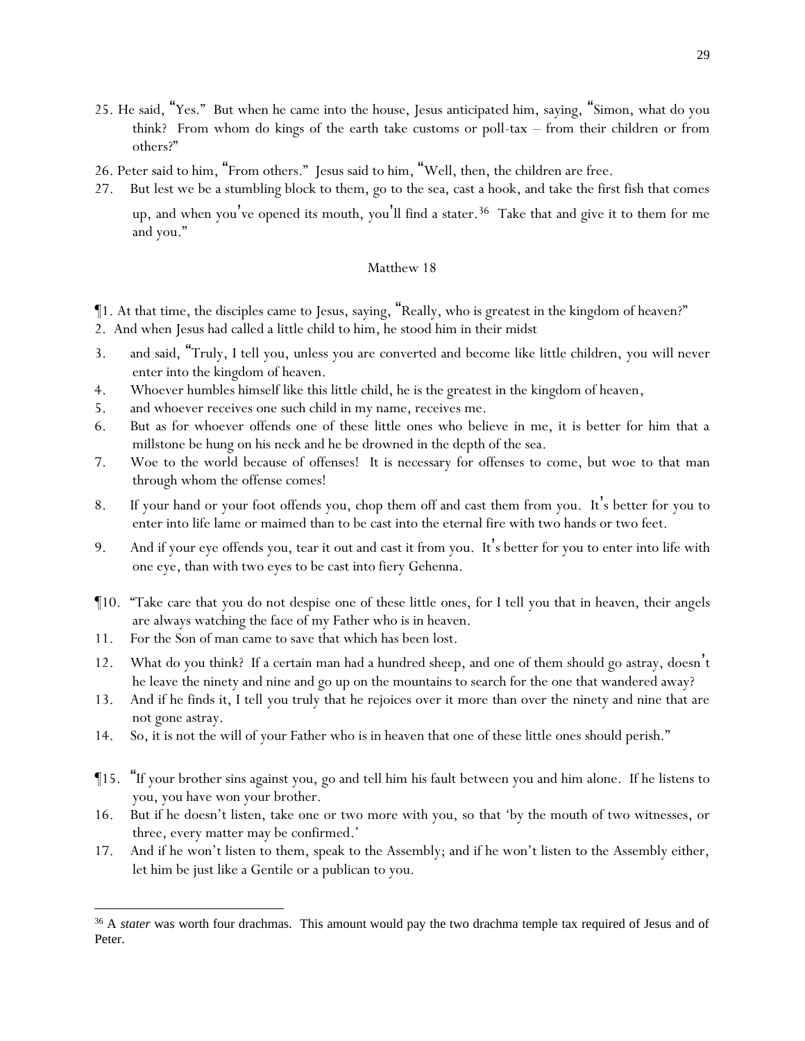25. He said, "Yes." But when he came into the house, Jesus anticipated him, saying, "Simon, what do you think? From whom do kings of the earth take customs or poll-tax – from their children or from others?"

26. Peter said to him, "From others." Jesus said to him, "Well, then, the children are free.

27. But lest we be a stumbling block to them, go to the sea, cast a hook, and take the first fish that comes up, and when you've opened its mouth, you'll find a stater.[36] Take that and give it to them for me and you."

## Matthew 18

¶1. At that time, the disciples came to Jesus, saying, "Really, who is greatest in the kingdom of heaven?"

2. And when Jesus had called a little child to him, he stood him in their midst

3. and said, "Truly, I tell you, unless you are converted and become like little children, you will never enter into the kingdom of heaven.

4. Whoever humbles himself like this little child, he is the greatest in the kingdom of heaven,

5. and whoever receives one such child in my name, receives me.

6. But as for whoever offends one of these little ones who believe in me, it is better for him that a millstone be hung on his neck and he be drowned in the depth of the sea.

7. Woe to the world because of offenses! It is necessary for offenses to come, but woe to that man through whom the offense comes!

8. If your hand or your foot offends you, chop them off and cast them from you. It's better for you to enter into life lame or maimed than to be cast into the eternal fire with two hands or two feet.

9. And if your eye offends you, tear it out and cast it from you. It's better for you to enter into life with one eye, than with two eyes to be cast into fiery Gehenna.

¶10. "Take care that you do not despise one of these little ones, for I tell you that in heaven, their angels are always watching the face of my Father who is in heaven.

11. For the Son of man came to save that which has been lost.

12. What do you think? If a certain man had a hundred sheep, and one of them should go astray, doesn't he leave the ninety and nine and go up on the mountains to search for the one that wandered away?

13. And if he finds it, I tell you truly that he rejoices over it more than over the ninety and nine that are not gone astray.

14. So, it is not the will of your Father who is in heaven that one of these little ones should perish."

¶15. "If your brother sins against you, go and tell him his fault between you and him alone. If he listens to you, you have won your brother.

16. But if he doesn't listen, take one or two more with you, so that 'by the mouth of two witnesses, or three, every matter may be confirmed.'

17. And if he won't listen to them, speak to the Assembly; and if he won't listen to the Assembly either, let him be just like a Gentile or a publican to you.

---

[36] A *stater* was worth four drachmas. This amount would pay the two drachma temple tax required of Jesus and of Peter.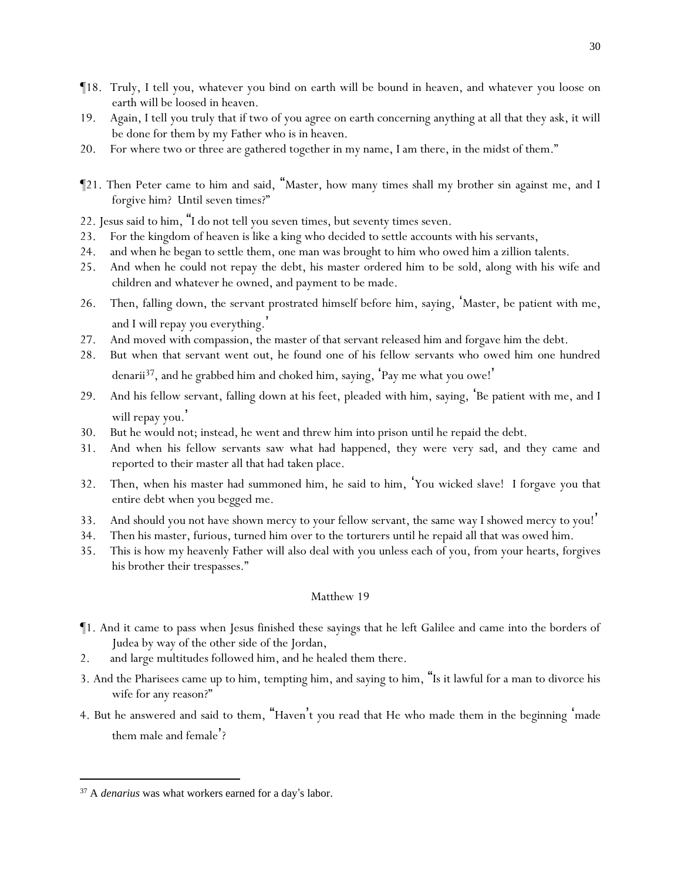¶18. Truly, I tell you, whatever you bind on earth will be bound in heaven, and whatever you loose on earth will be loosed in heaven.

19. Again, I tell you truly that if two of you agree on earth concerning anything at all that they ask, it will be done for them by my Father who is in heaven.

20. For where two or three are gathered together in my name, I am there, in the midst of them."

¶21. Then Peter came to him and said, "Master, how many times shall my brother sin against me, and I forgive him? Until seven times?"

22. Jesus said to him, "I do not tell you seven times, but seventy times seven.

23. For the kingdom of heaven is like a king who decided to settle accounts with his servants,

24. and when he began to settle them, one man was brought to him who owed him a zillion talents.

25. And when he could not repay the debt, his master ordered him to be sold, along with his wife and children and whatever he owned, and payment to be made.

26. Then, falling down, the servant prostrated himself before him, saying, 'Master, be patient with me, and I will repay you everything.'

27. And moved with compassion, the master of that servant released him and forgave him the debt.

28. But when that servant went out, he found one of his fellow servants who owed him one hundred denarii[37], and he grabbed him and choked him, saying, 'Pay me what you owe!'

29. And his fellow servant, falling down at his feet, pleaded with him, saying, 'Be patient with me, and I will repay you.'

30. But he would not; instead, he went and threw him into prison until he repaid the debt.

31. And when his fellow servants saw what had happened, they were very sad, and they came and reported to their master all that had taken place.

32. Then, when his master had summoned him, he said to him, 'You wicked slave! I forgave you that entire debt when you begged me.

33. And should you not have shown mercy to your fellow servant, the same way I showed mercy to you!'

34. Then his master, furious, turned him over to the torturers until he repaid all that was owed him.

35. This is how my heavenly Father will also deal with you unless each of you, from your hearts, forgives his brother their trespasses."

## Matthew 19

¶1. And it came to pass when Jesus finished these sayings that he left Galilee and came into the borders of Judea by way of the other side of the Jordan,

2. and large multitudes followed him, and he healed them there.

3. And the Pharisees came up to him, tempting him, and saying to him, "Is it lawful for a man to divorce his wife for any reason?"

4. But he answered and said to them, "Haven't you read that He who made them in the beginning 'made them male and female'?

---

[37] A *denarius* was what workers earned for a day's labor.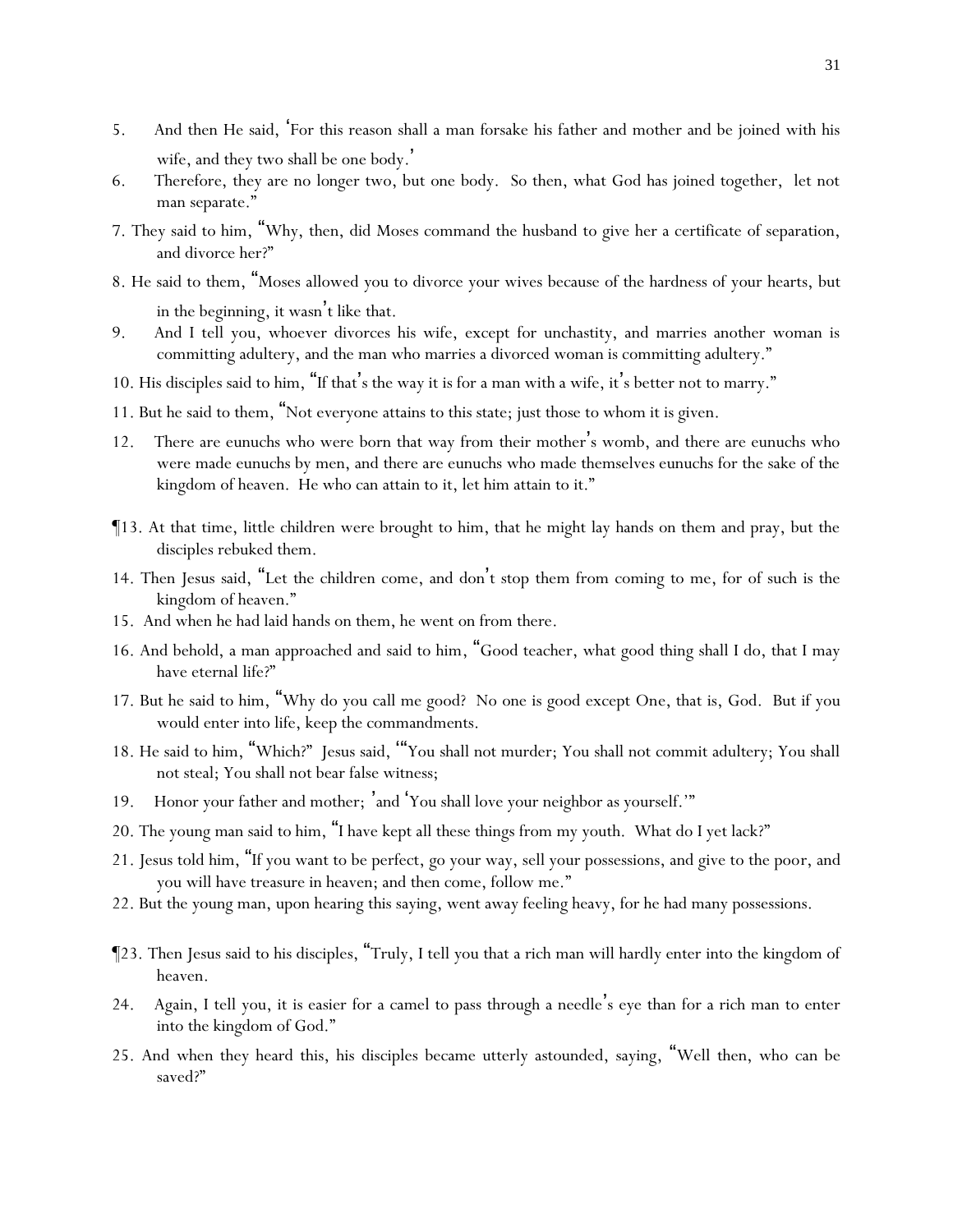5. And then He said, 'For this reason shall a man forsake his father and mother and be joined with his wife, and they two shall be one body.'

6. Therefore, they are no longer two, but one body. So then, what God has joined together, let not man separate."

7. They said to him, "Why, then, did Moses command the husband to give her a certificate of separation, and divorce her?"

8. He said to them, "Moses allowed you to divorce your wives because of the hardness of your hearts, but in the beginning, it wasn't like that.

9. And I tell you, whoever divorces his wife, except for unchastity, and marries another woman is committing adultery, and the man who marries a divorced woman is committing adultery."

10. His disciples said to him, "If that's the way it is for a man with a wife, it's better not to marry."

11. But he said to them, "Not everyone attains to this state; just those to whom it is given.

12. There are eunuchs who were born that way from their mother's womb, and there are eunuchs who were made eunuchs by men, and there are eunuchs who made themselves eunuchs for the sake of the kingdom of heaven. He who can attain to it, let him attain to it."

¶13. At that time, little children were brought to him, that he might lay hands on them and pray, but the disciples rebuked them.

14. Then Jesus said, "Let the children come, and don't stop them from coming to me, for of such is the kingdom of heaven."

15. And when he had laid hands on them, he went on from there.

16. And behold, a man approached and said to him, "Good teacher, what good thing shall I do, that I may have eternal life?"

17. But he said to him, "Why do you call me good? No one is good except One, that is, God. But if you would enter into life, keep the commandments.

18. He said to him, "Which?" Jesus said, '"You shall not murder; You shall not commit adultery; You shall not steal; You shall not bear false witness;

19. Honor your father and mother; 'and 'You shall love your neighbor as yourself.'"

20. The young man said to him, "I have kept all these things from my youth. What do I yet lack?"

21. Jesus told him, "If you want to be perfect, go your way, sell your possessions, and give to the poor, and you will have treasure in heaven; and then come, follow me."

22. But the young man, upon hearing this saying, went away feeling heavy, for he had many possessions.

¶23. Then Jesus said to his disciples, "Truly, I tell you that a rich man will hardly enter into the kingdom of heaven.

24. Again, I tell you, it is easier for a camel to pass through a needle's eye than for a rich man to enter into the kingdom of God."

25. And when they heard this, his disciples became utterly astounded, saying, "Well then, who can be saved?"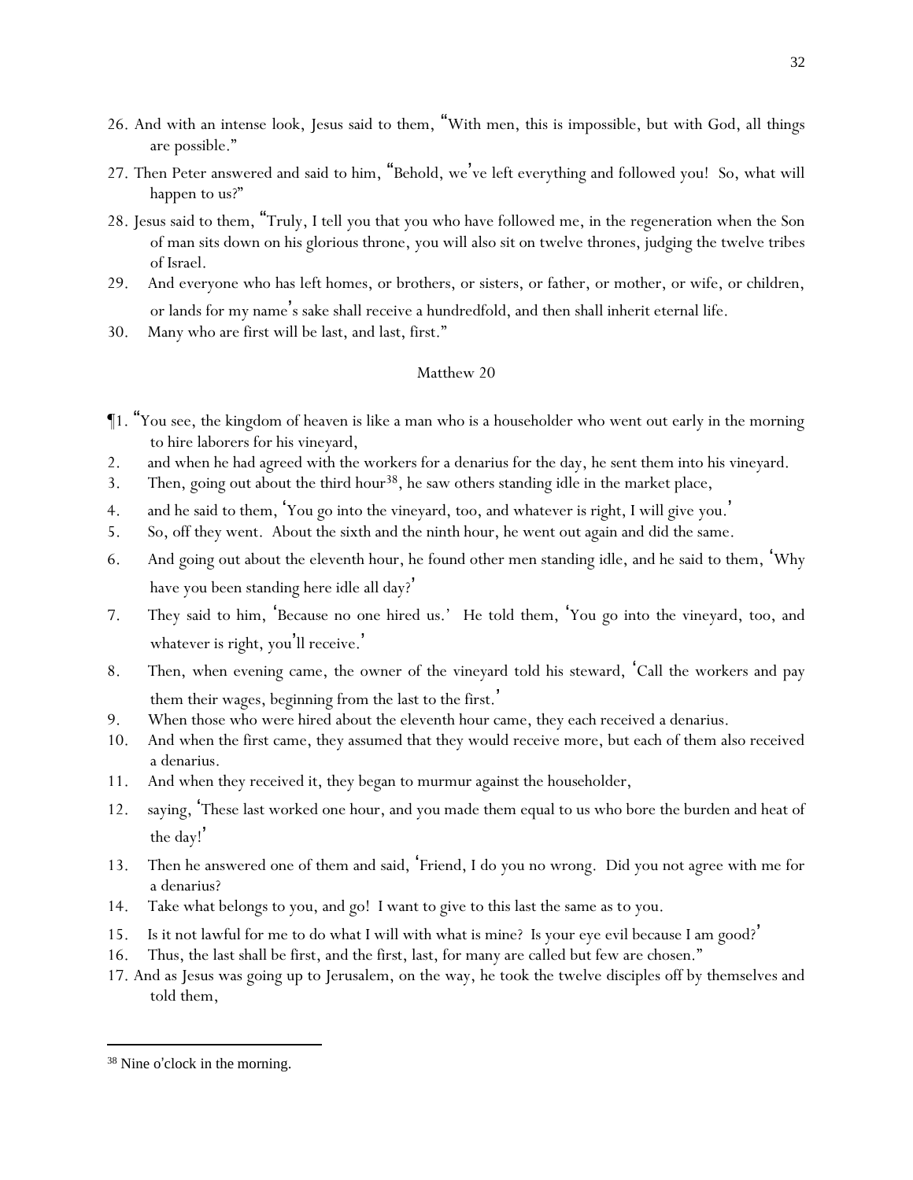26. And with an intense look, Jesus said to them, "With men, this is impossible, but with God, all things are possible."

27. Then Peter answered and said to him, "Behold, we've left everything and followed you! So, what will happen to us?"

28. Jesus said to them, "Truly, I tell you that you who have followed me, in the regeneration when the Son of man sits down on his glorious throne, you will also sit on twelve thrones, judging the twelve tribes of Israel.

29. And everyone who has left homes, or brothers, or sisters, or father, or mother, or wife, or children, or lands for my name's sake shall receive a hundredfold, and then shall inherit eternal life.

30. Many who are first will be last, and last, first."

## Matthew 20

¶1. "You see, the kingdom of heaven is like a man who is a householder who went out early in the morning to hire laborers for his vineyard,

2. and when he had agreed with the workers for a denarius for the day, he sent them into his vineyard.

3. Then, going out about the third hour[38], he saw others standing idle in the market place,

4. and he said to them, 'You go into the vineyard, too, and whatever is right, I will give you.'

5. So, off they went. About the sixth and the ninth hour, he went out again and did the same.

6. And going out about the eleventh hour, he found other men standing idle, and he said to them, 'Why have you been standing here idle all day?'

7. They said to him, 'Because no one hired us.' He told them, 'You go into the vineyard, too, and whatever is right, you'll receive.'

8. Then, when evening came, the owner of the vineyard told his steward, 'Call the workers and pay them their wages, beginning from the last to the first.'

9. When those who were hired about the eleventh hour came, they each received a denarius.

10. And when the first came, they assumed that they would receive more, but each of them also received a denarius.

11. And when they received it, they began to murmur against the householder,

12. saying, 'These last worked one hour, and you made them equal to us who bore the burden and heat of the day!'

13. Then he answered one of them and said, 'Friend, I do you no wrong. Did you not agree with me for a denarius?

14. Take what belongs to you, and go! I want to give to this last the same as to you.

15. Is it not lawful for me to do what I will with what is mine? Is your eye evil because I am good?'

16. Thus, the last shall be first, and the first, last, for many are called but few are chosen."

17. And as Jesus was going up to Jerusalem, on the way, he took the twelve disciples off by themselves and told them,

---

[38] Nine o'clock in the morning.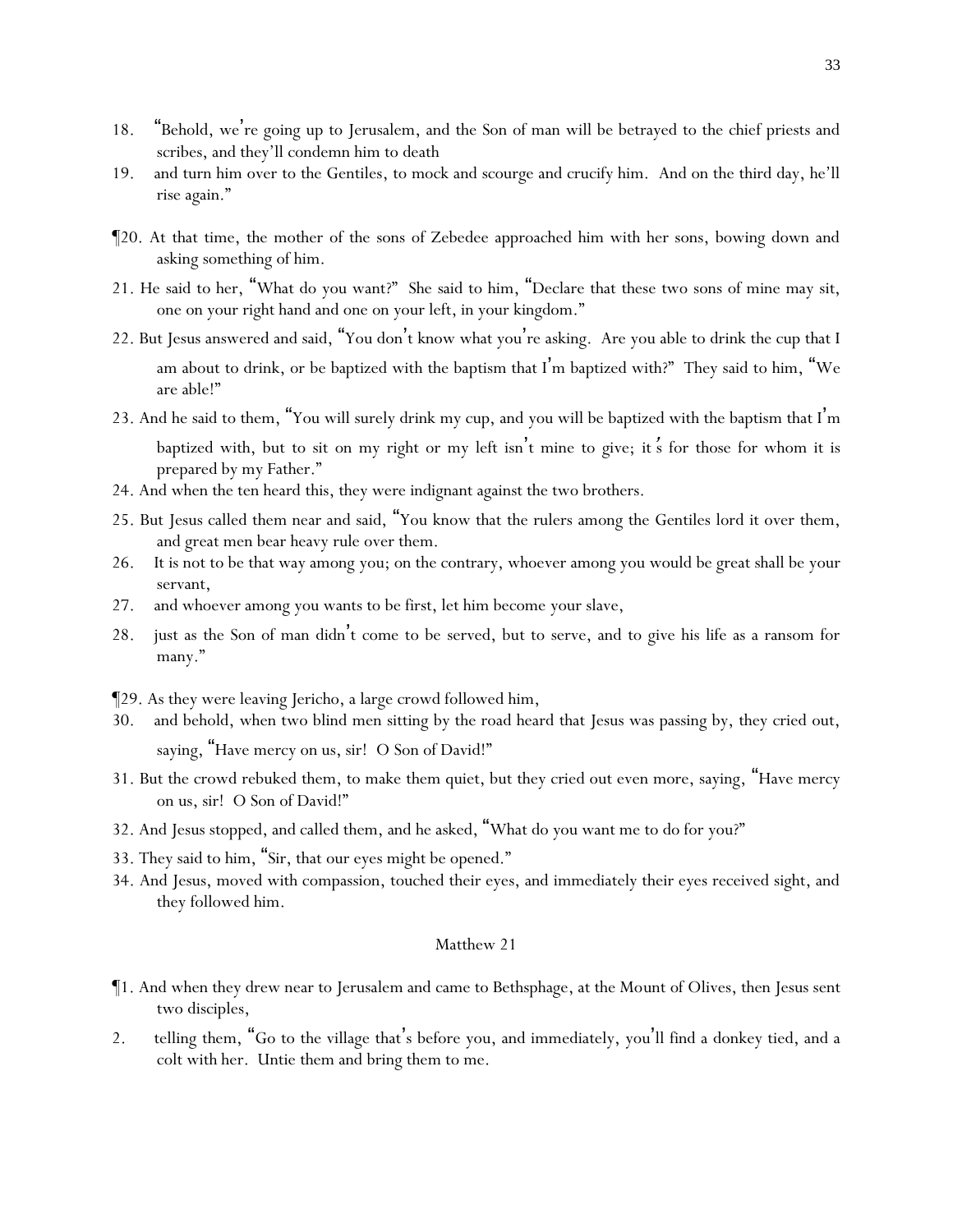18. "Behold, we're going up to Jerusalem, and the Son of man will be betrayed to the chief priests and scribes, and they'll condemn him to death

19. and turn him over to the Gentiles, to mock and scourge and crucify him. And on the third day, he'll rise again."

¶20. At that time, the mother of the sons of Zebedee approached him with her sons, bowing down and asking something of him.

21. He said to her, "What do you want?" She said to him, "Declare that these two sons of mine may sit, one on your right hand and one on your left, in your kingdom."

22. But Jesus answered and said, "You don't know what you're asking. Are you able to drink the cup that I am about to drink, or be baptized with the baptism that I'm baptized with?" They said to him, "We are able!"

23. And he said to them, "You will surely drink my cup, and you will be baptized with the baptism that I'm baptized with, but to sit on my right or my left isn't mine to give; it's for those for whom it is prepared by my Father."

24. And when the ten heard this, they were indignant against the two brothers.

25. But Jesus called them near and said, "You know that the rulers among the Gentiles lord it over them, and great men bear heavy rule over them.

26. It is not to be that way among you; on the contrary, whoever among you would be great shall be your servant,

27. and whoever among you wants to be first, let him become your slave,

28. just as the Son of man didn't come to be served, but to serve, and to give his life as a ransom for many."

¶29. As they were leaving Jericho, a large crowd followed him,

30. and behold, when two blind men sitting by the road heard that Jesus was passing by, they cried out, saying, "Have mercy on us, sir! O Son of David!"

31. But the crowd rebuked them, to make them quiet, but they cried out even more, saying, "Have mercy on us, sir! O Son of David!"

32. And Jesus stopped, and called them, and he asked, "What do you want me to do for you?"

33. They said to him, "Sir, that our eyes might be opened."

34. And Jesus, moved with compassion, touched their eyes, and immediately their eyes received sight, and they followed him.

## Matthew 21

¶1. And when they drew near to Jerusalem and came to Bethsphage, at the Mount of Olives, then Jesus sent two disciples,

2. telling them, "Go to the village that's before you, and immediately, you'll find a donkey tied, and a colt with her. Untie them and bring them to me.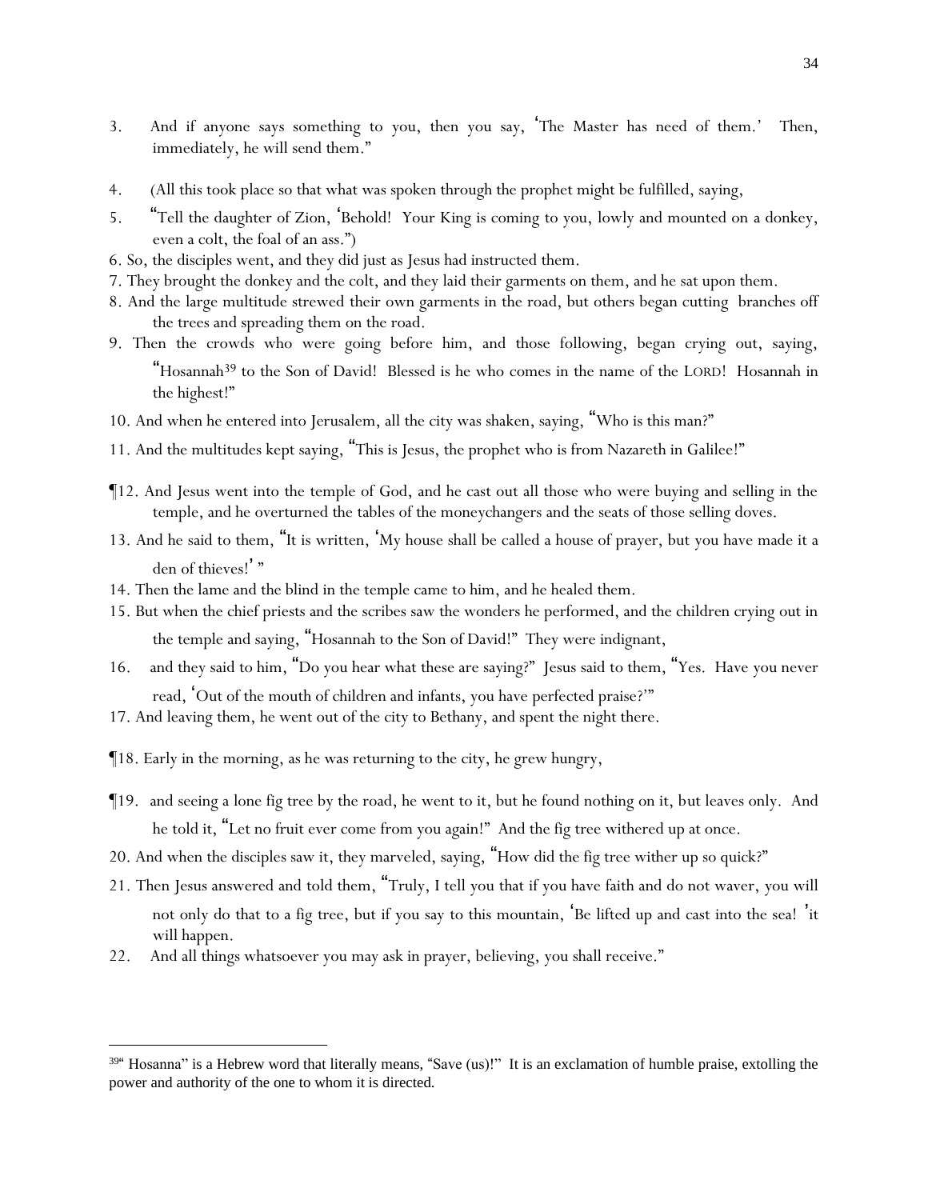3. And if anyone says something to you, then you say, 'The Master has need of them.' Then, immediately, he will send them."

4. (All this took place so that what was spoken through the prophet might be fulfilled, saying,

5. "Tell the daughter of Zion, 'Behold! Your King is coming to you, lowly and mounted on a donkey, even a colt, the foal of an ass.")

6. So, the disciples went, and they did just as Jesus had instructed them.

7. They brought the donkey and the colt, and they laid their garments on them, and he sat upon them.

8. And the large multitude strewed their own garments in the road, but others began cutting branches off the trees and spreading them on the road.

9. Then the crowds who were going before him, and those following, began crying out, saying, "Hosannah[39] to the Son of David! Blessed is he who comes in the name of the LORD! Hosannah in the highest!"

10. And when he entered into Jerusalem, all the city was shaken, saying, "Who is this man?"

11. And the multitudes kept saying, "This is Jesus, the prophet who is from Nazareth in Galilee!"

¶12. And Jesus went into the temple of God, and he cast out all those who were buying and selling in the temple, and he overturned the tables of the moneychangers and the seats of those selling doves.

13. And he said to them, "It is written, 'My house shall be called a house of prayer, but you have made it a den of thieves!' "

14. Then the lame and the blind in the temple came to him, and he healed them.

15. But when the chief priests and the scribes saw the wonders he performed, and the children crying out in the temple and saying, "Hosannah to the Son of David!" They were indignant,

16. and they said to him, "Do you hear what these are saying?" Jesus said to them, "Yes. Have you never read, 'Out of the mouth of children and infants, you have perfected praise?'"

17. And leaving them, he went out of the city to Bethany, and spent the night there.

¶18. Early in the morning, as he was returning to the city, he grew hungry,

¶19. and seeing a lone fig tree by the road, he went to it, but he found nothing on it, but leaves only. And he told it, "Let no fruit ever come from you again!" And the fig tree withered up at once.

20. And when the disciples saw it, they marveled, saying, "How did the fig tree wither up so quick?"

21. Then Jesus answered and told them, "Truly, I tell you that if you have faith and do not waver, you will not only do that to a fig tree, but if you say to this mountain, 'Be lifted up and cast into the sea! 'it will happen.

22. And all things whatsoever you may ask in prayer, believing, you shall receive."

---

[39] "Hosanna" is a Hebrew word that literally means, "Save (us)!" It is an exclamation of humble praise, extolling the power and authority of the one to whom it is directed.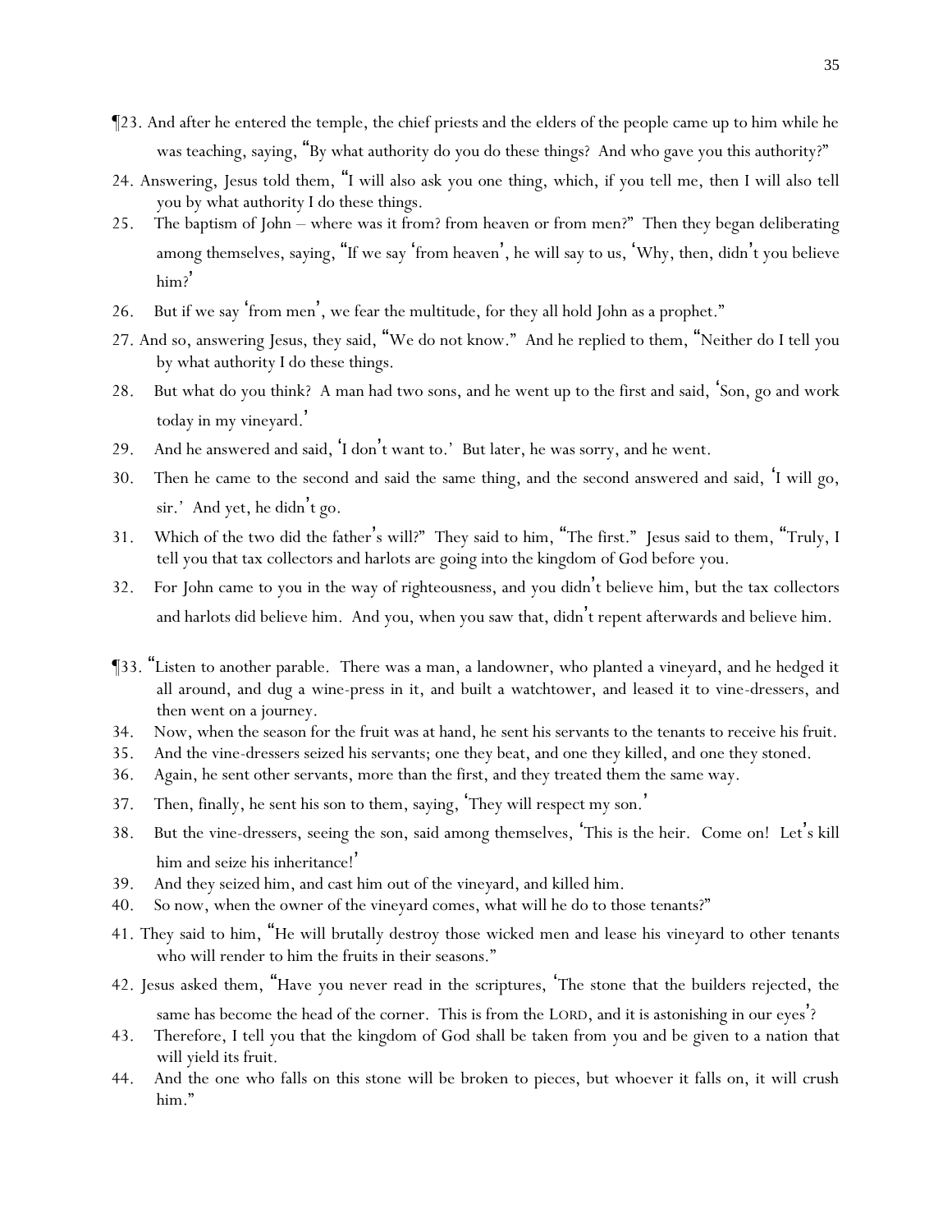¶23. And after he entered the temple, the chief priests and the elders of the people came up to him while he was teaching, saying, "By what authority do you do these things? And who gave you this authority?"

24. Answering, Jesus told them, "I will also ask you one thing, which, if you tell me, then I will also tell you by what authority I do these things.

25. The baptism of John – where was it from? from heaven or from men?" Then they began deliberating among themselves, saying, "If we say 'from heaven', he will say to us, 'Why, then, didn't you believe him?'

26. But if we say 'from men', we fear the multitude, for they all hold John as a prophet."

27. And so, answering Jesus, they said, "We do not know." And he replied to them, "Neither do I tell you by what authority I do these things.

28. But what do you think? A man had two sons, and he went up to the first and said, 'Son, go and work today in my vineyard.'

29. And he answered and said, 'I don't want to.' But later, he was sorry, and he went.

30. Then he came to the second and said the same thing, and the second answered and said, 'I will go, sir.' And yet, he didn't go.

31. Which of the two did the father's will?" They said to him, "The first." Jesus said to them, "Truly, I tell you that tax collectors and harlots are going into the kingdom of God before you.

32. For John came to you in the way of righteousness, and you didn't believe him, but the tax collectors and harlots did believe him. And you, when you saw that, didn't repent afterwards and believe him.

¶33. "Listen to another parable. There was a man, a landowner, who planted a vineyard, and he hedged it all around, and dug a wine-press in it, and built a watchtower, and leased it to vine-dressers, and then went on a journey.

34. Now, when the season for the fruit was at hand, he sent his servants to the tenants to receive his fruit.

35. And the vine-dressers seized his servants; one they beat, and one they killed, and one they stoned.

36. Again, he sent other servants, more than the first, and they treated them the same way.

37. Then, finally, he sent his son to them, saying, 'They will respect my son.'

38. But the vine-dressers, seeing the son, said among themselves, 'This is the heir. Come on! Let's kill him and seize his inheritance!'

39. And they seized him, and cast him out of the vineyard, and killed him.

40. So now, when the owner of the vineyard comes, what will he do to those tenants?"

41. They said to him, "He will brutally destroy those wicked men and lease his vineyard to other tenants who will render to him the fruits in their seasons."

42. Jesus asked them, "Have you never read in the scriptures, 'The stone that the builders rejected, the same has become the head of the corner. This is from the LORD, and it is astonishing in our eyes'?

43. Therefore, I tell you that the kingdom of God shall be taken from you and be given to a nation that will yield its fruit.

44. And the one who falls on this stone will be broken to pieces, but whoever it falls on, it will crush him."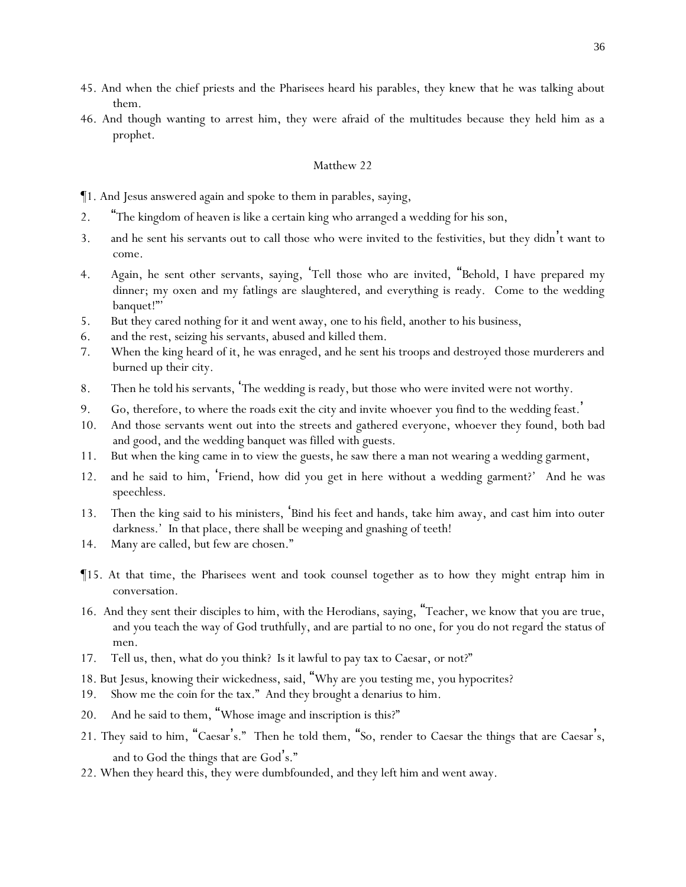45. And when the chief priests and the Pharisees heard his parables, they knew that he was talking about them.
46. And though wanting to arrest him, they were afraid of the multitudes because they held him as a prophet.

## Matthew 22

¶1. And Jesus answered again and spoke to them in parables, saying,
2. "The kingdom of heaven is like a certain king who arranged a wedding for his son,
3. and he sent his servants out to call those who were invited to the festivities, but they didn't want to come.
4. Again, he sent other servants, saying, 'Tell those who are invited, "Behold, I have prepared my dinner; my oxen and my fatlings are slaughtered, and everything is ready. Come to the wedding banquet!"'
5. But they cared nothing for it and went away, one to his field, another to his business,
6. and the rest, seizing his servants, abused and killed them.
7. When the king heard of it, he was enraged, and he sent his troops and destroyed those murderers and burned up their city.
8. Then he told his servants, 'The wedding is ready, but those who were invited were not worthy.
9. Go, therefore, to where the roads exit the city and invite whoever you find to the wedding feast.'
10. And those servants went out into the streets and gathered everyone, whoever they found, both bad and good, and the wedding banquet was filled with guests.
11. But when the king came in to view the guests, he saw there a man not wearing a wedding garment,
12. and he said to him, 'Friend, how did you get in here without a wedding garment?' And he was speechless.
13. Then the king said to his ministers, 'Bind his feet and hands, take him away, and cast him into outer darkness.' In that place, there shall be weeping and gnashing of teeth!
14. Many are called, but few are chosen."

¶15. At that time, the Pharisees went and took counsel together as to how they might entrap him in conversation.
16. And they sent their disciples to him, with the Herodians, saying, "Teacher, we know that you are true, and you teach the way of God truthfully, and are partial to no one, for you do not regard the status of men.
17. Tell us, then, what do you think? Is it lawful to pay tax to Caesar, or not?"
18. But Jesus, knowing their wickedness, said, "Why are you testing me, you hypocrites?
19. Show me the coin for the tax." And they brought a denarius to him.
20. And he said to them, "Whose image and inscription is this?"
21. They said to him, "Caesar's." Then he told them, "So, render to Caesar the things that are Caesar's, and to God the things that are God's."
22. When they heard this, they were dumbfounded, and they left him and went away.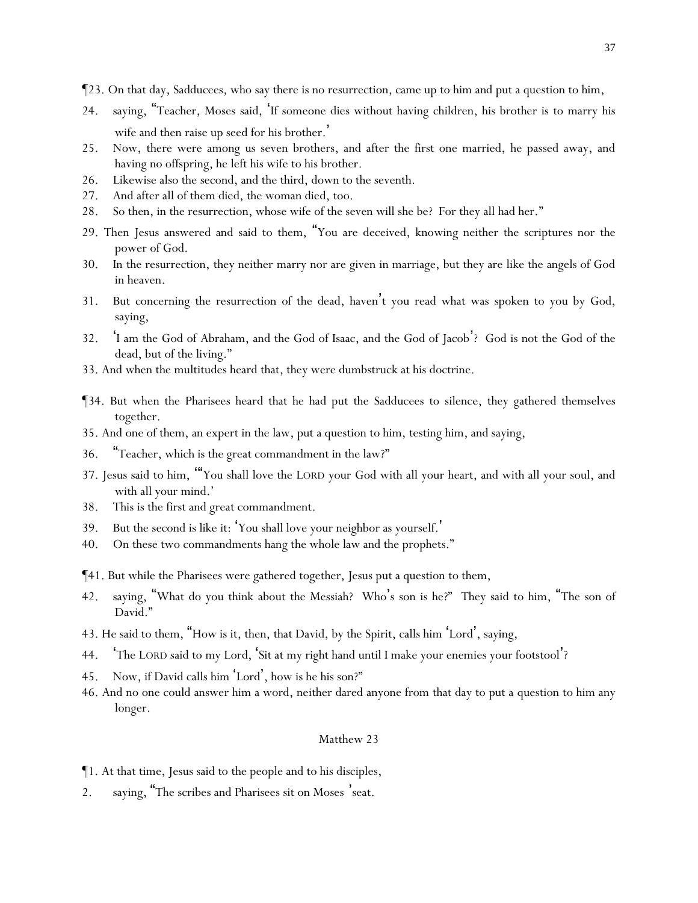¶23. On that day, Sadducees, who say there is no resurrection, came up to him and put a question to him,

24. saying, "Teacher, Moses said, 'If someone dies without having children, his brother is to marry his wife and then raise up seed for his brother.'

25. Now, there were among us seven brothers, and after the first one married, he passed away, and having no offspring, he left his wife to his brother.

26. Likewise also the second, and the third, down to the seventh.

27. And after all of them died, the woman died, too.

28. So then, in the resurrection, whose wife of the seven will she be? For they all had her."

29. Then Jesus answered and said to them, "You are deceived, knowing neither the scriptures nor the power of God.

30. In the resurrection, they neither marry nor are given in marriage, but they are like the angels of God in heaven.

31. But concerning the resurrection of the dead, haven't you read what was spoken to you by God, saying,

32. 'I am the God of Abraham, and the God of Isaac, and the God of Jacob'? God is not the God of the dead, but of the living."

33. And when the multitudes heard that, they were dumbstruck at his doctrine.

¶34. But when the Pharisees heard that he had put the Sadducees to silence, they gathered themselves together.

35. And one of them, an expert in the law, put a question to him, testing him, and saying,

36. "Teacher, which is the great commandment in the law?"

37. Jesus said to him, "'You shall love the LORD your God with all your heart, and with all your soul, and with all your mind.'

38. This is the first and great commandment.

39. But the second is like it: 'You shall love your neighbor as yourself.'

40. On these two commandments hang the whole law and the prophets."

¶41. But while the Pharisees were gathered together, Jesus put a question to them,

42. saying, "What do you think about the Messiah? Who's son is he?" They said to him, "The son of David."

43. He said to them, "How is it, then, that David, by the Spirit, calls him 'Lord', saying,

44. 'The LORD said to my Lord, 'Sit at my right hand until I make your enemies your footstool'?

45. Now, if David calls him 'Lord', how is he his son?"

46. And no one could answer him a word, neither dared anyone from that day to put a question to him any longer.

## Matthew 23

¶1. At that time, Jesus said to the people and to his disciples,

2. saying, "The scribes and Pharisees sit on Moses 'seat.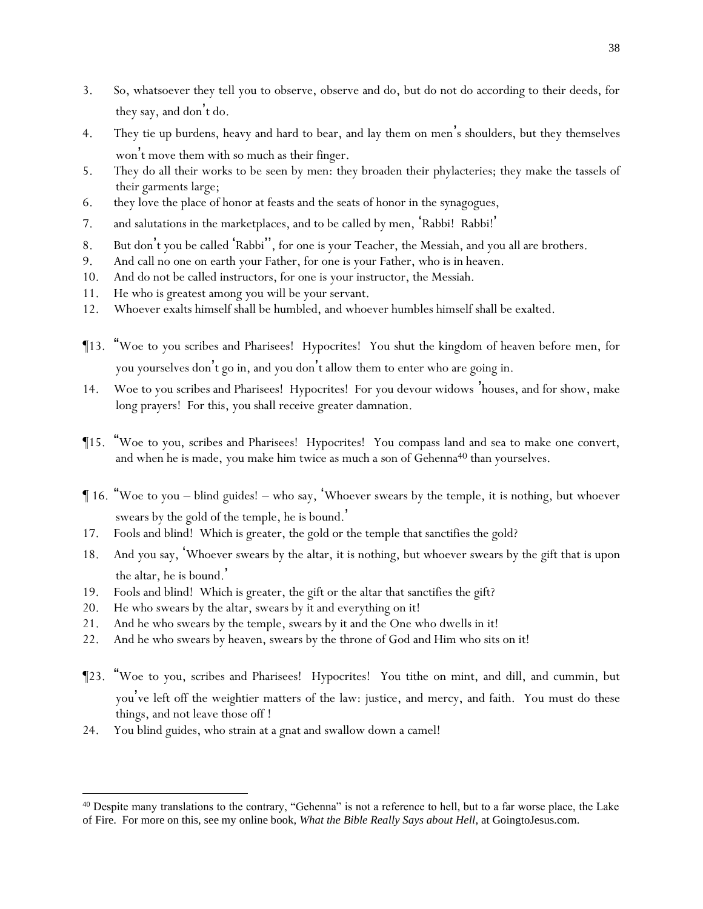3. So, whatsoever they tell you to observe, observe and do, but do not do according to their deeds, for they say, and don't do.
4. They tie up burdens, heavy and hard to bear, and lay them on men's shoulders, but they themselves won't move them with so much as their finger.
5. They do all their works to be seen by men: they broaden their phylacteries; they make the tassels of their garments large;
6. they love the place of honor at feasts and the seats of honor in the synagogues,
7. and salutations in the marketplaces, and to be called by men, 'Rabbi! Rabbi!'
8. But don't you be called 'Rabbi'', for one is your Teacher, the Messiah, and you all are brothers.
9. And call no one on earth your Father, for one is your Father, who is in heaven.
10. And do not be called instructors, for one is your instructor, the Messiah.
11. He who is greatest among you will be your servant.
12. Whoever exalts himself shall be humbled, and whoever humbles himself shall be exalted.

¶13. "Woe to you scribes and Pharisees! Hypocrites! You shut the kingdom of heaven before men, for you yourselves don't go in, and you don't allow them to enter who are going in.

14. Woe to you scribes and Pharisees! Hypocrites! For you devour widows 'houses, and for show, make long prayers! For this, you shall receive greater damnation.

¶15. "Woe to you, scribes and Pharisees! Hypocrites! You compass land and sea to make one convert, and when he is made, you make him twice as much a son of Gehenna[40] than yourselves.

¶ 16. "Woe to you – blind guides! – who say, 'Whoever swears by the temple, it is nothing, but whoever swears by the gold of the temple, he is bound.'

17. Fools and blind! Which is greater, the gold or the temple that sanctifies the gold?
18. And you say, 'Whoever swears by the altar, it is nothing, but whoever swears by the gift that is upon the altar, he is bound.'
19. Fools and blind! Which is greater, the gift or the altar that sanctifies the gift?
20. He who swears by the altar, swears by it and everything on it!
21. And he who swears by the temple, swears by it and the One who dwells in it!
22. And he who swears by heaven, swears by the throne of God and Him who sits on it!

¶23. "Woe to you, scribes and Pharisees! Hypocrites! You tithe on mint, and dill, and cummin, but you've left off the weightier matters of the law: justice, and mercy, and faith. You must do these things, and not leave those off !

24. You blind guides, who strain at a gnat and swallow down a camel!

---

[40] Despite many translations to the contrary, "Gehenna" is not a reference to hell, but to a far worse place, the Lake of Fire. For more on this, see my online book, *What the Bible Really Says about Hell*, at GoingtoJesus.com.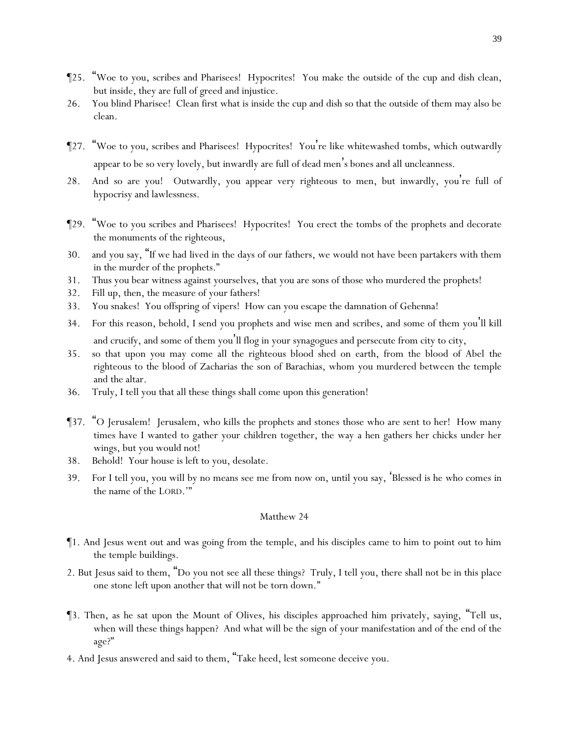¶25. "Woe to you, scribes and Pharisees! Hypocrites! You make the outside of the cup and dish clean, but inside, they are full of greed and injustice.

26. You blind Pharisee! Clean first what is inside the cup and dish so that the outside of them may also be clean.

¶27. "Woe to you, scribes and Pharisees! Hypocrites! You're like whitewashed tombs, which outwardly appear to be so very lovely, but inwardly are full of dead men's bones and all uncleanness.

28. And so are you! Outwardly, you appear very righteous to men, but inwardly, you're full of hypocrisy and lawlessness.

¶29. "Woe to you scribes and Pharisees! Hypocrites! You erect the tombs of the prophets and decorate the monuments of the righteous,

30. and you say, "If we had lived in the days of our fathers, we would not have been partakers with them in the murder of the prophets."

31. Thus you bear witness against yourselves, that you are sons of those who murdered the prophets!

32. Fill up, then, the measure of your fathers!

33. You snakes! You offspring of vipers! How can you escape the damnation of Gehenna!

34. For this reason, behold, I send you prophets and wise men and scribes, and some of them you'll kill and crucify, and some of them you'll flog in your synagogues and persecute from city to city,

35. so that upon you may come all the righteous blood shed on earth, from the blood of Abel the righteous to the blood of Zacharias the son of Barachias, whom you murdered between the temple and the altar.

36. Truly, I tell you that all these things shall come upon this generation!

¶37. "O Jerusalem! Jerusalem, who kills the prophets and stones those who are sent to her! How many times have I wanted to gather your children together, the way a hen gathers her chicks under her wings, but you would not!

38. Behold! Your house is left to you, desolate.

39. For I tell you, you will by no means see me from now on, until you say, 'Blessed is he who comes in the name of the LORD.'"

## Matthew 24

¶1. And Jesus went out and was going from the temple, and his disciples came to him to point out to him the temple buildings.

2. But Jesus said to them, "Do you not see all these things? Truly, I tell you, there shall not be in this place one stone left upon another that will not be torn down."

¶3. Then, as he sat upon the Mount of Olives, his disciples approached him privately, saying, "Tell us, when will these things happen? And what will be the sign of your manifestation and of the end of the age?"

4. And Jesus answered and said to them, "Take heed, lest someone deceive you.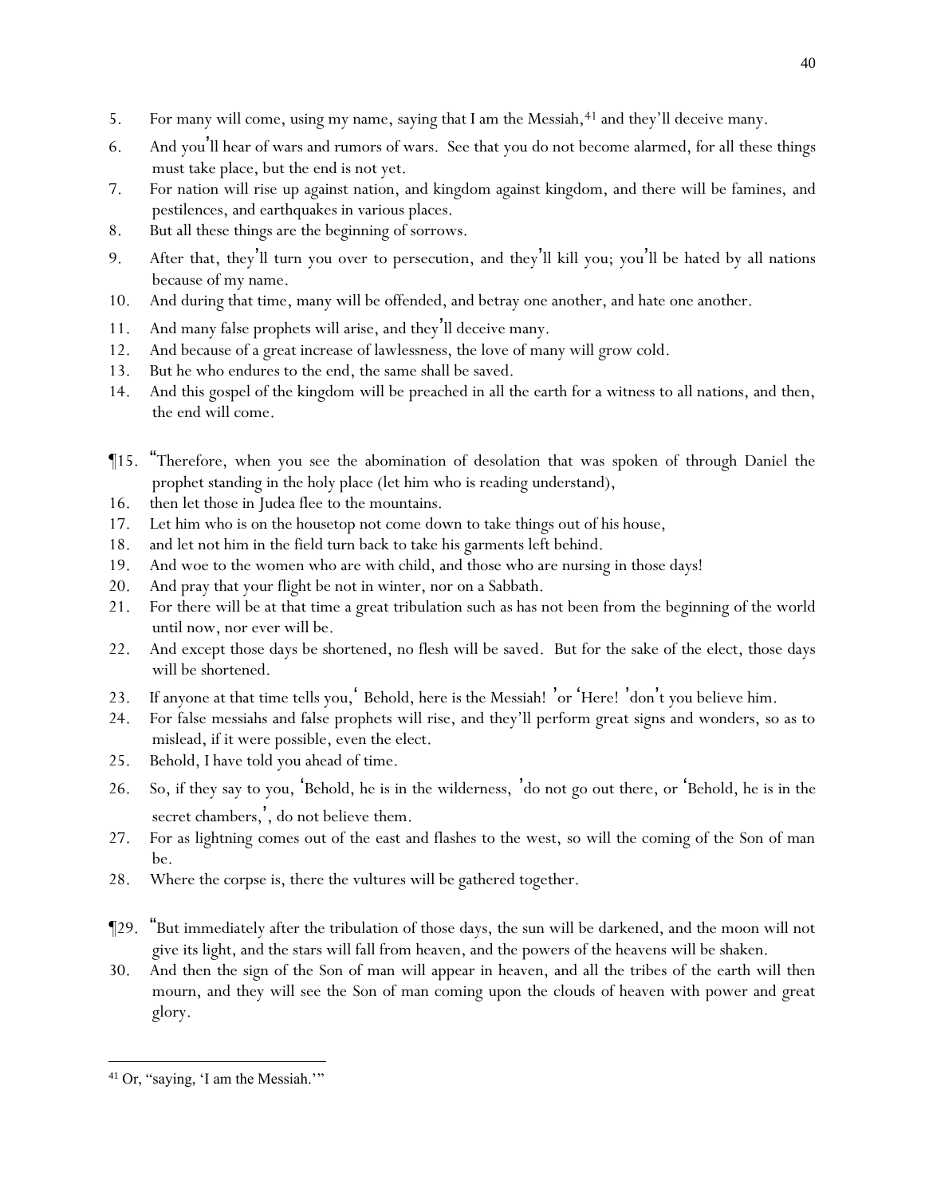5. For many will come, using my name, saying that I am the Messiah,[41] and they'll deceive many.
6. And you'll hear of wars and rumors of wars. See that you do not become alarmed, for all these things must take place, but the end is not yet.
7. For nation will rise up against nation, and kingdom against kingdom, and there will be famines, and pestilences, and earthquakes in various places.
8. But all these things are the beginning of sorrows.
9. After that, they'll turn you over to persecution, and they'll kill you; you'll be hated by all nations because of my name.
10. And during that time, many will be offended, and betray one another, and hate one another.
11. And many false prophets will arise, and they'll deceive many.
12. And because of a great increase of lawlessness, the love of many will grow cold.
13. But he who endures to the end, the same shall be saved.
14. And this gospel of the kingdom will be preached in all the earth for a witness to all nations, and then, the end will come.

¶15. "Therefore, when you see the abomination of desolation that was spoken of through Daniel the prophet standing in the holy place (let him who is reading understand),
16. then let those in Judea flee to the mountains.
17. Let him who is on the housetop not come down to take things out of his house,
18. and let not him in the field turn back to take his garments left behind.
19. And woe to the women who are with child, and those who are nursing in those days!
20. And pray that your flight be not in winter, nor on a Sabbath.
21. For there will be at that time a great tribulation such as has not been from the beginning of the world until now, nor ever will be.
22. And except those days be shortened, no flesh will be saved. But for the sake of the elect, those days will be shortened.
23. If anyone at that time tells you, 'Behold, here is the Messiah!' or 'Here!' don't you believe him.
24. For false messiahs and false prophets will rise, and they'll perform great signs and wonders, so as to mislead, if it were possible, even the elect.
25. Behold, I have told you ahead of time.
26. So, if they say to you, 'Behold, he is in the wilderness,' do not go out there, or 'Behold, he is in the secret chambers,', do not believe them.
27. For as lightning comes out of the east and flashes to the west, so will the coming of the Son of man be.
28. Where the corpse is, there the vultures will be gathered together.

¶29. "But immediately after the tribulation of those days, the sun will be darkened, and the moon will not give its light, and the stars will fall from heaven, and the powers of the heavens will be shaken.
30. And then the sign of the Son of man will appear in heaven, and all the tribes of the earth will then mourn, and they will see the Son of man coming upon the clouds of heaven with power and great glory.

[41] Or, "saying, 'I am the Messiah.'"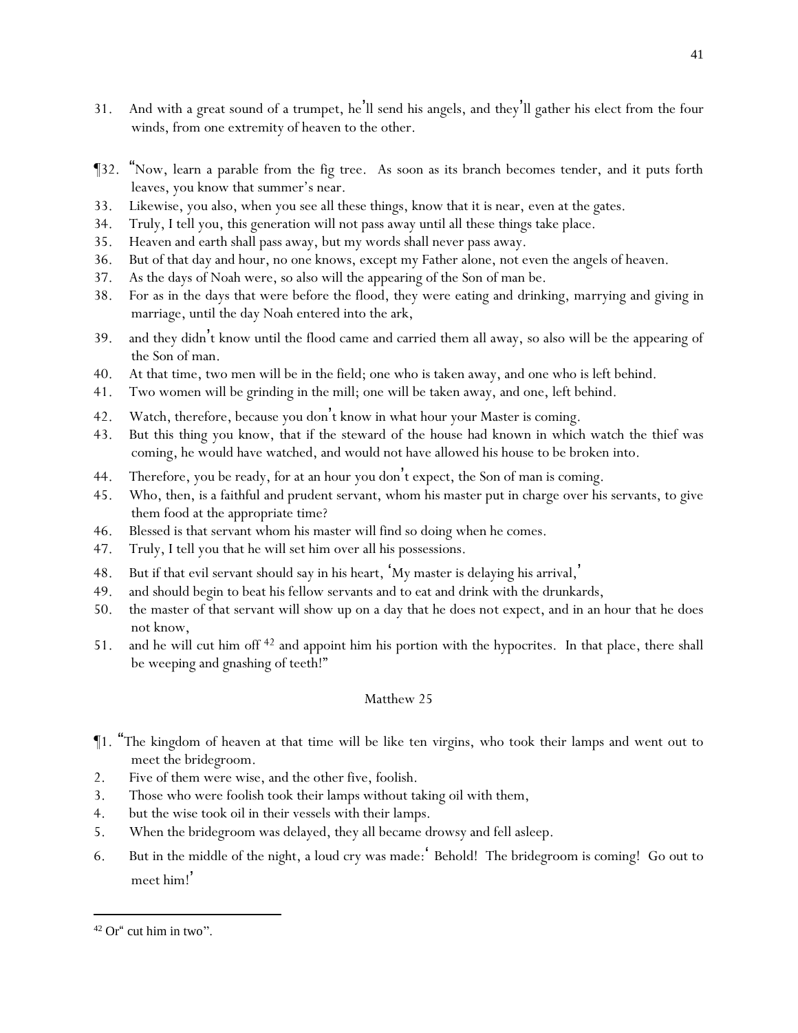31. And with a great sound of a trumpet, he'll send his angels, and they'll gather his elect from the four winds, from one extremity of heaven to the other.

¶32. "Now, learn a parable from the fig tree. As soon as its branch becomes tender, and it puts forth leaves, you know that summer's near.
33. Likewise, you also, when you see all these things, know that it is near, even at the gates.
34. Truly, I tell you, this generation will not pass away until all these things take place.
35. Heaven and earth shall pass away, but my words shall never pass away.
36. But of that day and hour, no one knows, except my Father alone, not even the angels of heaven.
37. As the days of Noah were, so also will the appearing of the Son of man be.
38. For as in the days that were before the flood, they were eating and drinking, marrying and giving in marriage, until the day Noah entered into the ark,
39. and they didn't know until the flood came and carried them all away, so also will be the appearing of the Son of man.
40. At that time, two men will be in the field; one who is taken away, and one who is left behind.
41. Two women will be grinding in the mill; one will be taken away, and one, left behind.
42. Watch, therefore, because you don't know in what hour your Master is coming.
43. But this thing you know, that if the steward of the house had known in which watch the thief was coming, he would have watched, and would not have allowed his house to be broken into.
44. Therefore, you be ready, for at an hour you don't expect, the Son of man is coming.
45. Who, then, is a faithful and prudent servant, whom his master put in charge over his servants, to give them food at the appropriate time?
46. Blessed is that servant whom his master will find so doing when he comes.
47. Truly, I tell you that he will set him over all his possessions.
48. But if that evil servant should say in his heart, 'My master is delaying his arrival,'
49. and should begin to beat his fellow servants and to eat and drink with the drunkards,
50. the master of that servant will show up on a day that he does not expect, and in an hour that he does not know,
51. and he will cut him off [42] and appoint him his portion with the hypocrites. In that place, there shall be weeping and gnashing of teeth!"

## Matthew 25

¶1. "The kingdom of heaven at that time will be like ten virgins, who took their lamps and went out to meet the bridegroom.
2. Five of them were wise, and the other five, foolish.
3. Those who were foolish took their lamps without taking oil with them,
4. but the wise took oil in their vessels with their lamps.
5. When the bridegroom was delayed, they all became drowsy and fell asleep.
6. But in the middle of the night, a loud cry was made: 'Behold! The bridegroom is coming! Go out to meet him!'

[42] Or "cut him in two".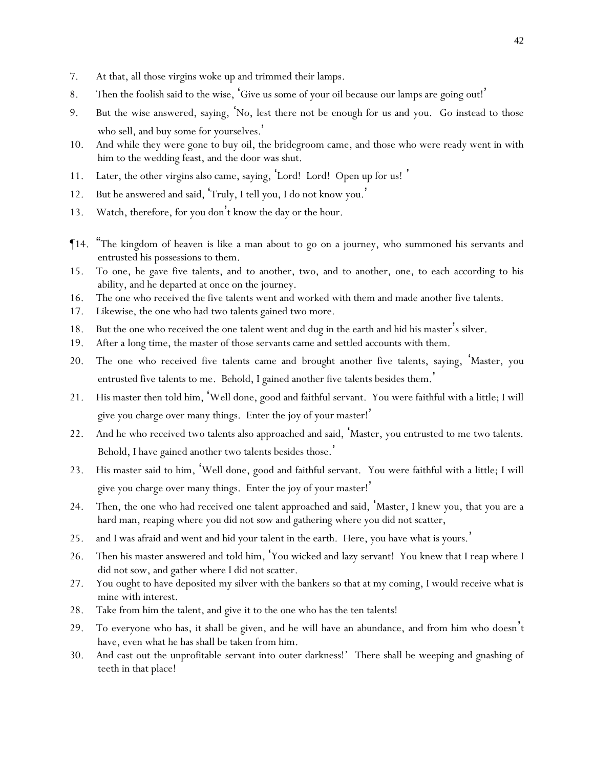7. At that, all those virgins woke up and trimmed their lamps.
8. Then the foolish said to the wise, 'Give us some of your oil because our lamps are going out!'
9. But the wise answered, saying, 'No, lest there not be enough for us and you. Go instead to those who sell, and buy some for yourselves.'
10. And while they were gone to buy oil, the bridegroom came, and those who were ready went in with him to the wedding feast, and the door was shut.
11. Later, the other virgins also came, saying, 'Lord! Lord! Open up for us! '
12. But he answered and said, 'Truly, I tell you, I do not know you.'
13. Watch, therefore, for you don't know the day or the hour.

¶14. "The kingdom of heaven is like a man about to go on a journey, who summoned his servants and entrusted his possessions to them.
15. To one, he gave five talents, and to another, two, and to another, one, to each according to his ability, and he departed at once on the journey.
16. The one who received the five talents went and worked with them and made another five talents.
17. Likewise, the one who had two talents gained two more.
18. But the one who received the one talent went and dug in the earth and hid his master's silver.
19. After a long time, the master of those servants came and settled accounts with them.
20. The one who received five talents came and brought another five talents, saying, 'Master, you entrusted five talents to me. Behold, I gained another five talents besides them.'
21. His master then told him, 'Well done, good and faithful servant. You were faithful with a little; I will give you charge over many things. Enter the joy of your master!'
22. And he who received two talents also approached and said, 'Master, you entrusted to me two talents. Behold, I have gained another two talents besides those.'
23. His master said to him, 'Well done, good and faithful servant. You were faithful with a little; I will give you charge over many things. Enter the joy of your master!'
24. Then, the one who had received one talent approached and said, 'Master, I knew you, that you are a hard man, reaping where you did not sow and gathering where you did not scatter,
25. and I was afraid and went and hid your talent in the earth. Here, you have what is yours.'
26. Then his master answered and told him, 'You wicked and lazy servant! You knew that I reap where I did not sow, and gather where I did not scatter.
27. You ought to have deposited my silver with the bankers so that at my coming, I would receive what is mine with interest.
28. Take from him the talent, and give it to the one who has the ten talents!
29. To everyone who has, it shall be given, and he will have an abundance, and from him who doesn't have, even what he has shall be taken from him.
30. And cast out the unprofitable servant into outer darkness!' There shall be weeping and gnashing of teeth in that place!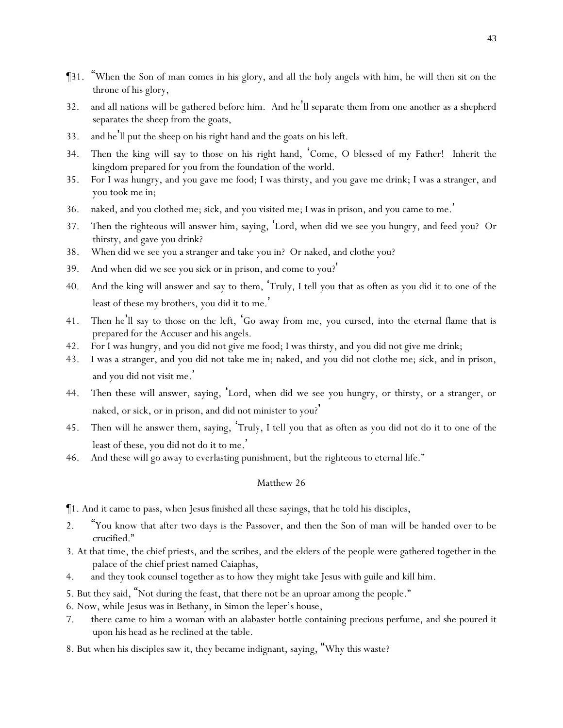¶31. "When the Son of man comes in his glory, and all the holy angels with him, he will then sit on the throne of his glory,

32. and all nations will be gathered before him. And he'll separate them from one another as a shepherd separates the sheep from the goats,

33. and he'll put the sheep on his right hand and the goats on his left.

34. Then the king will say to those on his right hand, 'Come, O blessed of my Father! Inherit the kingdom prepared for you from the foundation of the world.

35. For I was hungry, and you gave me food; I was thirsty, and you gave me drink; I was a stranger, and you took me in;

36. naked, and you clothed me; sick, and you visited me; I was in prison, and you came to me.'

37. Then the righteous will answer him, saying, 'Lord, when did we see you hungry, and feed you? Or thirsty, and gave you drink?

38. When did we see you a stranger and take you in? Or naked, and clothe you?

39. And when did we see you sick or in prison, and come to you?'

40. And the king will answer and say to them, 'Truly, I tell you that as often as you did it to one of the least of these my brothers, you did it to me.'

41. Then he'll say to those on the left, 'Go away from me, you cursed, into the eternal flame that is prepared for the Accuser and his angels.

42. For I was hungry, and you did not give me food; I was thirsty, and you did not give me drink;

43. I was a stranger, and you did not take me in; naked, and you did not clothe me; sick, and in prison, and you did not visit me.'

44. Then these will answer, saying, 'Lord, when did we see you hungry, or thirsty, or a stranger, or naked, or sick, or in prison, and did not minister to you?'

45. Then will he answer them, saying, 'Truly, I tell you that as often as you did not do it to one of the least of these, you did not do it to me.'

46. And these will go away to everlasting punishment, but the righteous to eternal life."

## Matthew 26

¶1. And it came to pass, when Jesus finished all these sayings, that he told his disciples,

2. "You know that after two days is the Passover, and then the Son of man will be handed over to be crucified."

3. At that time, the chief priests, and the scribes, and the elders of the people were gathered together in the palace of the chief priest named Caiaphas,

4. and they took counsel together as to how they might take Jesus with guile and kill him.

5. But they said, "Not during the feast, that there not be an uproar among the people."

6. Now, while Jesus was in Bethany, in Simon the leper's house,

7. there came to him a woman with an alabaster bottle containing precious perfume, and she poured it upon his head as he reclined at the table.

8. But when his disciples saw it, they became indignant, saying, "Why this waste?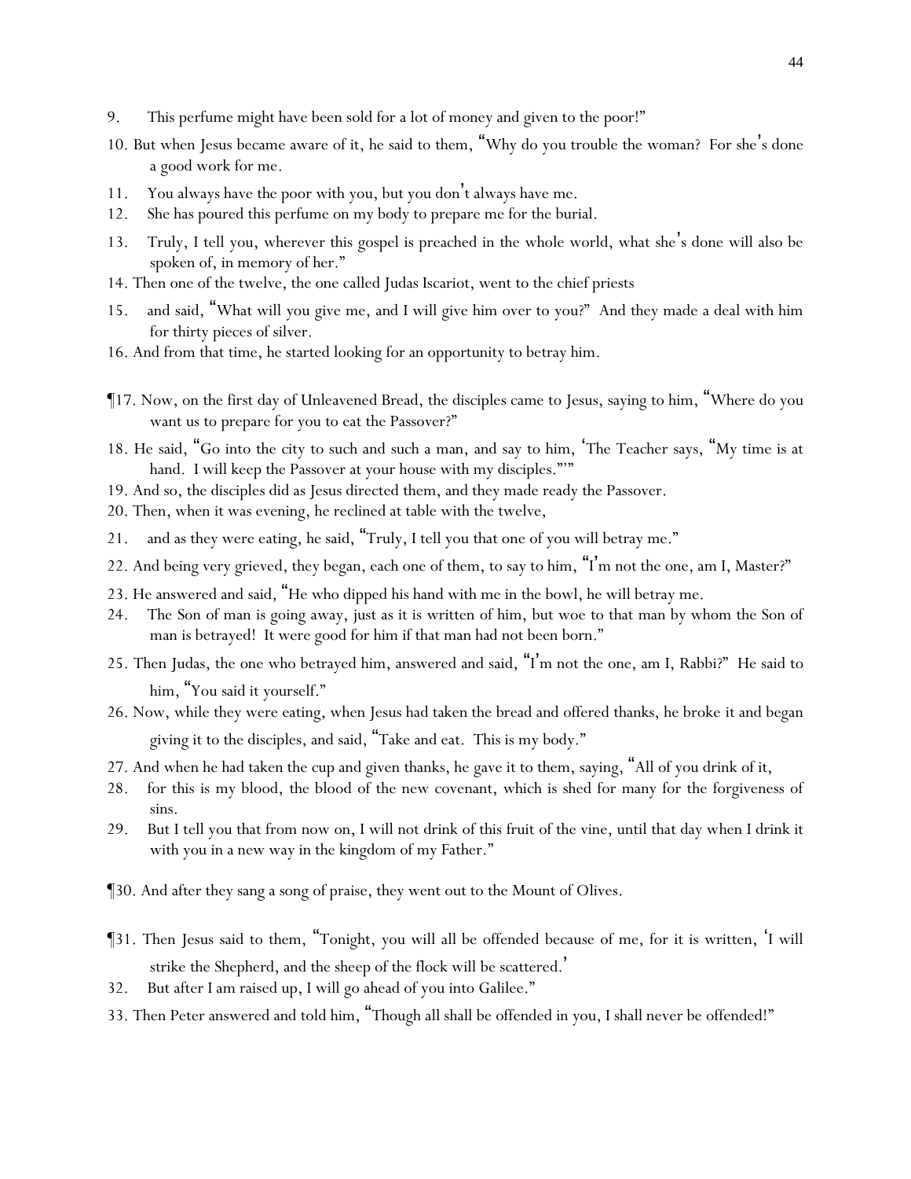9. This perfume might have been sold for a lot of money and given to the poor!"

10. But when Jesus became aware of it, he said to them, "Why do you trouble the woman? For she's done a good work for me.

11. You always have the poor with you, but you don't always have me.

12. She has poured this perfume on my body to prepare me for the burial.

13. Truly, I tell you, wherever this gospel is preached in the whole world, what she's done will also be spoken of, in memory of her."

14. Then one of the twelve, the one called Judas Iscariot, went to the chief priests

15. and said, "What will you give me, and I will give him over to you?" And they made a deal with him for thirty pieces of silver.

16. And from that time, he started looking for an opportunity to betray him.

¶17. Now, on the first day of Unleavened Bread, the disciples came to Jesus, saying to him, "Where do you want us to prepare for you to eat the Passover?"

18. He said, "Go into the city to such and such a man, and say to him, 'The Teacher says, "My time is at hand. I will keep the Passover at your house with my disciples."'"

19. And so, the disciples did as Jesus directed them, and they made ready the Passover.

20. Then, when it was evening, he reclined at table with the twelve,

21. and as they were eating, he said, "Truly, I tell you that one of you will betray me."

22. And being very grieved, they began, each one of them, to say to him, "I'm not the one, am I, Master?"

23. He answered and said, "He who dipped his hand with me in the bowl, he will betray me.

24. The Son of man is going away, just as it is written of him, but woe to that man by whom the Son of man is betrayed! It were good for him if that man had not been born."

25. Then Judas, the one who betrayed him, answered and said, "I'm not the one, am I, Rabbi?" He said to him, "You said it yourself."

26. Now, while they were eating, when Jesus had taken the bread and offered thanks, he broke it and began giving it to the disciples, and said, "Take and eat. This is my body."

27. And when he had taken the cup and given thanks, he gave it to them, saying, "All of you drink of it,

28. for this is my blood, the blood of the new covenant, which is shed for many for the forgiveness of sins.

29. But I tell you that from now on, I will not drink of this fruit of the vine, until that day when I drink it with you in a new way in the kingdom of my Father."

¶30. And after they sang a song of praise, they went out to the Mount of Olives.

¶31. Then Jesus said to them, "Tonight, you will all be offended because of me, for it is written, 'I will strike the Shepherd, and the sheep of the flock will be scattered.'

32. But after I am raised up, I will go ahead of you into Galilee."

33. Then Peter answered and told him, "Though all shall be offended in you, I shall never be offended!"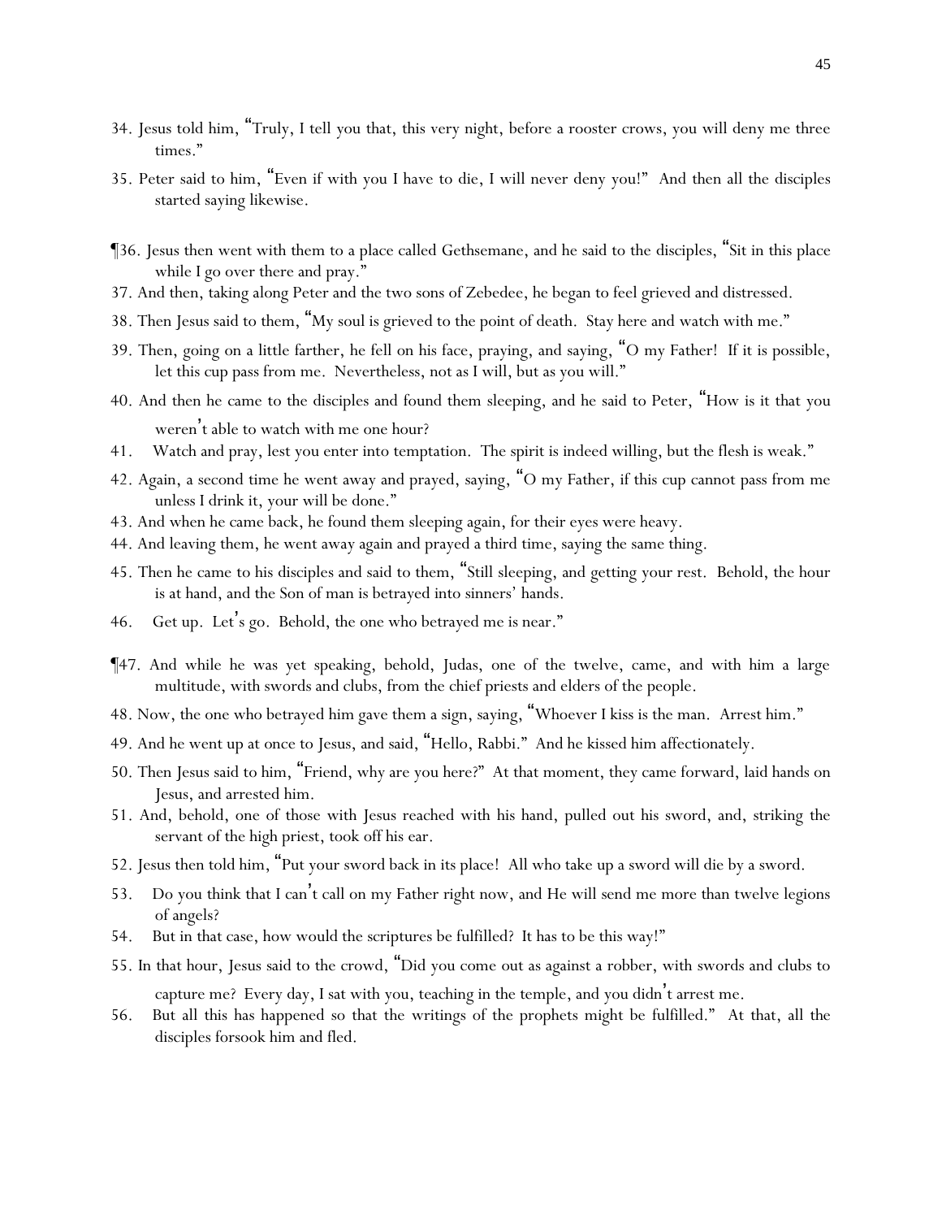34. Jesus told him, "Truly, I tell you that, this very night, before a rooster crows, you will deny me three times."

35. Peter said to him, "Even if with you I have to die, I will never deny you!" And then all the disciples started saying likewise.

¶36. Jesus then went with them to a place called Gethsemane, and he said to the disciples, "Sit in this place while I go over there and pray."

37. And then, taking along Peter and the two sons of Zebedee, he began to feel grieved and distressed.

38. Then Jesus said to them, "My soul is grieved to the point of death. Stay here and watch with me."

39. Then, going on a little farther, he fell on his face, praying, and saying, "O my Father! If it is possible, let this cup pass from me. Nevertheless, not as I will, but as you will."

40. And then he came to the disciples and found them sleeping, and he said to Peter, "How is it that you weren't able to watch with me one hour?

41. Watch and pray, lest you enter into temptation. The spirit is indeed willing, but the flesh is weak."

42. Again, a second time he went away and prayed, saying, "O my Father, if this cup cannot pass from me unless I drink it, your will be done."

43. And when he came back, he found them sleeping again, for their eyes were heavy.

44. And leaving them, he went away again and prayed a third time, saying the same thing.

45. Then he came to his disciples and said to them, "Still sleeping, and getting your rest. Behold, the hour is at hand, and the Son of man is betrayed into sinners' hands.

46. Get up. Let's go. Behold, the one who betrayed me is near."

¶47. And while he was yet speaking, behold, Judas, one of the twelve, came, and with him a large multitude, with swords and clubs, from the chief priests and elders of the people.

48. Now, the one who betrayed him gave them a sign, saying, "Whoever I kiss is the man. Arrest him."

49. And he went up at once to Jesus, and said, "Hello, Rabbi." And he kissed him affectionately.

50. Then Jesus said to him, "Friend, why are you here?" At that moment, they came forward, laid hands on Jesus, and arrested him.

51. And, behold, one of those with Jesus reached with his hand, pulled out his sword, and, striking the servant of the high priest, took off his ear.

52. Jesus then told him, "Put your sword back in its place! All who take up a sword will die by a sword.

53. Do you think that I can't call on my Father right now, and He will send me more than twelve legions of angels?

54. But in that case, how would the scriptures be fulfilled? It has to be this way!"

55. In that hour, Jesus said to the crowd, "Did you come out as against a robber, with swords and clubs to capture me? Every day, I sat with you, teaching in the temple, and you didn't arrest me.

56. But all this has happened so that the writings of the prophets might be fulfilled." At that, all the disciples forsook him and fled.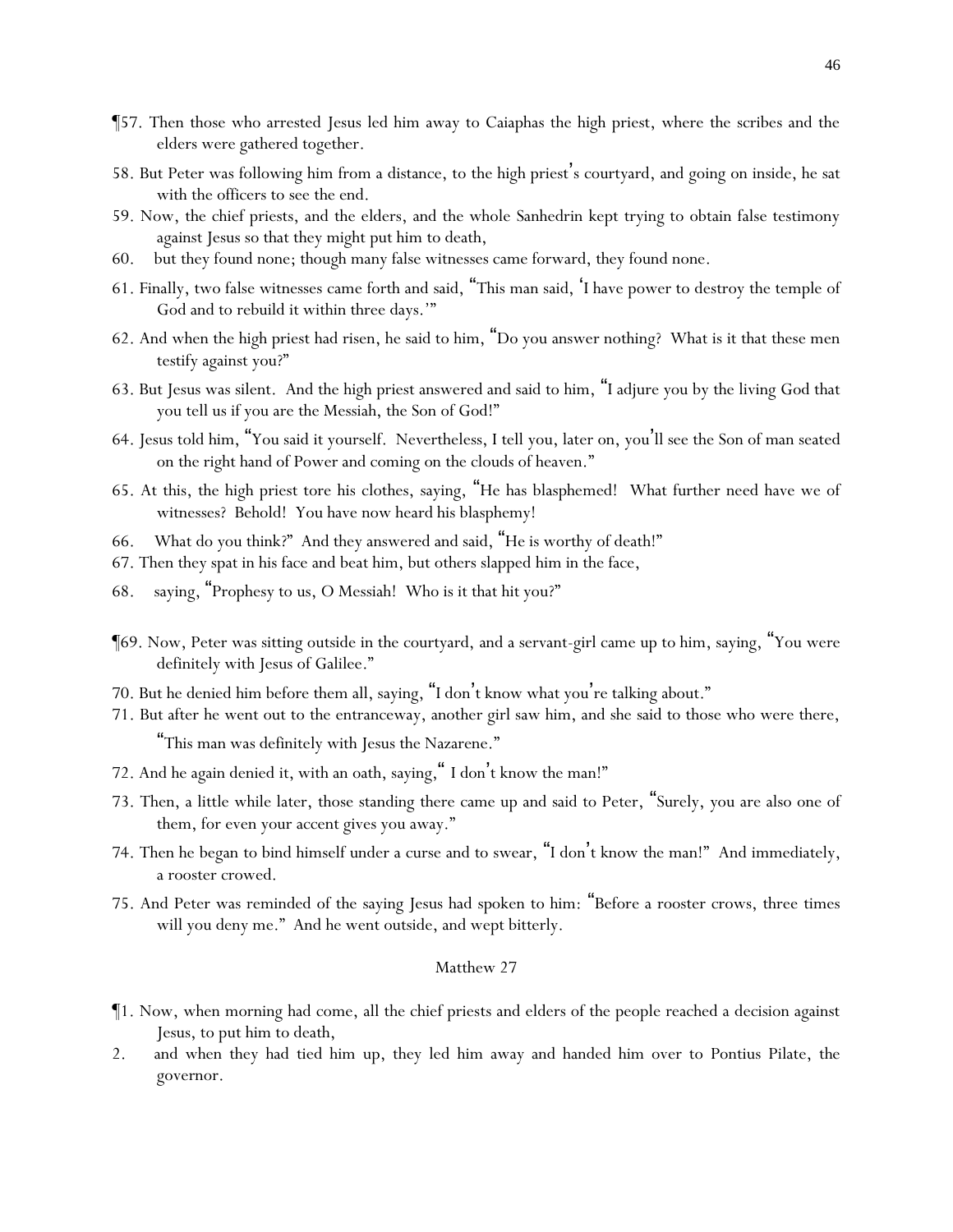¶57. Then those who arrested Jesus led him away to Caiaphas the high priest, where the scribes and the elders were gathered together.

58. But Peter was following him from a distance, to the high priest's courtyard, and going on inside, he sat with the officers to see the end.

59. Now, the chief priests, and the elders, and the whole Sanhedrin kept trying to obtain false testimony against Jesus so that they might put him to death,

60. but they found none; though many false witnesses came forward, they found none.

61. Finally, two false witnesses came forth and said, "This man said, 'I have power to destroy the temple of God and to rebuild it within three days.'"

62. And when the high priest had risen, he said to him, "Do you answer nothing? What is it that these men testify against you?"

63. But Jesus was silent. And the high priest answered and said to him, "I adjure you by the living God that you tell us if you are the Messiah, the Son of God!"

64. Jesus told him, "You said it yourself. Nevertheless, I tell you, later on, you'll see the Son of man seated on the right hand of Power and coming on the clouds of heaven."

65. At this, the high priest tore his clothes, saying, "He has blasphemed! What further need have we of witnesses? Behold! You have now heard his blasphemy!

66. What do you think?" And they answered and said, "He is worthy of death!"

67. Then they spat in his face and beat him, but others slapped him in the face,

68. saying, "Prophesy to us, O Messiah! Who is it that hit you?"

¶69. Now, Peter was sitting outside in the courtyard, and a servant-girl came up to him, saying, "You were definitely with Jesus of Galilee."

70. But he denied him before them all, saying, "I don't know what you're talking about."

71. But after he went out to the entranceway, another girl saw him, and she said to those who were there, "This man was definitely with Jesus the Nazarene."

72. And he again denied it, with an oath, saying," I don't know the man!"

73. Then, a little while later, those standing there came up and said to Peter, "Surely, you are also one of them, for even your accent gives you away."

74. Then he began to bind himself under a curse and to swear, "I don't know the man!" And immediately, a rooster crowed.

75. And Peter was reminded of the saying Jesus had spoken to him: "Before a rooster crows, three times will you deny me." And he went outside, and wept bitterly.

## Matthew 27

¶1. Now, when morning had come, all the chief priests and elders of the people reached a decision against Jesus, to put him to death,

2. and when they had tied him up, they led him away and handed him over to Pontius Pilate, the governor.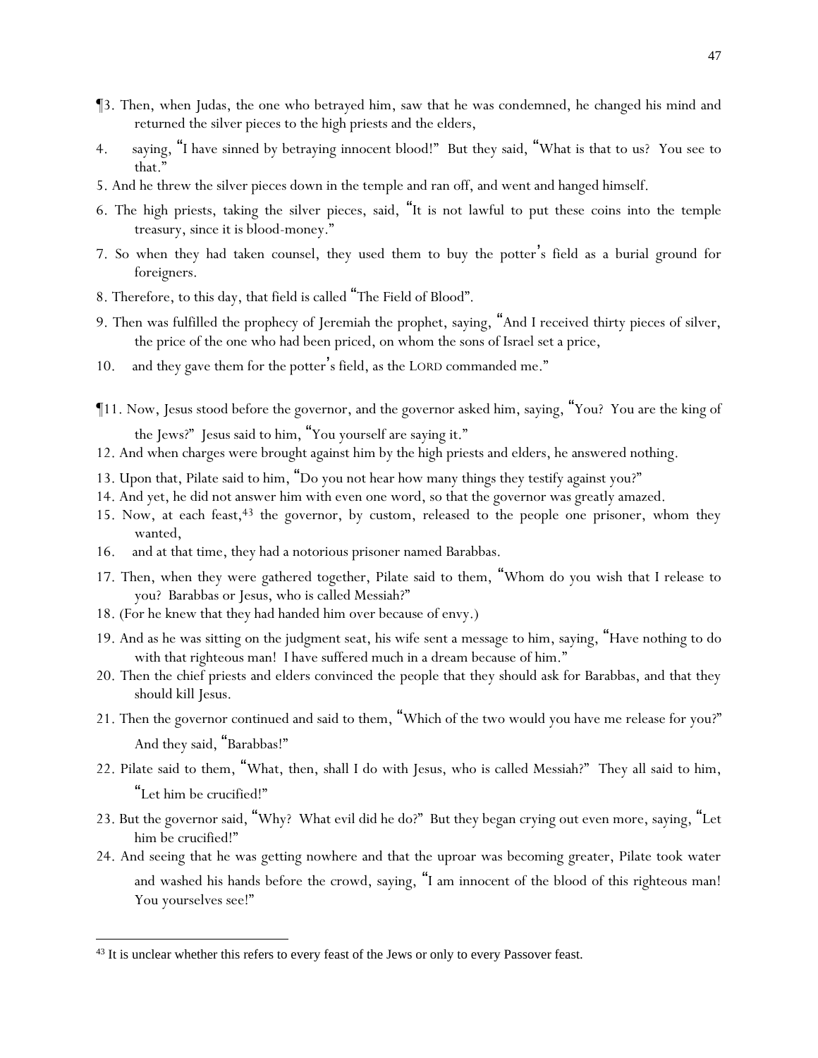¶3. Then, when Judas, the one who betrayed him, saw that he was condemned, he changed his mind and returned the silver pieces to the high priests and the elders,

4. saying, "I have sinned by betraying innocent blood!" But they said, "What is that to us? You see to that."

5. And he threw the silver pieces down in the temple and ran off, and went and hanged himself.

6. The high priests, taking the silver pieces, said, "It is not lawful to put these coins into the temple treasury, since it is blood-money."

7. So when they had taken counsel, they used them to buy the potter's field as a burial ground for foreigners.

8. Therefore, to this day, that field is called "The Field of Blood".

9. Then was fulfilled the prophecy of Jeremiah the prophet, saying, "And I received thirty pieces of silver, the price of the one who had been priced, on whom the sons of Israel set a price,

10. and they gave them for the potter's field, as the LORD commanded me."

¶11. Now, Jesus stood before the governor, and the governor asked him, saying, "You? You are the king of the Jews?" Jesus said to him, "You yourself are saying it."

12. And when charges were brought against him by the high priests and elders, he answered nothing.

13. Upon that, Pilate said to him, "Do you not hear how many things they testify against you?"

14. And yet, he did not answer him with even one word, so that the governor was greatly amazed.

15. Now, at each feast,[43] the governor, by custom, released to the people one prisoner, whom they wanted,

16. and at that time, they had a notorious prisoner named Barabbas.

17. Then, when they were gathered together, Pilate said to them, "Whom do you wish that I release to you? Barabbas or Jesus, who is called Messiah?"

18. (For he knew that they had handed him over because of envy.)

19. And as he was sitting on the judgment seat, his wife sent a message to him, saying, "Have nothing to do with that righteous man! I have suffered much in a dream because of him."

20. Then the chief priests and elders convinced the people that they should ask for Barabbas, and that they should kill Jesus.

21. Then the governor continued and said to them, "Which of the two would you have me release for you?" And they said, "Barabbas!"

22. Pilate said to them, "What, then, shall I do with Jesus, who is called Messiah?" They all said to him, "Let him be crucified!"

23. But the governor said, "Why? What evil did he do?" But they began crying out even more, saying, "Let him be crucified!"

24. And seeing that he was getting nowhere and that the uproar was becoming greater, Pilate took water and washed his hands before the crowd, saying, "I am innocent of the blood of this righteous man! You yourselves see!"

---

[43] It is unclear whether this refers to every feast of the Jews or only to every Passover feast.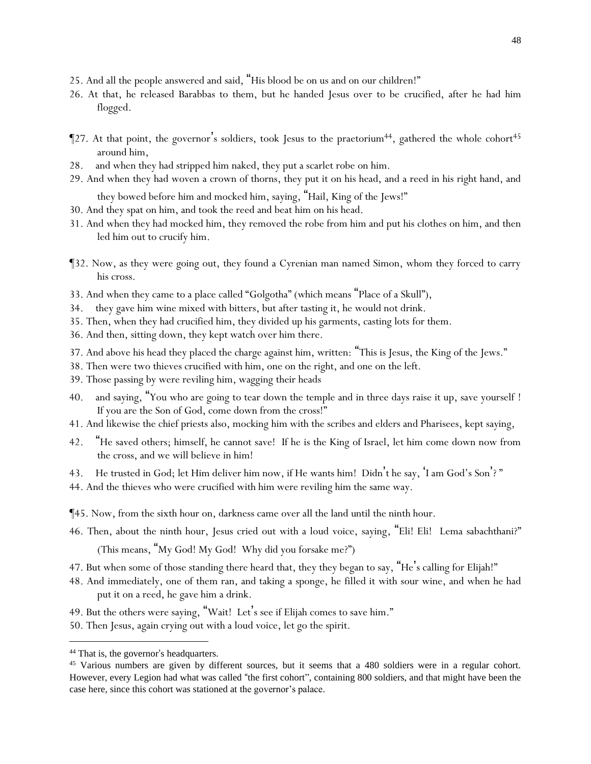25. And all the people answered and said, "His blood be on us and on our children!"

26. At that, he released Barabbas to them, but he handed Jesus over to be crucified, after he had him flogged.

¶27. At that point, the governor's soldiers, took Jesus to the praetorium[44], gathered the whole cohort[45] around him,

28. and when they had stripped him naked, they put a scarlet robe on him.

29. And when they had woven a crown of thorns, they put it on his head, and a reed in his right hand, and they bowed before him and mocked him, saying, "Hail, King of the Jews!"

30. And they spat on him, and took the reed and beat him on his head.

31. And when they had mocked him, they removed the robe from him and put his clothes on him, and then led him out to crucify him.

¶32. Now, as they were going out, they found a Cyrenian man named Simon, whom they forced to carry his cross.

33. And when they came to a place called "Golgotha" (which means "Place of a Skull"),

34. they gave him wine mixed with bitters, but after tasting it, he would not drink.

35. Then, when they had crucified him, they divided up his garments, casting lots for them.

36. And then, sitting down, they kept watch over him there.

37. And above his head they placed the charge against him, written: "This is Jesus, the King of the Jews."

38. Then were two thieves crucified with him, one on the right, and one on the left.

39. Those passing by were reviling him, wagging their heads

40. and saying, "You who are going to tear down the temple and in three days raise it up, save yourself ! If you are the Son of God, come down from the cross!"

41. And likewise the chief priests also, mocking him with the scribes and elders and Pharisees, kept saying,

42. "He saved others; himself, he cannot save! If he is the King of Israel, let him come down now from the cross, and we will believe in him!

43. He trusted in God; let Him deliver him now, if He wants him! Didn't he say, 'I am God's Son'? "

44. And the thieves who were crucified with him were reviling him the same way.

¶45. Now, from the sixth hour on, darkness came over all the land until the ninth hour.

46. Then, about the ninth hour, Jesus cried out with a loud voice, saying, "Eli! Eli! Lema sabachthani?" (This means, "My God! My God! Why did you forsake me?")

47. But when some of those standing there heard that, they they began to say, "He's calling for Elijah!"

48. And immediately, one of them ran, and taking a sponge, he filled it with sour wine, and when he had put it on a reed, he gave him a drink.

49. But the others were saying, "Wait! Let's see if Elijah comes to save him."

50. Then Jesus, again crying out with a loud voice, let go the spirit.

---

[44] That is, the governor's headquarters.

[45] Various numbers are given by different sources, but it seems that a 480 soldiers were in a regular cohort. However, every Legion had what was called "the first cohort", containing 800 soldiers, and that might have been the case here, since this cohort was stationed at the governor's palace.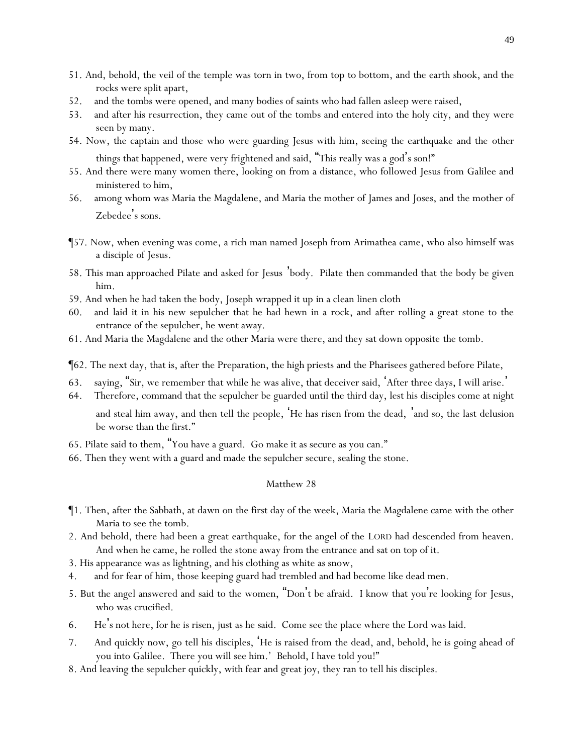51. And, behold, the veil of the temple was torn in two, from top to bottom, and the earth shook, and the rocks were split apart,
52. and the tombs were opened, and many bodies of saints who had fallen asleep were raised,
53. and after his resurrection, they came out of the tombs and entered into the holy city, and they were seen by many.
54. Now, the captain and those who were guarding Jesus with him, seeing the earthquake and the other things that happened, were very frightened and said, "This really was a god's son!"
55. And there were many women there, looking on from a distance, who followed Jesus from Galilee and ministered to him,
56. among whom was Maria the Magdalene, and Maria the mother of James and Joses, and the mother of Zebedee's sons.

¶57. Now, when evening was come, a rich man named Joseph from Arimathea came, who also himself was a disciple of Jesus.
58. This man approached Pilate and asked for Jesus' body. Pilate then commanded that the body be given him.
59. And when he had taken the body, Joseph wrapped it up in a clean linen cloth
60. and laid it in his new sepulcher that he had hewn in a rock, and after rolling a great stone to the entrance of the sepulcher, he went away.
61. And Maria the Magdalene and the other Maria were there, and they sat down opposite the tomb.

¶62. The next day, that is, after the Preparation, the high priests and the Pharisees gathered before Pilate,
63. saying, "Sir, we remember that while he was alive, that deceiver said, 'After three days, I will arise.'
64. Therefore, command that the sepulcher be guarded until the third day, lest his disciples come at night and steal him away, and then tell the people, 'He has risen from the dead,' and so, the last delusion be worse than the first."
65. Pilate said to them, "You have a guard. Go make it as secure as you can."
66. Then they went with a guard and made the sepulcher secure, sealing the stone.

## Matthew 28

¶1. Then, after the Sabbath, at dawn on the first day of the week, Maria the Magdalene came with the other Maria to see the tomb.
2. And behold, there had been a great earthquake, for the angel of the LORD had descended from heaven. And when he came, he rolled the stone away from the entrance and sat on top of it.
3. His appearance was as lightning, and his clothing as white as snow,
4. and for fear of him, those keeping guard had trembled and had become like dead men.
5. But the angel answered and said to the women, "Don't be afraid. I know that you're looking for Jesus, who was crucified.
6. He's not here, for he is risen, just as he said. Come see the place where the Lord was laid.
7. And quickly now, go tell his disciples, 'He is raised from the dead, and, behold, he is going ahead of you into Galilee. There you will see him.' Behold, I have told you!"
8. And leaving the sepulcher quickly, with fear and great joy, they ran to tell his disciples.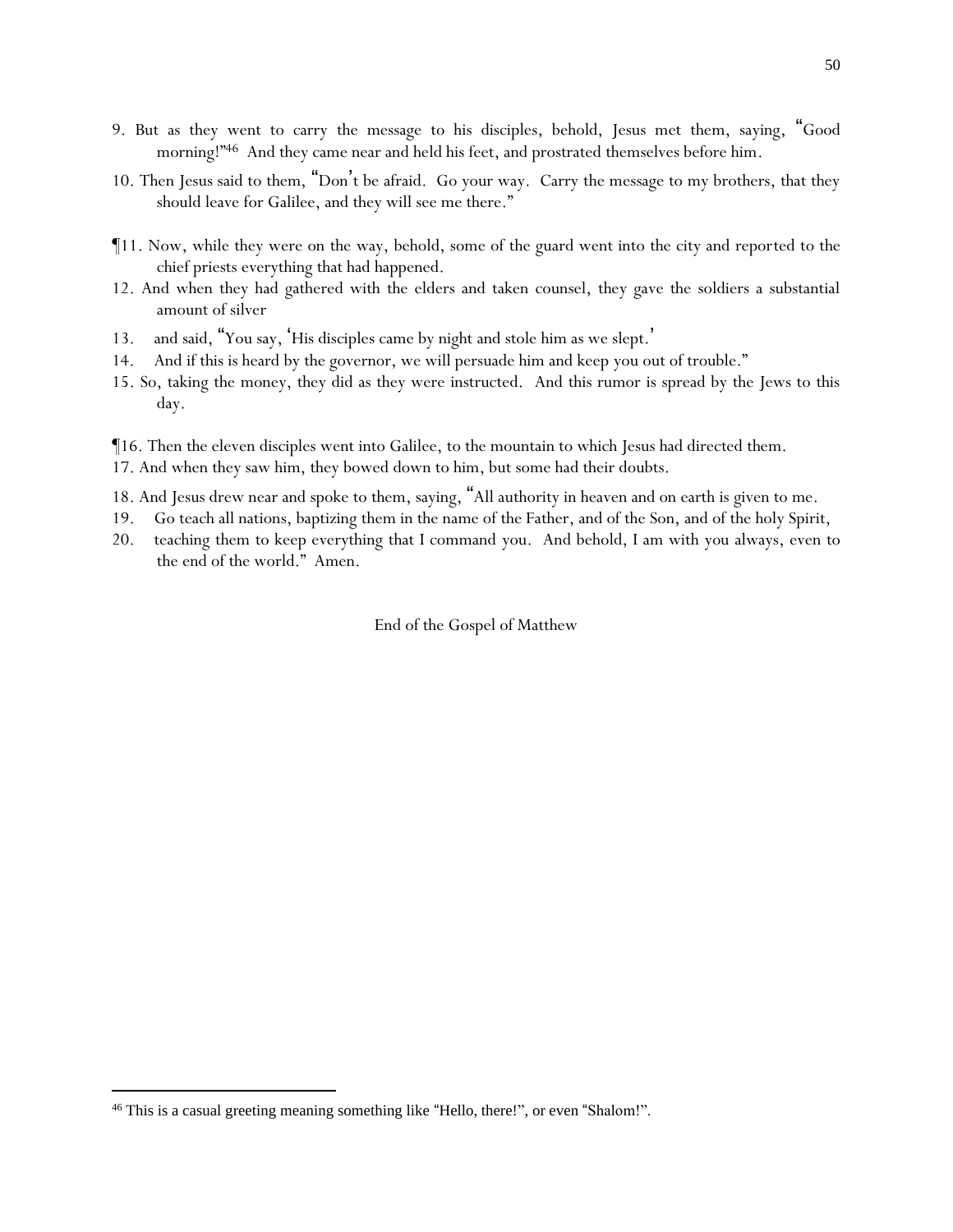9. But as they went to carry the message to his disciples, behold, Jesus met them, saying, "Good morning!"[46] And they came near and held his feet, and prostrated themselves before him.

10. Then Jesus said to them, "Don't be afraid. Go your way. Carry the message to my brothers, that they should leave for Galilee, and they will see me there."

¶11. Now, while they were on the way, behold, some of the guard went into the city and reported to the chief priests everything that had happened.

12. And when they had gathered with the elders and taken counsel, they gave the soldiers a substantial amount of silver

13. and said, "You say, 'His disciples came by night and stole him as we slept.'

14. And if this is heard by the governor, we will persuade him and keep you out of trouble."

15. So, taking the money, they did as they were instructed. And this rumor is spread by the Jews to this day.

¶16. Then the eleven disciples went into Galilee, to the mountain to which Jesus had directed them.

17. And when they saw him, they bowed down to him, but some had their doubts.

18. And Jesus drew near and spoke to them, saying, "All authority in heaven and on earth is given to me.

19. Go teach all nations, baptizing them in the name of the Father, and of the Son, and of the holy Spirit,

20. teaching them to keep everything that I command you. And behold, I am with you always, even to the end of the world." Amen.

End of the Gospel of Matthew

---

[46] This is a casual greeting meaning something like "Hello, there!", or even "Shalom!".